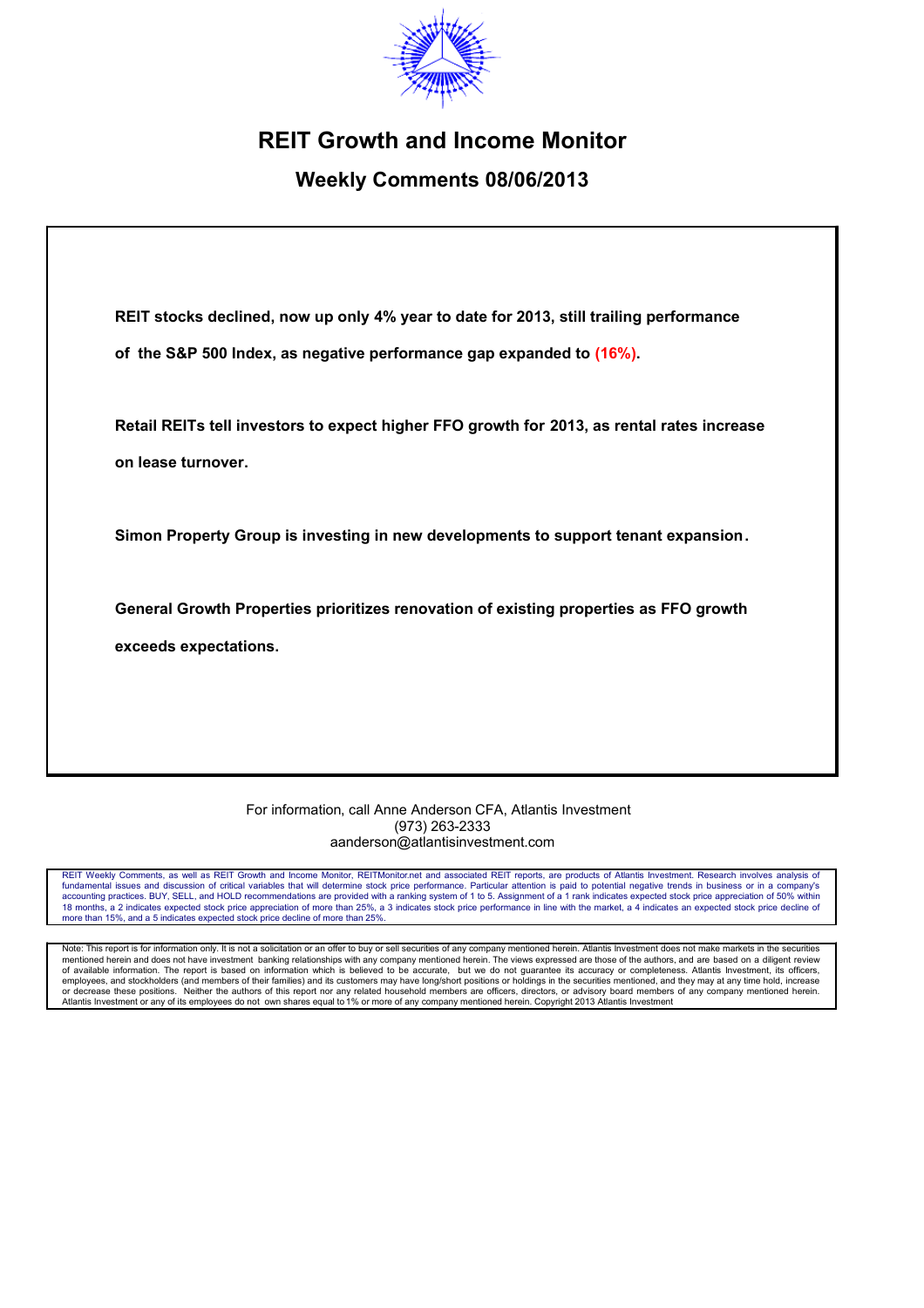# REIT Growth and Income Monitor

## Weekly Comments 08/06/2013

**REIT stocks declined, now up only 4% year to date for 2013, still trailing performance of the S&P 500 Index, as negative performance gap expanded to (16%).**

**Retail REITs tell investors to expect higher FFO growth for 2013, as rental rates increase on lease turnover.**

**Simon Property Group is investing in new developments to support tenant expansion.**

**General Growth Properties prioritizes renovation of existing properties as FFO growth exceeds expectations.**

For information, call Anne Anderson CFA, Atlantis Investment
(973) 263-2333
aanderson@atlantisinvestment.com

REIT Weekly Comments, as well as REIT Growth and Income Monitor, REITMonitor.net and associated REIT reports, are products of Atlantis Investment. Research involves analysis of fundamental issues and discussion of critical variables that will determine stock price performance. Particular attention is paid to potential negative trends in business or in a company's accounting practices. BUY, SELL, and HOLD recommendations are provided with a ranking system of 1 to 5. Assignment of a 1 rank indicates expected stock price appreciation of 50% within 18 months, a 2 indicates expected stock price appreciation of more than 25%, a 3 indicates stock price performance in line with the market, a 4 indicates an expected stock price decline of more than 15%, and a 5 indicates expected stock price decline of more than 25%.

Note: This report is for information only. It is not a solicitation or an offer to buy or sell securities of any company mentioned herein. Atlantis Investment does not make markets in the securities mentioned herein and does not have investment banking relationships with any company mentioned herein. The views expressed are those of the authors, and are based on a diligent review of available information. The report is based on information which is believed to be accurate, but we do not guarantee its accuracy or completeness. Atlantis Investment, its officers, employees, and stockholders (and members of their families) and its customers may have long/short positions or holdings in the securities mentioned, and they may at any time hold, increase or decrease these positions. Neither the authors of this report nor any related household members are officers, directors, or advisory board members of any company mentioned herein. Atlantis Investment or any of its employees do not own shares equal to 1% or more of any company mentioned herein. Copyright 2013 Atlantis Investment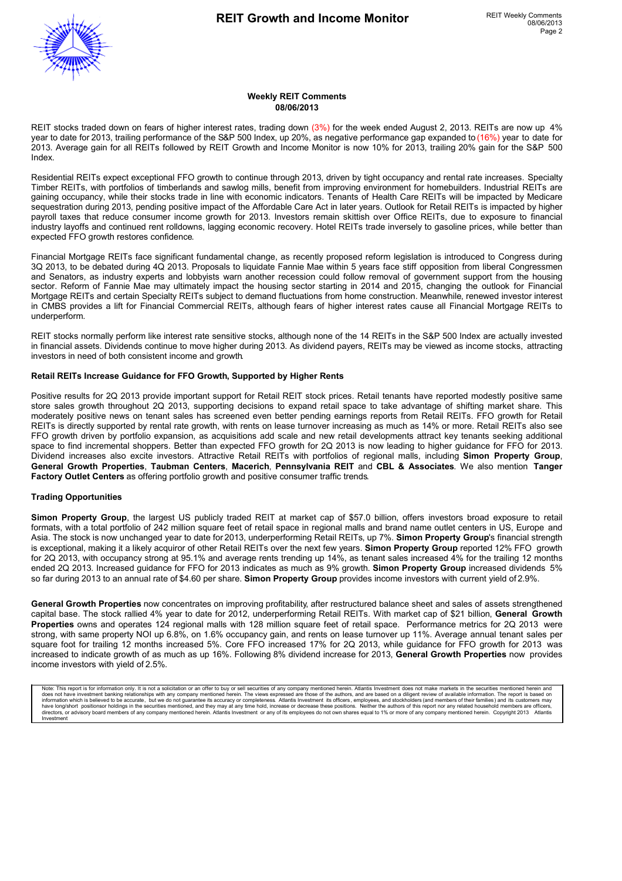## Weekly REIT Comments
**08/06/2013**

REIT stocks traded down on fears of higher interest rates, trading down (3%) for the week ended August 2, 2013. REITs are now up 4% year to date for 2013, trailing performance of the S&P 500 Index, up 20%, as negative performance gap expanded to (16%) year to date for 2013. Average gain for all REITs followed by REIT Growth and Income Monitor is now 10% for 2013, trailing 20% gain for the S&P 500 Index.

Residential REITs expect exceptional FFO growth to continue through 2013, driven by tight occupancy and rental rate increases. Specialty Timber REITs, with portfolios of timberlands and sawlog mills, benefit from improving environment for homebuilders. Industrial REITs are gaining occupancy, while their stocks trade in line with economic indicators. Tenants of Health Care REITs will be impacted by Medicare sequestration during 2013, pending positive impact of the Affordable Care Act in later years. Outlook for Retail REITs is impacted by higher payroll taxes that reduce consumer income growth for 2013. Investors remain skittish over Office REITs, due to exposure to financial industry layoffs and continued rent rolldowns, lagging economic recovery. Hotel REITs trade inversely to gasoline prices, while better than expected FFO growth restores confidence.

Financial Mortgage REITs face significant fundamental change, as recently proposed reform legislation is introduced to Congress during 3Q 2013, to be debated during 4Q 2013. Proposals to liquidate Fannie Mae within 5 years face stiff opposition from liberal Congressmen and Senators, as industry experts and lobbyists warn another recession could follow removal of government support from the housing sector. Reform of Fannie Mae may ultimately impact the housing sector starting in 2014 and 2015, changing the outlook for Financial Mortgage REITs and certain Specialty REITs subject to demand fluctuations from home construction. Meanwhile, renewed investor interest in CMBS provides a lift for Financial Commercial REITs, although fears of higher interest rates cause all Financial Mortgage REITs to underperform.

REIT stocks normally perform like interest rate sensitive stocks, although none of the 14 REITs in the S&P 500 Index are actually invested in financial assets. Dividends continue to move higher during 2013. As dividend payers, REITs may be viewed as income stocks, attracting investors in need of both consistent income and growth.

### Retail REITs Increase Guidance for FFO Growth, Supported by Higher Rents

Positive results for 2Q 2013 provide important support for Retail REIT stock prices. Retail tenants have reported modestly positive same store sales growth throughout 2Q 2013, supporting decisions to expand retail space to take advantage of shifting market share. This moderately positive news on tenant sales has screened even better pending earnings reports from Retail REITs. FFO growth for Retail REITs is directly supported by rental rate growth, with rents on lease turnover increasing as much as 14% or more. Retail REITs also see FFO growth driven by portfolio expansion, as acquisitions add scale and new retail developments attract key tenants seeking additional space to find incremental shoppers. Better than expected FFO growth for 2Q 2013 is now leading to higher guidance for FFO for 2013. Dividend increases also excite investors. Attractive Retail REITs with portfolios of regional malls, including **Simon Property Group**, **General Growth Properties**, **Taubman Centers**, **Macerich**, **Pennsylvania REIT** and **CBL & Associates**. We also mention **Tanger Factory Outlet Centers** as offering portfolio growth and positive consumer traffic trends.

### Trading Opportunities

**Simon Property Group**, the largest US publicly traded REIT at market cap of $57.0 billion, offers investors broad exposure to retail formats, with a total portfolio of 242 million square feet of retail space in regional malls and brand name outlet centers in US, Europe and Asia. The stock is now unchanged year to date for 2013, underperforming Retail REITs, up 7%. **Simon Property Group**'s financial strength is exceptional, making it a likely acquiror of other Retail REITs over the next few years. **Simon Property Group** reported 12% FFO growth for 2Q 2013, with occupancy strong at 95.1% and average rents trending up 14%, as tenant sales increased 4% for the trailing 12 months ended 2Q 2013. Increased guidance for FFO for 2013 indicates as much as 9% growth. **Simon Property Group** increased dividends 5% so far during 2013 to an annual rate of $4.60 per share. **Simon Property Group** provides income investors with current yield of 2.9%.

**General Growth Properties** now concentrates on improving profitability, after restructured balance sheet and sales of assets strengthened capital base. The stock rallied 4% year to date for 2012, underperforming Retail REITs. With market cap of $21 billion, **General Growth Properties** owns and operates 124 regional malls with 128 million square feet of retail space. Performance metrics for 2Q 2013 were strong, with same property NOI up 6.8%, on 1.6% occupancy gain, and rents on lease turnover up 11%. Average annual tenant sales per square foot for trailing 12 months increased 5%. Core FFO increased 17% for 2Q 2013, while guidance for FFO growth for 2013 was increased to indicate growth of as much as up 16%. Following 8% dividend increase for 2013, **General Growth Properties** now provides income investors with yield of 2.5%.

Note: This report is for information only. It is not a solicitation or an offer to buy or sell securities of any company mentioned herein. Atlantis Investment does not make markets in the securities mentioned herein and does not have investment banking relationships with any company mentioned herein. The views expressed are those of the authors, and are based on a diligent review of available information. The report is based on information which is believed to be accurate, but we do not guarantee its accuracy or completeness. Atlantis Investment its officers, employees, and stockholders (and members of their families) and its customers may have long/short positionsor holdings in the securities mentioned, and they may at any time hold, increase or decrease these positions. Neither the authors of this report nor any related household members are officers, directors, or advisory board members of any company mentioned herein. Atlantis Investment or any of its employees do not own shares equal to 1% or more of any company mentioned herein. Copyright 2013 Atlantis Investment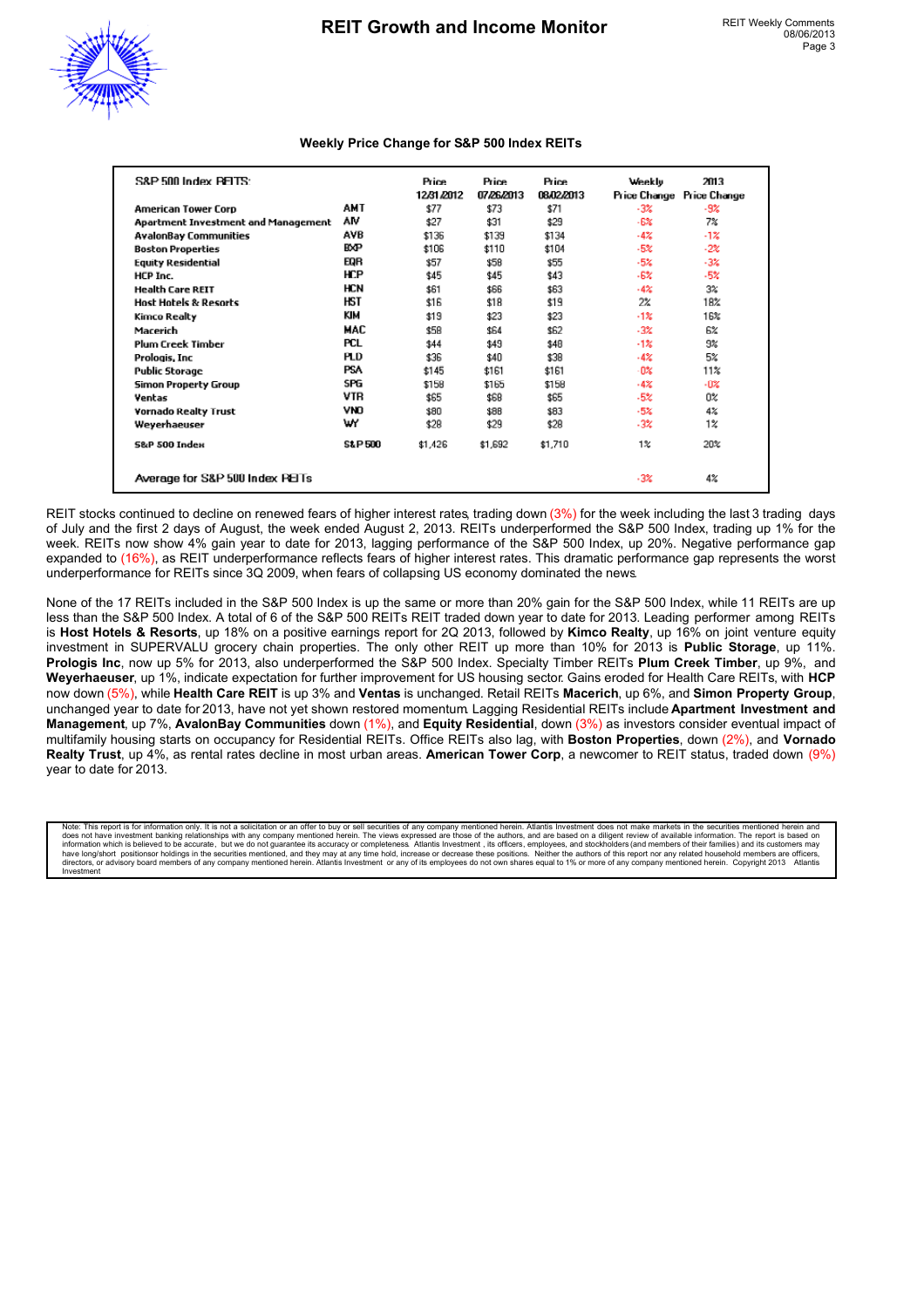## Weekly Price Change for S&P 500 Index REITs

| S&P 500 Index REITS: | | Price 12/31/2012 | Price 07/26/2013 | Price 08/02/2013 | Weekly Price Change | 2013 Price Change |
|---|---|---|---|---|---|---|
| American Tower Corp | AMT | $77 | $73 | $71 | -3% | -9% |
| Apartment Investment and Management | AIV | $27 | $31 | $29 | -6% | 7% |
| AvalonBay Communities | AVB | $136 | $139 | $134 | -4% | -1% |
| Boston Properties | BXP | $106 | $110 | $104 | -5% | -2% |
| Equity Residential | EQR | $57 | $58 | $55 | -5% | -3% |
| HCP Inc. | HCP | $45 | $45 | $43 | -6% | -5% |
| Health Care REIT | HCN | $61 | $66 | $63 | -4% | 3% |
| Host Hotels & Resorts | HST | $16 | $18 | $19 | 2% | 18% |
| Kimco Realty | KIM | $19 | $23 | $23 | -1% | 16% |
| Macerich | MAC | $58 | $64 | $62 | -3% | 6% |
| Plum Creek Timber | PCL | $44 | $49 | $48 | -1% | 9% |
| Prologis, Inc | PLD | $36 | $40 | $38 | -4% | 5% |
| Public Storage | PSA | $145 | $161 | $161 | 0% | 11% |
| Simon Property Group | SPG | $158 | $165 | $158 | -4% | -0% |
| Ventas | VTR | $65 | $68 | $65 | -5% | 0% |
| Vornado Realty Trust | VNO | $80 | $88 | $83 | -5% | 4% |
| Weyerhaeuser | WY | $28 | $29 | $28 | -3% | 1% |
| S&P 500 Index | S&P 500 | $1,426 | $1,692 | $1,710 | 1% | 20% |
| Average for S&P 500 Index REITs | | | | | -3% | 4% |

REIT stocks continued to decline on renewed fears of higher interest rates, trading down (3%) for the week including the last 3 trading days of July and the first 2 days of August, the week ended August 2, 2013. REITs underperformed the S&P 500 Index, trading up 1% for the week. REITs now show 4% gain year to date for 2013, lagging performance of the S&P 500 Index, up 20%. Negative performance gap expanded to (16%), as REIT underperformance reflects fears of higher interest rates. This dramatic performance gap represents the worst underperformance for REITs since 3Q 2009, when fears of collapsing US economy dominated the news.

None of the 17 REITs included in the S&P 500 Index is up the same or more than 20% gain for the S&P 500 Index, while 11 REITs are up less than the S&P 500 Index. A total of 6 of the S&P 500 REITs REIT traded down year to date for 2013. Leading performer among REITs is **Host Hotels & Resorts**, up 18% on a positive earnings report for 2Q 2013, followed by **Kimco Realty**, up 16% on joint venture equity investment in SUPERVALU grocery chain properties. The only other REIT up more than 10% for 2013 is **Public Storage**, up 11%. **Prologis Inc**, now up 5% for 2013, also underperformed the S&P 500 Index. Specialty Timber REITs **Plum Creek Timber**, up 9%, and **Weyerhaeuser**, up 1%, indicate expectation for further improvement for US housing sector. Gains eroded for Health Care REITs, with **HCP** now down (5%), while **Health Care REIT** is up 3% and **Ventas** is unchanged. Retail REITs **Macerich**, up 6%, and **Simon Property Group**, unchanged year to date for 2013, have not yet shown restored momentum. Lagging Residential REITs include **Apartment Investment and Management**, up 7%, **AvalonBay Communities** down (1%), and **Equity Residential**, down (3%) as investors consider eventual impact of multifamily housing starts on occupancy for Residential REITs. Office REITs also lag, with **Boston Properties**, down (2%), and **Vornado Realty Trust**, up 4%, as rental rates decline in most urban areas. **American Tower Corp**, a newcomer to REIT status, traded down (9%) year to date for 2013.

Note: This report is for information only. It is not a solicitation or an offer to buy or sell securities of any company mentioned herein. Atlantis Investment does not make markets in the securities mentioned herein and does not have investment banking relationships with any company mentioned herein. The views expressed are those of the authors, and are based on a diligent review of available information. The report is based on information which is believed to be accurate, but we do not guarantee its accuracy or completeness. Atlantis Investment , its officers, employees, and stockholders (and members of their families) and its customers may have long/short positionsor holdings in the securities mentioned, and they may at any time hold, increase or decrease these positions. Neither the authors of this report nor any related household members are officers, directors, or advisory board members of any company mentioned herein. Atlantis Investment or any of its employees do not own shares equal to 1% or more of any company mentioned herein. Copyright 2013 Atlantis Investment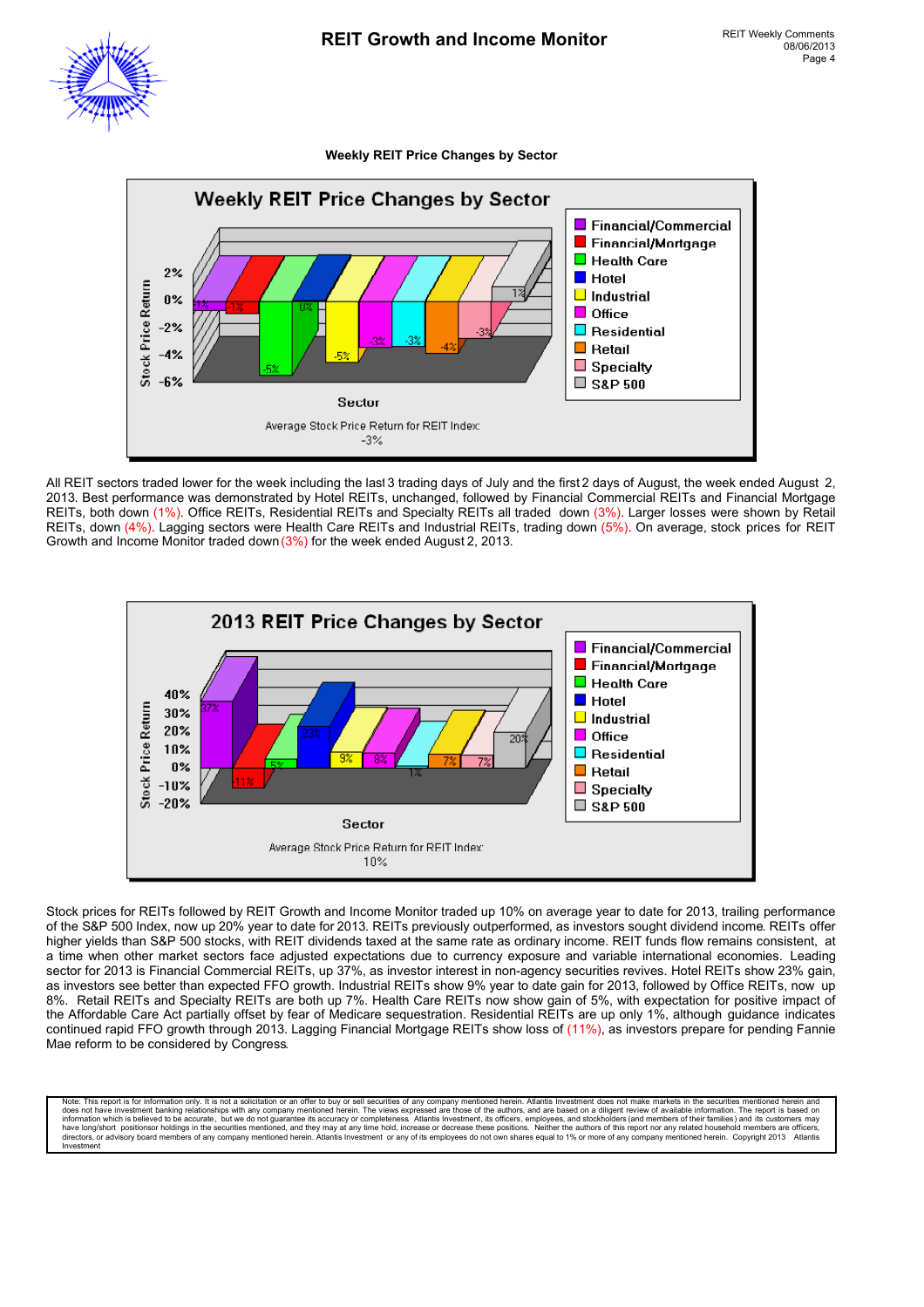### Weekly REIT Price Changes by Sector

**Weekly REIT Price Changes by Sector**

| Sector | Stock Price Return |
|---|---|
| Financial/Commercial | -1% |
| Financial/Mortgage | -1% |
| Health Care | -5% |
| Hotel | 0% |
| Industrial | -5% |
| Office | -3% |
| Residential | -3% |
| Retail | -4% |
| Specialty | -3% |
| S&P 500 | 1% |

Average Stock Price Return for REIT Index: -3%

All REIT sectors traded lower for the week including the last 3 trading days of July and the first 2 days of August, the week ended August 2, 2013. Best performance was demonstrated by Hotel REITs, unchanged, followed by Financial Commercial REITs and Financial Mortgage REITs, both down (1%). Office REITs, Residential REITs and Specialty REITs all traded down (3%). Larger losses were shown by Retail REITs, down (4%). Lagging sectors were Health Care REITs and Industrial REITs, trading down (5%). On average, stock prices for REIT Growth and Income Monitor traded down (3%) for the week ended August 2, 2013.

**2013 REIT Price Changes by Sector**

| Sector | Stock Price Return |
|---|---|
| Financial/Commercial | 37% |
| Financial/Mortgage | -11% |
| Health Care | 5% |
| Hotel | 23% |
| Industrial | 9% |
| Office | 8% |
| Residential | 1% |
| Retail | 7% |
| Specialty | 7% |
| S&P 500 | 20% |

Average Stock Price Return for REIT Index: 10%

Stock prices for REITs followed by REIT Growth and Income Monitor traded up 10% on average year to date for 2013, trailing performance of the S&P 500 Index, now up 20% year to date for 2013. REITs previously outperformed, as investors sought dividend income. REITs offer higher yields than S&P 500 stocks, with REIT dividends taxed at the same rate as ordinary income. REIT funds flow remains consistent, at a time when other market sectors face adjusted expectations due to currency exposure and variable international economies. Leading sector for 2013 is Financial Commercial REITs, up 37%, as investor interest in non-agency securities revives. Hotel REITs show 23% gain, as investors see better than expected FFO growth. Industrial REITs show 9% year to date gain for 2013, followed by Office REITs, now up 8%. Retail REITs and Specialty REITs are both up 7%. Health Care REITs now show gain of 5%, with expectation for positive impact of the Affordable Care Act partially offset by fear of Medicare sequestration. Residential REITs are up only 1%, although guidance indicates continued rapid FFO growth through 2013. Lagging Financial Mortgage REITs show loss of (11%), as investors prepare for pending Fannie Mae reform to be considered by Congress.

Note: This report is for information only. It is not a solicitation or an offer to buy or sell securities of any company mentioned herein. Atlantis Investment does not make markets in the securities mentioned herein and does not have investment banking relationships with any company mentioned herein. The views expressed are those of the authors, and are based on a diligent review of available information. The report is based on information which is believed to be accurate, but we do not guarantee its accuracy or completeness. Atlantis Investment, its officers, employees, and stockholders (and members of their families) and its customers may have long/short positions or holdings in the securities mentioned, and they may at any time hold, increase or decrease these positions. Neither the authors of this report nor any related household members are officers, directors, or advisory board members of any company mentioned herein. Atlantis Investment or any of its employees do not own shares equal to 1% or more of any company mentioned herein. Copyright 2013 Atlantis Investment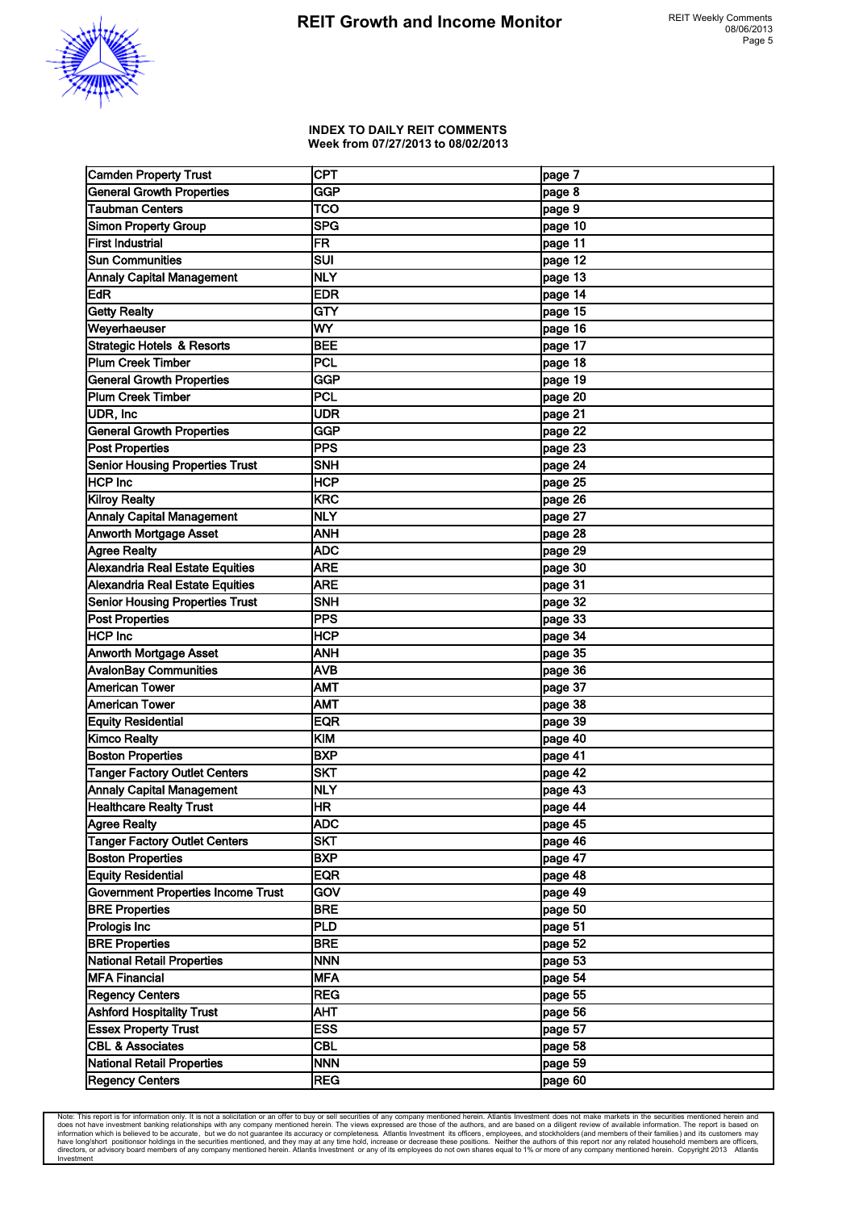### INDEX TO DAILY REIT COMMENTS
### Week from 07/27/2013 to 08/02/2013

| | | |
|---|---|---|
| Camden Property Trust | CPT | page 7 |
| General Growth Properties | GGP | page 8 |
| Taubman Centers | TCO | page 9 |
| Simon Property Group | SPG | page 10 |
| First Industrial | FR | page 11 |
| Sun Communities | SUI | page 12 |
| Annaly Capital Management | NLY | page 13 |
| EdR | EDR | page 14 |
| Getty Realty | GTY | page 15 |
| Weyerhaeuser | WY | page 16 |
| Strategic Hotels & Resorts | BEE | page 17 |
| Plum Creek Timber | PCL | page 18 |
| General Growth Properties | GGP | page 19 |
| Plum Creek Timber | PCL | page 20 |
| UDR, Inc | UDR | page 21 |
| General Growth Properties | GGP | page 22 |
| Post Properties | PPS | page 23 |
| Senior Housing Properties Trust | SNH | page 24 |
| HCP Inc | HCP | page 25 |
| Kilroy Realty | KRC | page 26 |
| Annaly Capital Management | NLY | page 27 |
| Anworth Mortgage Asset | ANH | page 28 |
| Agree Realty | ADC | page 29 |
| Alexandria Real Estate Equities | ARE | page 30 |
| Alexandria Real Estate Equities | ARE | page 31 |
| Senior Housing Properties Trust | SNH | page 32 |
| Post Properties | PPS | page 33 |
| HCP Inc | HCP | page 34 |
| Anworth Mortgage Asset | ANH | page 35 |
| AvalonBay Communities | AVB | page 36 |
| American Tower | AMT | page 37 |
| American Tower | AMT | page 38 |
| Equity Residential | EQR | page 39 |
| Kimco Realty | KIM | page 40 |
| Boston Properties | BXP | page 41 |
| Tanger Factory Outlet Centers | SKT | page 42 |
| Annaly Capital Management | NLY | page 43 |
| Healthcare Realty Trust | HR | page 44 |
| Agree Realty | ADC | page 45 |
| Tanger Factory Outlet Centers | SKT | page 46 |
| Boston Properties | BXP | page 47 |
| Equity Residential | EQR | page 48 |
| Government Properties Income Trust | GOV | page 49 |
| BRE Properties | BRE | page 50 |
| Prologis Inc | PLD | page 51 |
| BRE Properties | BRE | page 52 |
| National Retail Properties | NNN | page 53 |
| MFA Financial | MFA | page 54 |
| Regency Centers | REG | page 55 |
| Ashford Hospitality Trust | AHT | page 56 |
| Essex Property Trust | ESS | page 57 |
| CBL & Associates | CBL | page 58 |
| National Retail Properties | NNN | page 59 |
| Regency Centers | REG | page 60 |

Note: This report is for information only. It is not a solicitation or an offer to buy or sell securities of any company mentioned herein. Atlantis Investment does not make markets in the securities mentioned herein and does not have investment banking relationships with any company mentioned herein. The views expressed are those of the authors, and are based on a diligent review of available information. The report is based on information which is believed to be accurate, but we do not guarantee its accuracy or completeness. Atlantis Investment its officers, employees, and stockholders (and members of their families) and its customers may have long/short positionsor holdings in the securities mentioned, and they may at any time hold, increase or decrease these positions. Neither the authors of this report nor any related household members are officers, directors, or advisory board members of any company mentioned herein. Atlantis Investment or any of its employees do not own shares equal to 1% or more of any company mentioned herein. Copyright 2013 Atlantis Investment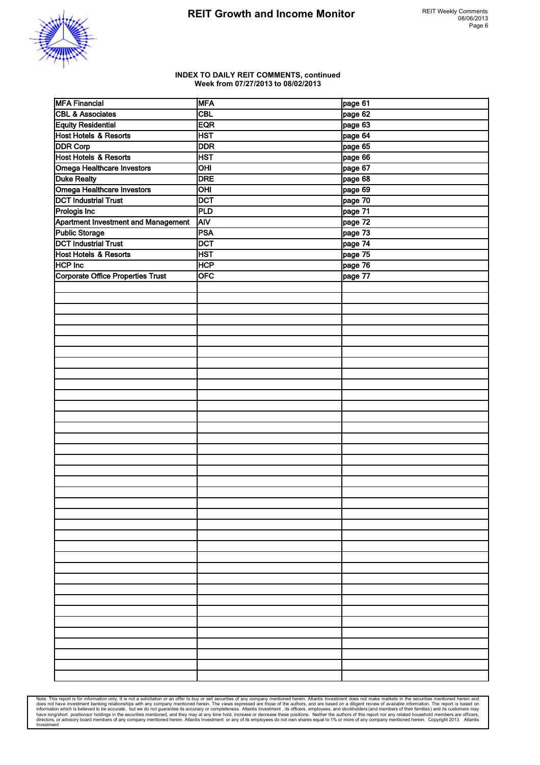## INDEX TO DAILY REIT COMMENTS, continued
### Week from 07/27/2013 to 08/02/2013

| | | |
|---|---|---|
| MFA Financial | MFA | page 61 |
| CBL & Associates | CBL | page 62 |
| Equity Residential | EQR | page 63 |
| Host Hotels & Resorts | HST | page 64 |
| DDR Corp | DDR | page 65 |
| Host Hotels & Resorts | HST | page 66 |
| Omega Healthcare Investors | OHI | page 67 |
| Duke Realty | DRE | page 68 |
| Omega Healthcare Investors | OHI | page 69 |
| DCT Industrial Trust | DCT | page 70 |
| Prologis Inc | PLD | page 71 |
| Apartment Investment and Management | AIV | page 72 |
| Public Storage | PSA | page 73 |
| DCT Industrial Trust | DCT | page 74 |
| Host Hotels & Resorts | HST | page 75 |
| HCP Inc | HCP | page 76 |
| Corporate Office Properties Trust | OFC | page 77 |

Note: This report is for information only. It is not a solicitation or an offer to buy or sell securities of any company mentioned herein. Atlantis Investment does not make markets in the securities mentioned herein and does not have investment banking relationships with any company mentioned herein. The views expressed are those of the authors, and are based on a diligent review of available information. The report is based on information which is believed to be accurate, but we do not guarantee its accuracy or completeness. Atlantis Investment , its officers, employees, and stockholders (and members of their families) and its customers may have long/short positionsor holdings in the securities mentioned, and they may at any time hold, increase or decrease these positions. Neither the authors of this report nor any related household members are officers, directors, or advisory board members of any company mentioned herein. Atlantis Investment or any of its employees do not own shares equal to 1% or more of any company mentioned herein. Copyright 2013 Atlantis Investment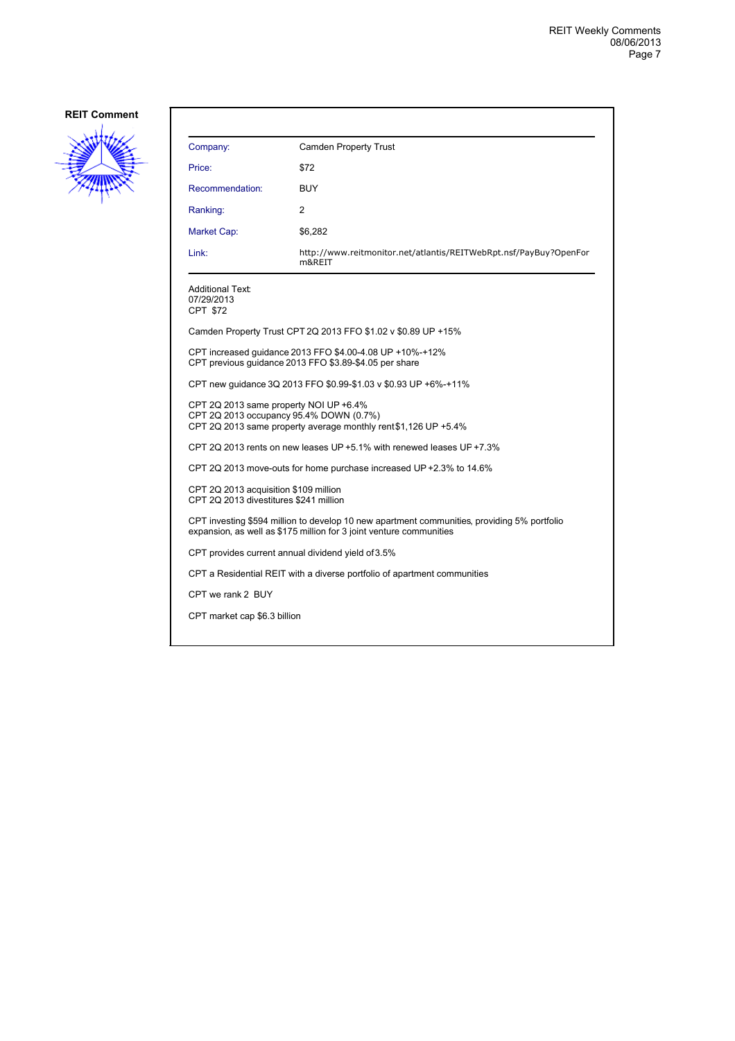**REIT Comment**

| | |
|---|---|
| Company: | Camden Property Trust |
| Price: | $72 |
| Recommendation: | BUY |
| Ranking: | 2 |
| Market Cap: | $6,282 |
| Link: | http://www.reitmonitor.net/atlantis/REITWebRpt.nsf/PayBuy?OpenForm&REIT |

Additional Text:
07/29/2013
CPT $72

Camden Property Trust CPT 2Q 2013 FFO $1.02 v $0.89 UP +15%

CPT increased guidance 2013 FFO $4.00-4.08 UP +10%-+12%
CPT previous guidance 2013 FFO $3.89-$4.05 per share

CPT new guidance 3Q 2013 FFO $0.99-$1.03 v $0.93 UP +6%-+11%

CPT 2Q 2013 same property NOI UP +6.4%
CPT 2Q 2013 occupancy 95.4% DOWN (0.7%)
CPT 2Q 2013 same property average monthly rent $1,126 UP +5.4%

CPT 2Q 2013 rents on new leases UP +5.1% with renewed leases UP +7.3%

CPT 2Q 2013 move-outs for home purchase increased UP +2.3% to 14.6%

CPT 2Q 2013 acquisition $109 million
CPT 2Q 2013 divestitures $241 million

CPT investing $594 million to develop 10 new apartment communities, providing 5% portfolio expansion, as well as $175 million for 3 joint venture communities

CPT provides current annual dividend yield of 3.5%

CPT a Residential REIT with a diverse portfolio of apartment communities

CPT we rank 2 BUY

CPT market cap $6.3 billion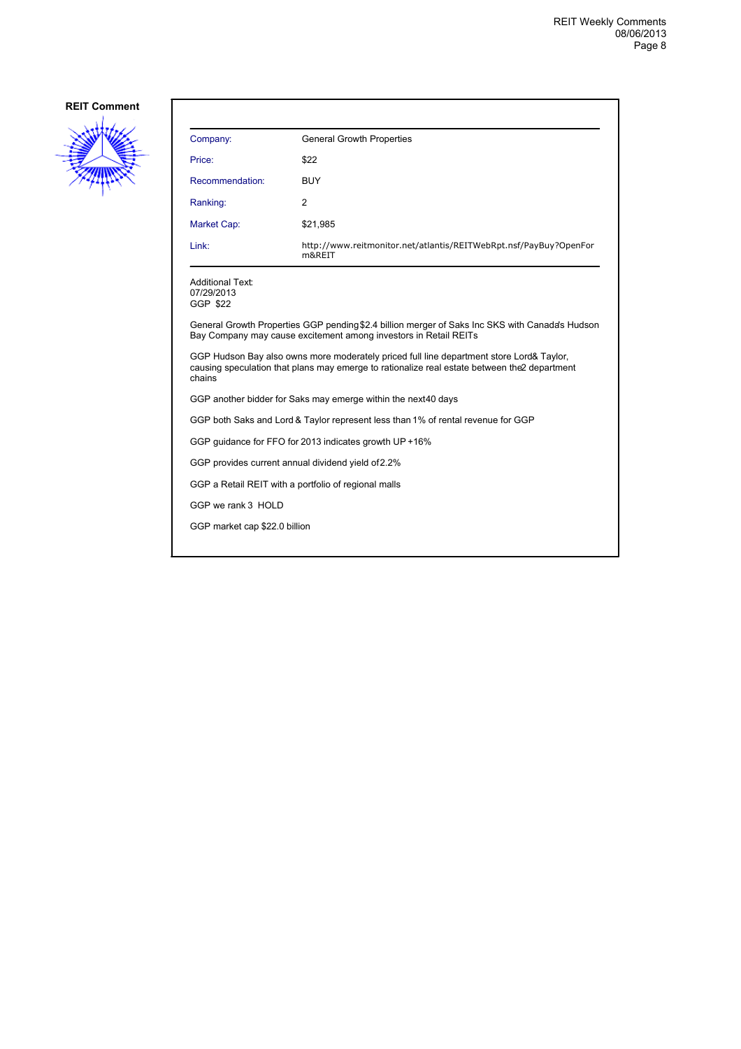## REIT Comment

| Company: | General Growth Properties |
|---|---|
| Price: | $22 |
| Recommendation: | BUY |
| Ranking: | 2 |
| Market Cap: | $21,985 |
| Link: | http://www.reitmonitor.net/atlantis/REITWebRpt.nsf/PayBuy?OpenForm&REIT |

Additional Text:
07/29/2013
GGP $22

General Growth Properties GGP pending $2.4 billion merger of Saks Inc SKS with Canada's Hudson Bay Company may cause excitement among investors in Retail REITs

GGP Hudson Bay also owns more moderately priced full line department store Lord& Taylor, causing speculation that plans may emerge to rationalize real estate between the 2 department chains

GGP another bidder for Saks may emerge within the next 40 days

GGP both Saks and Lord & Taylor represent less than 1% of rental revenue for GGP

GGP guidance for FFO for 2013 indicates growth UP +16%

GGP provides current annual dividend yield of 2.2%

GGP a Retail REIT with a portfolio of regional malls

GGP we rank 3 HOLD

GGP market cap $22.0 billion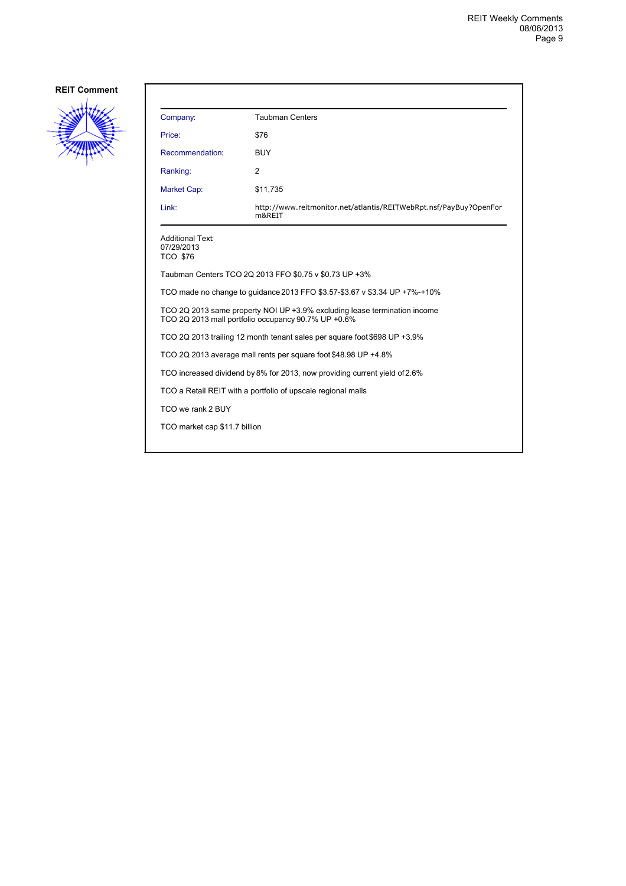**REIT Comment**

| Company: | Taubman Centers |
|---|---|
| Price: | $76 |
| Recommendation: | BUY |
| Ranking: | 2 |
| Market Cap: | $11,735 |
| Link: | http://www.reitmonitor.net/atlantis/REITWebRpt.nsf/PayBuy?OpenForm&REIT |

Additional Text:
07/29/2013
TCO $76

Taubman Centers TCO 2Q 2013 FFO $0.75 v $0.73 UP +3%

TCO made no change to guidance 2013 FFO $3.57-$3.67 v $3.34 UP +7%-+10%

TCO 2Q 2013 same property NOI UP +3.9% excluding lease termination income
TCO 2Q 2013 mall portfolio occupancy 90.7% UP +0.6%

TCO 2Q 2013 trailing 12 month tenant sales per square foot $698 UP +3.9%

TCO 2Q 2013 average mall rents per square foot $48.98 UP +4.8%

TCO increased dividend by 8% for 2013, now providing current yield of 2.6%

TCO a Retail REIT with a portfolio of upscale regional malls

TCO we rank 2 BUY

TCO market cap $11.7 billion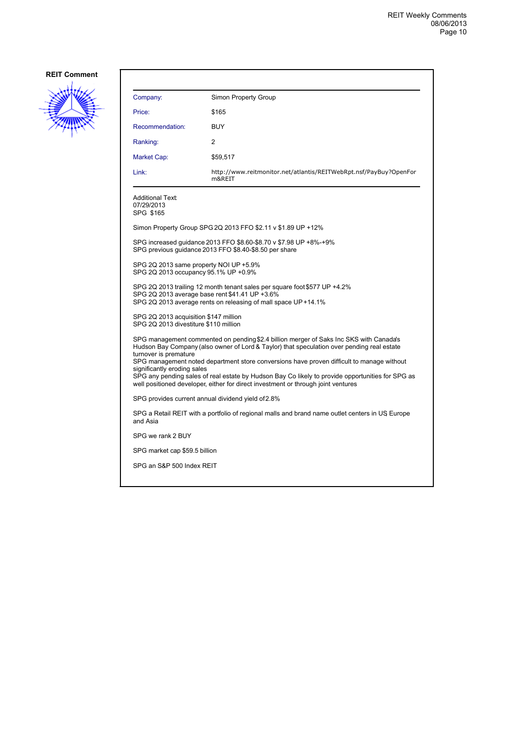**REIT Comment**

| Company: | Simon Property Group |
|---|---|
| Price: | $165 |
| Recommendation: | BUY |
| Ranking: | 2 |
| Market Cap: | $59,517 |
| Link: | http://www.reitmonitor.net/atlantis/REITWebRpt.nsf/PayBuy?OpenForm&REIT |

Additional Text:
07/29/2013
SPG $165

Simon Property Group SPG 2Q 2013 FFO $2.11 v $1.89 UP +12%

SPG increased guidance 2013 FFO $8.60-$8.70 v $7.98 UP +8%-+9%
SPG previous guidance 2013 FFO $8.40-$8.50 per share

SPG 2Q 2013 same property NOI UP +5.9%
SPG 2Q 2013 occupancy 95.1% UP +0.9%

SPG 2Q 2013 trailing 12 month tenant sales per square foot $577 UP +4.2%
SPG 2Q 2013 average base rent $41.41 UP +3.6%
SPG 2Q 2013 average rents on releasing of mall space UP +14.1%

SPG 2Q 2013 acquisition $147 million
SPG 2Q 2013 divestiture $110 million

SPG management commented on pending $2.4 billion merger of Saks Inc SKS with Canada's Hudson Bay Company (also owner of Lord & Taylor) that speculation over pending real estate turnover is premature
SPG management noted department store conversions have proven difficult to manage without significantly eroding sales
SPG any pending sales of real estate by Hudson Bay Co likely to provide opportunities for SPG as well positioned developer, either for direct investment or through joint ventures

SPG provides current annual dividend yield of 2.8%

SPG a Retail REIT with a portfolio of regional malls and brand name outlet centers in US, Europe and Asia

SPG we rank 2 BUY

SPG market cap $59.5 billion

SPG an S&P 500 Index REIT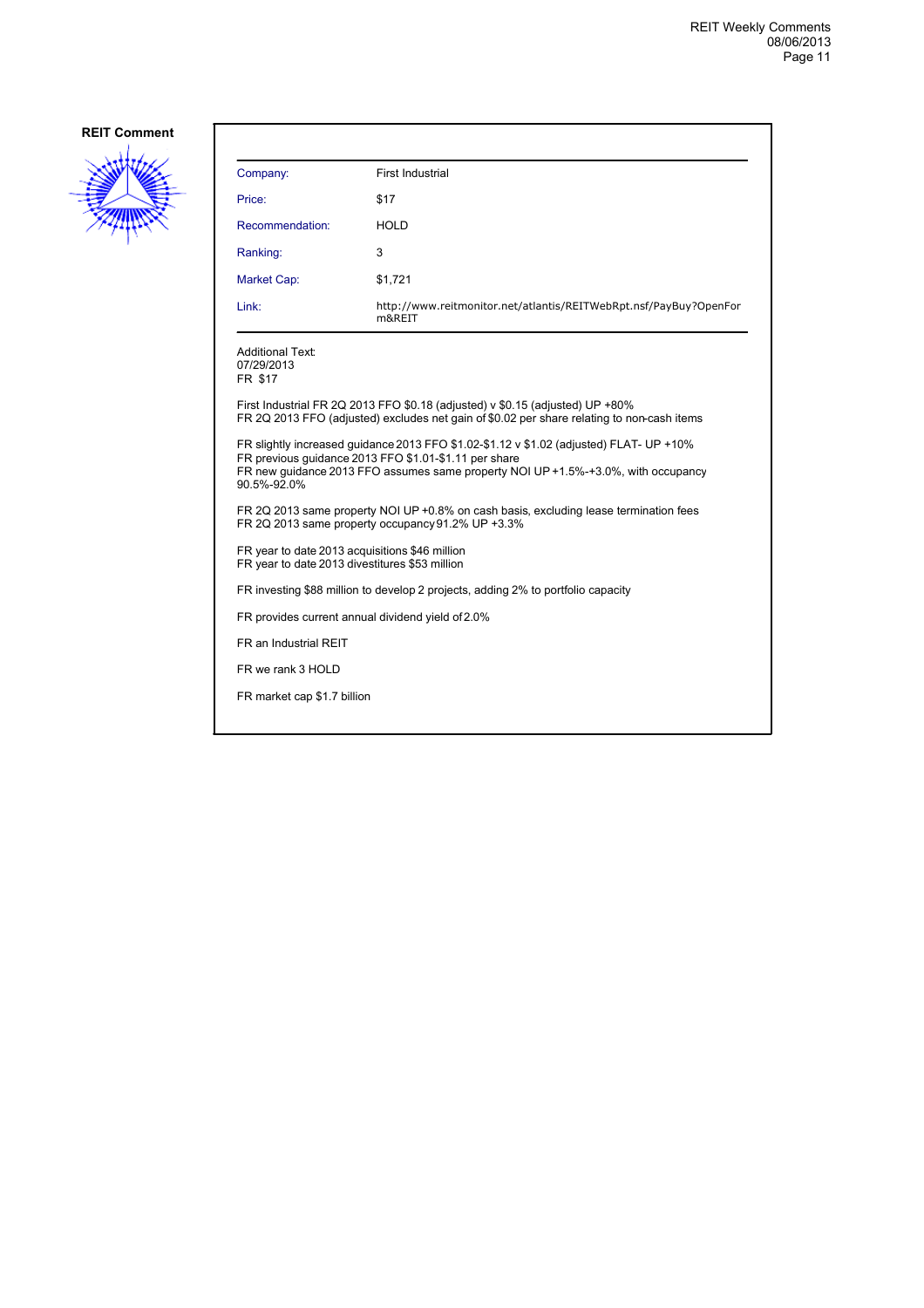## REIT Comment

| Company: | First Industrial |
|---|---|
| Price: | $17 |
| Recommendation: | HOLD |
| Ranking: | 3 |
| Market Cap: | $1,721 |
| Link: | http://www.reitmonitor.net/atlantis/REITWebRpt.nsf/PayBuy?OpenForm&REIT |

Additional Text:
07/29/2013
FR $17

First Industrial FR 2Q 2013 FFO $0.18 (adjusted) v $0.15 (adjusted) UP +80%
FR 2Q 2013 FFO (adjusted) excludes net gain of $0.02 per share relating to non-cash items

FR slightly increased guidance 2013 FFO $1.02-$1.12 v $1.02 (adjusted) FLAT- UP +10%
FR previous guidance 2013 FFO $1.01-$1.11 per share
FR new guidance 2013 FFO assumes same property NOI UP +1.5%-+3.0%, with occupancy 90.5%-92.0%

FR 2Q 2013 same property NOI UP +0.8% on cash basis, excluding lease termination fees
FR 2Q 2013 same property occupancy 91.2% UP +3.3%

FR year to date 2013 acquisitions $46 million
FR year to date 2013 divestitures $53 million

FR investing $88 million to develop 2 projects, adding 2% to portfolio capacity

FR provides current annual dividend yield of 2.0%

FR an Industrial REIT

FR we rank 3 HOLD

FR market cap $1.7 billion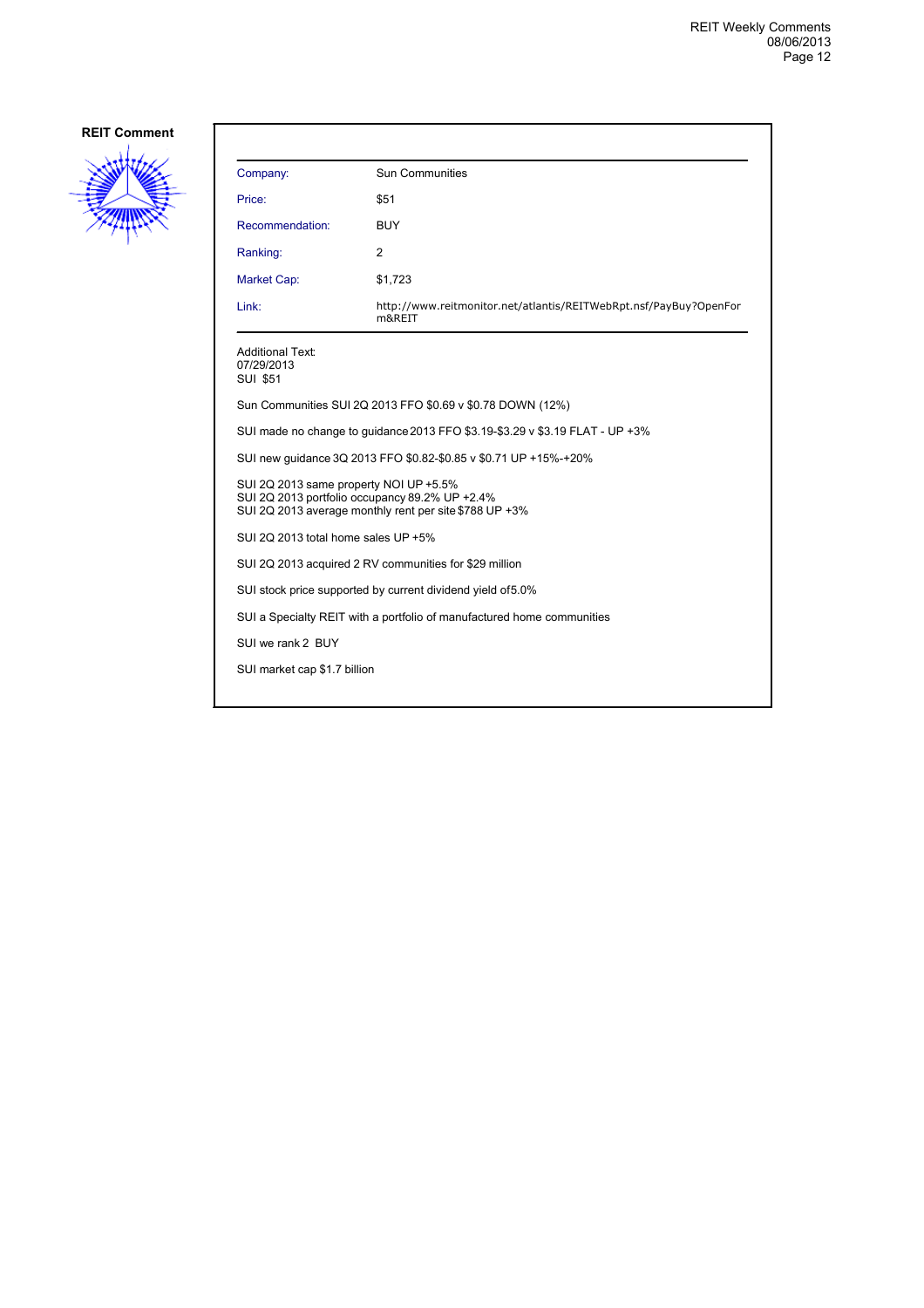**REIT Comment**

| Company: | Sun Communities |
|---|---|
| Price: | $51 |
| Recommendation: | BUY |
| Ranking: | 2 |
| Market Cap: | $1,723 |
| Link: | http://www.reitmonitor.net/atlantis/REITWebRpt.nsf/PayBuy?OpenForm&REIT |

Additional Text:
07/29/2013
SUI $51

Sun Communities SUI 2Q 2013 FFO $0.69 v $0.78 DOWN (12%)

SUI made no change to guidance 2013 FFO $3.19-$3.29 v $3.19 FLAT - UP +3%

SUI new guidance 3Q 2013 FFO $0.82-$0.85 v $0.71 UP +15%-+20%

SUI 2Q 2013 same property NOI UP +5.5%
SUI 2Q 2013 portfolio occupancy 89.2% UP +2.4%
SUI 2Q 2013 average monthly rent per site $788 UP +3%

SUI 2Q 2013 total home sales UP +5%

SUI 2Q 2013 acquired 2 RV communities for $29 million

SUI stock price supported by current dividend yield of 5.0%

SUI a Specialty REIT with a portfolio of manufactured home communities

SUI we rank 2 BUY

SUI market cap $1.7 billion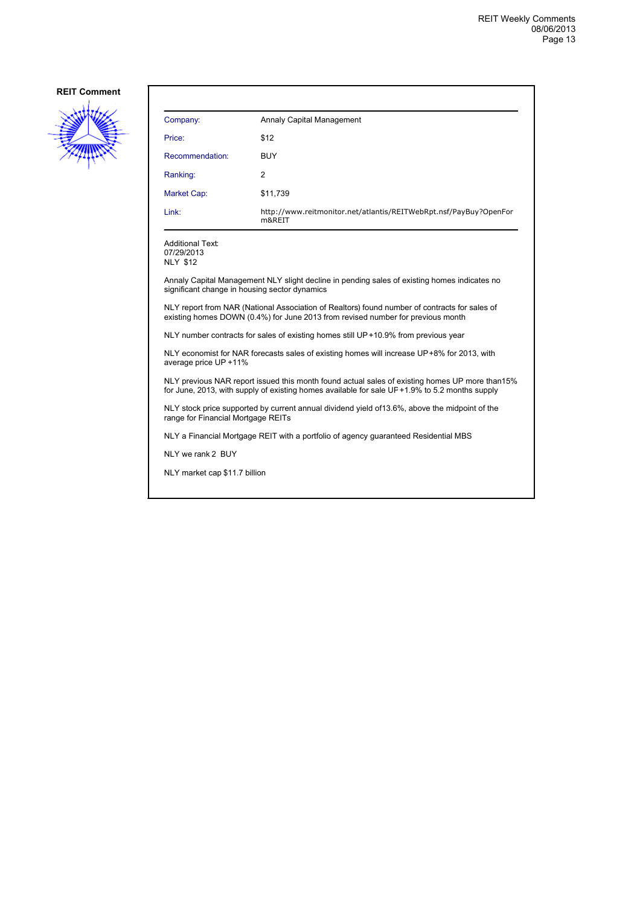**REIT Comment**

| Company: | Annaly Capital Management |
|---|---|
| Price: | $12 |
| Recommendation: | BUY |
| Ranking: | 2 |
| Market Cap: | $11,739 |
| Link: | http://www.reitmonitor.net/atlantis/REITWebRpt.nsf/PayBuy?OpenForm&REIT |

Additional Text:
07/29/2013
NLY $12

Annaly Capital Management NLY slight decline in pending sales of existing homes indicates no significant change in housing sector dynamics

NLY report from NAR (National Association of Realtors) found number of contracts for sales of existing homes DOWN (0.4%) for June 2013 from revised number for previous month

NLY number contracts for sales of existing homes still UP+10.9% from previous year

NLY economist for NAR forecasts sales of existing homes will increase UP+8% for 2013, with average price UP +11%

NLY previous NAR report issued this month found actual sales of existing homes UP more than15% for June, 2013, with supply of existing homes available for sale UP+1.9% to 5.2 months supply

NLY stock price supported by current annual dividend yield of13.6%, above the midpoint of the range for Financial Mortgage REITs

NLY a Financial Mortgage REIT with a portfolio of agency guaranteed Residential MBS

NLY we rank 2 BUY

NLY market cap $11.7 billion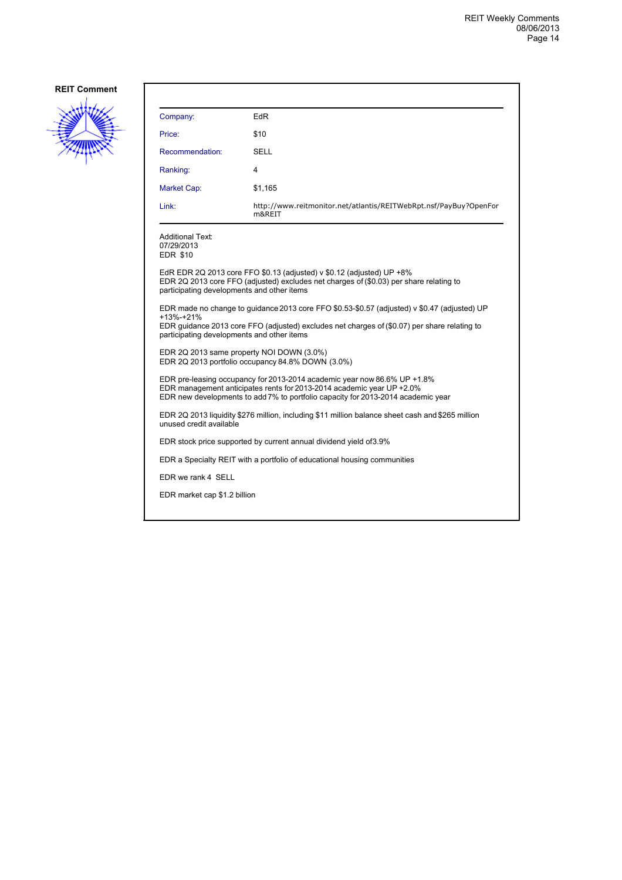**REIT Comment**

| | |
|---|---|
| Company: | EdR |
| Price: | $10 |
| Recommendation: | SELL |
| Ranking: | 4 |
| Market Cap: | $1,165 |
| Link: | http://www.reitmonitor.net/atlantis/REITWebRpt.nsf/PayBuy?OpenForm&REIT |

Additional Text:
07/29/2013
EDR $10

EdR EDR 2Q 2013 core FFO $0.13 (adjusted) v $0.12 (adjusted) UP +8%
EDR 2Q 2013 core FFO (adjusted) excludes net charges of ($0.03) per share relating to participating developments and other items

EDR made no change to guidance 2013 core FFO $0.53-$0.57 (adjusted) v $0.47 (adjusted) UP +13%-+21%
EDR guidance 2013 core FFO (adjusted) excludes net charges of ($0.07) per share relating to participating developments and other items

EDR 2Q 2013 same property NOI DOWN (3.0%)
EDR 2Q 2013 portfolio occupancy 84.8% DOWN (3.0%)

EDR pre-leasing occupancy for 2013-2014 academic year now 86.6% UP +1.8%
EDR management anticipates rents for 2013-2014 academic year UP +2.0%
EDR new developments to add 7% to portfolio capacity for 2013-2014 academic year

EDR 2Q 2013 liquidity $276 million, including $11 million balance sheet cash and $265 million unused credit available

EDR stock price supported by current annual dividend yield of3.9%

EDR a Specialty REIT with a portfolio of educational housing communities

EDR we rank 4 SELL

EDR market cap $1.2 billion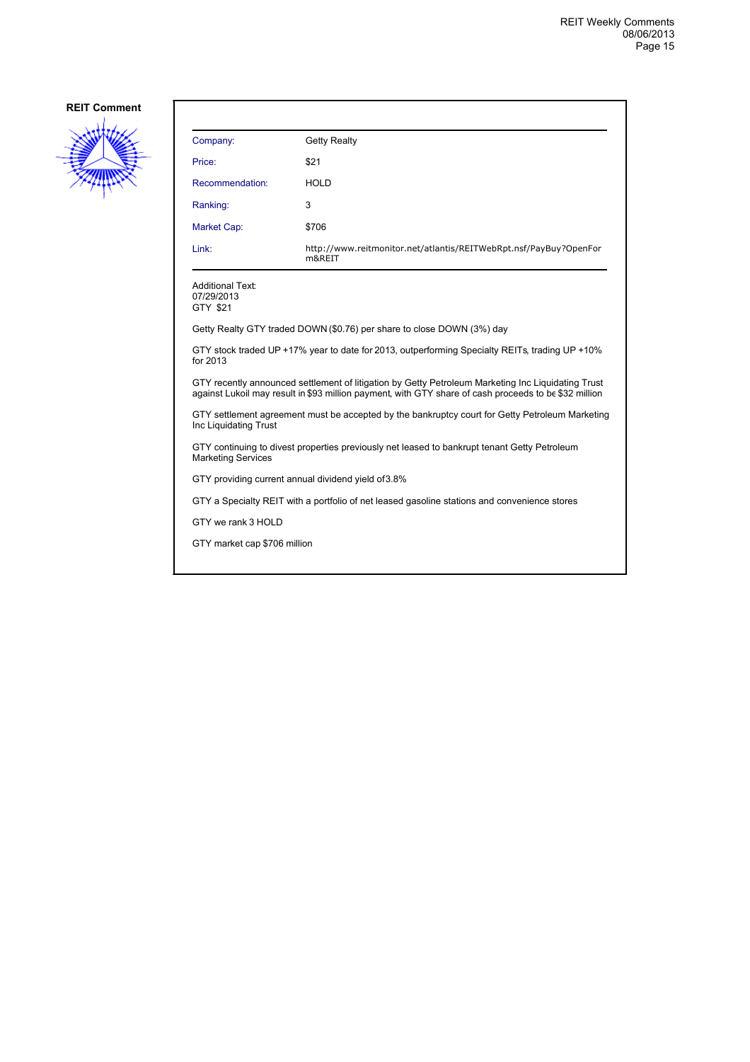**REIT Comment**

| Company: | Getty Realty |
|---|---|
| Price: | $21 |
| Recommendation: | HOLD |
| Ranking: | 3 |
| Market Cap: | $706 |
| Link: | http://www.reitmonitor.net/atlantis/REITWebRpt.nsf/PayBuy?OpenForm&REIT |

Additional Text:
07/29/2013
GTY $21

Getty Realty GTY traded DOWN ($0.76) per share to close DOWN (3%) day

GTY stock traded UP +17% year to date for 2013, outperforming Specialty REITs, trading UP +10% for 2013

GTY recently announced settlement of litigation by Getty Petroleum Marketing Inc Liquidating Trust against Lukoil may result in $93 million payment, with GTY share of cash proceeds to be $32 million

GTY settlement agreement must be accepted by the bankruptcy court for Getty Petroleum Marketing Inc Liquidating Trust

GTY continuing to divest properties previously net leased to bankrupt tenant Getty Petroleum Marketing Services

GTY providing current annual dividend yield of 3.8%

GTY a Specialty REIT with a portfolio of net leased gasoline stations and convenience stores

GTY we rank 3 HOLD

GTY market cap $706 million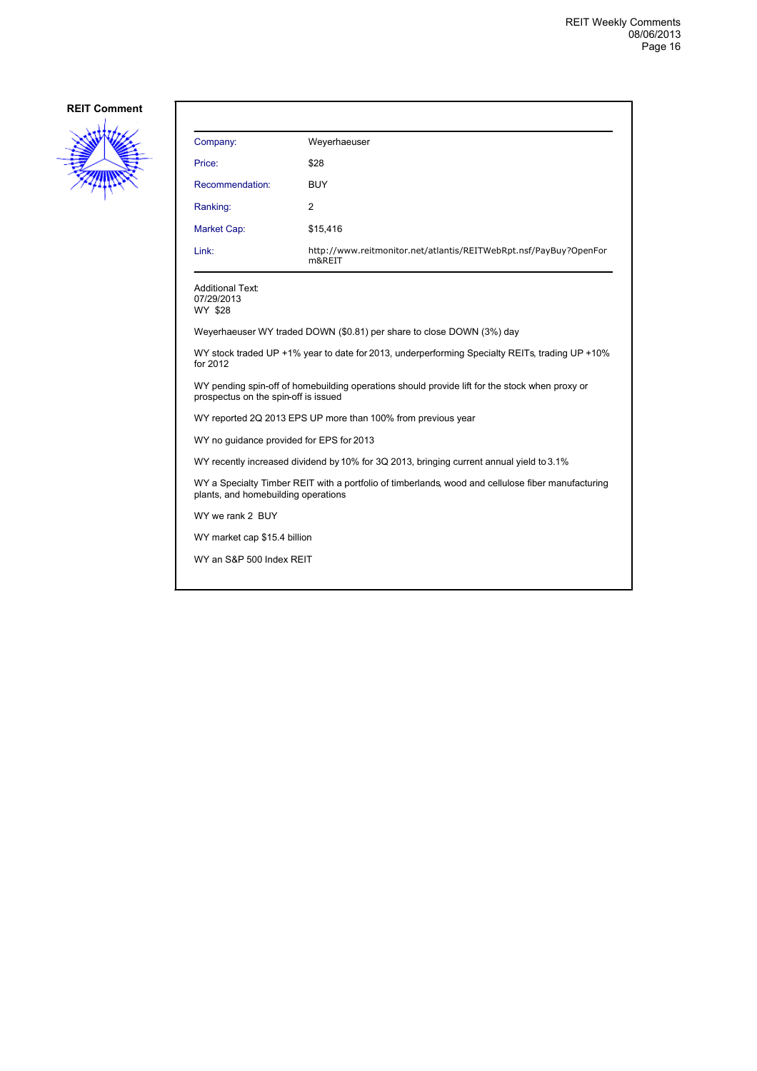**REIT Comment**

| | |
|---|---|
| Company: | Weyerhaeuser |
| Price: | $28 |
| Recommendation: | BUY |
| Ranking: | 2 |
| Market Cap: | $15,416 |
| Link: | http://www.reitmonitor.net/atlantis/REITWebRpt.nsf/PayBuy?OpenForm&REIT |

Additional Text:
07/29/2013
WY $28

Weyerhaeuser WY traded DOWN ($0.81) per share to close DOWN (3%) day

WY stock traded UP +1% year to date for 2013, underperforming Specialty REITs, trading UP +10% for 2012

WY pending spin-off of homebuilding operations should provide lift for the stock when proxy or prospectus on the spin-off is issued

WY reported 2Q 2013 EPS UP more than 100% from previous year

WY no guidance provided for EPS for 2013

WY recently increased dividend by 10% for 3Q 2013, bringing current annual yield to 3.1%

WY a Specialty Timber REIT with a portfolio of timberlands, wood and cellulose fiber manufacturing plants, and homebuilding operations

WY we rank 2 BUY

WY market cap $15.4 billion

WY an S&P 500 Index REIT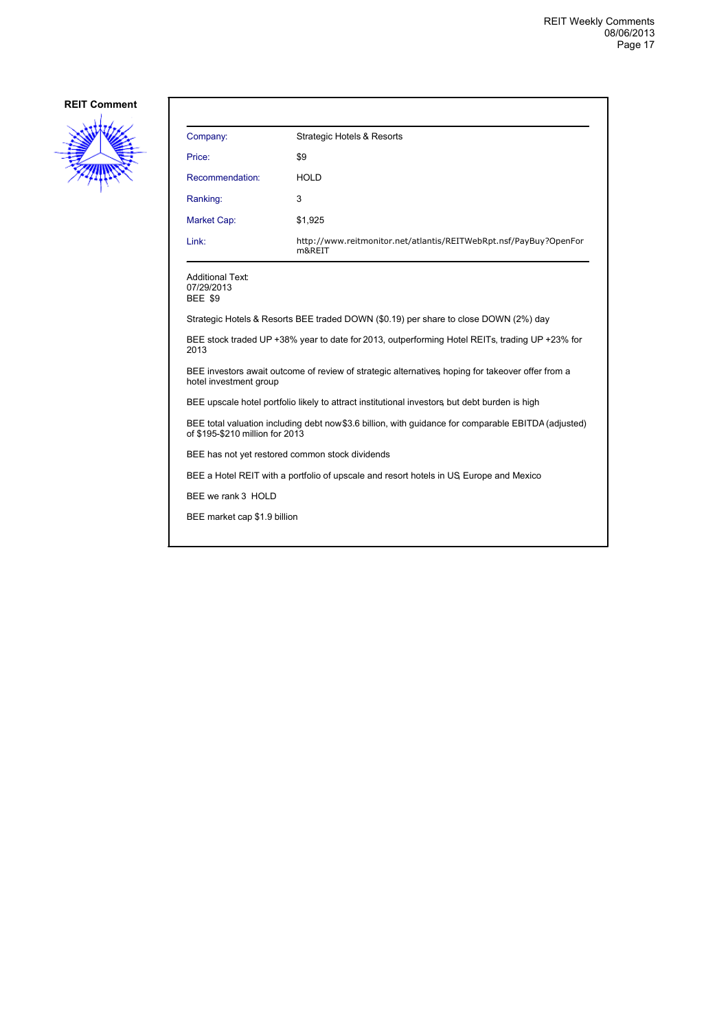**REIT Comment**

| Company: | Strategic Hotels & Resorts |
|---|---|
| Price: | $9 |
| Recommendation: | HOLD |
| Ranking: | 3 |
| Market Cap: | $1,925 |
| Link: | http://www.reitmonitor.net/atlantis/REITWebRpt.nsf/PayBuy?OpenForm&REIT |

Additional Text:
07/29/2013
BEE $9

Strategic Hotels & Resorts BEE traded DOWN ($0.19) per share to close DOWN (2%) day

BEE stock traded UP +38% year to date for 2013, outperforming Hotel REITs, trading UP +23% for 2013

BEE investors await outcome of review of strategic alternatives, hoping for takeover offer from a hotel investment group

BEE upscale hotel portfolio likely to attract institutional investors, but debt burden is high

BEE total valuation including debt now $3.6 billion, with guidance for comparable EBITDA (adjusted) of $195-$210 million for 2013

BEE has not yet restored common stock dividends

BEE a Hotel REIT with a portfolio of upscale and resort hotels in US, Europe and Mexico

BEE we rank 3 HOLD

BEE market cap $1.9 billion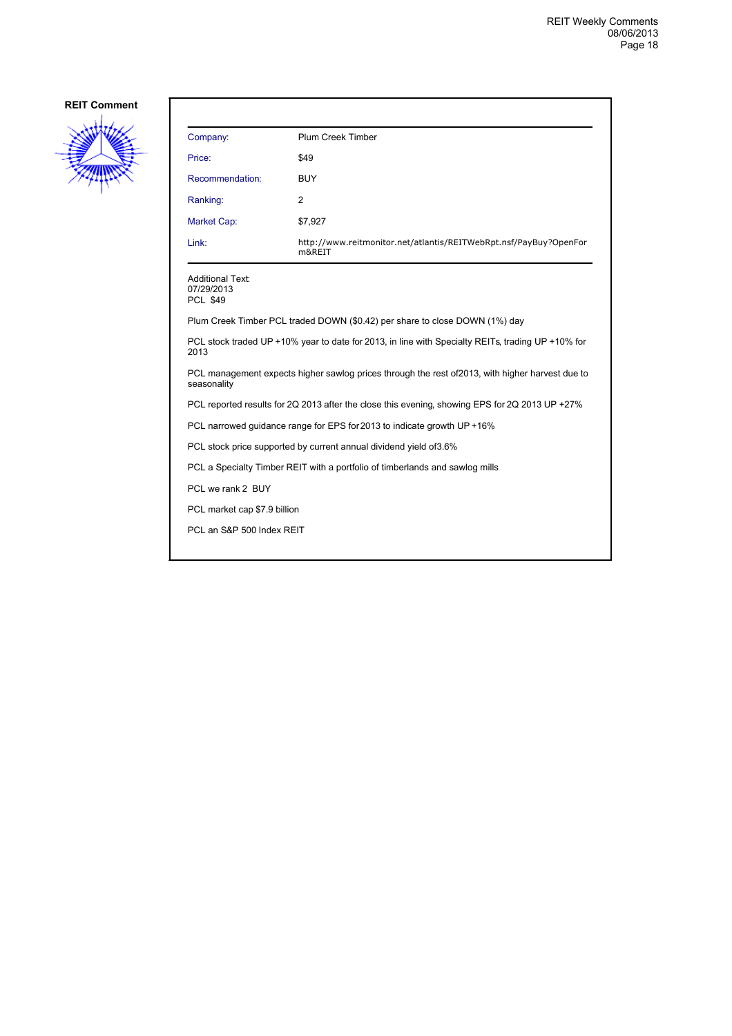**REIT Comment**

| | |
|---|---|
| Company: | Plum Creek Timber |
| Price: | $49 |
| Recommendation: | BUY |
| Ranking: | 2 |
| Market Cap: | $7,927 |
| Link: | http://www.reitmonitor.net/atlantis/REITWebRpt.nsf/PayBuy?OpenForm&REIT |

Additional Text:
07/29/2013
PCL $49

Plum Creek Timber PCL traded DOWN ($0.42) per share to close DOWN (1%) day

PCL stock traded UP +10% year to date for 2013, in line with Specialty REITs, trading UP +10% for 2013

PCL management expects higher sawlog prices through the rest of2013, with higher harvest due to seasonality

PCL reported results for 2Q 2013 after the close this evening, showing EPS for 2Q 2013 UP +27%

PCL narrowed guidance range for EPS for 2013 to indicate growth UP +16%

PCL stock price supported by current annual dividend yield of3.6%

PCL a Specialty Timber REIT with a portfolio of timberlands and sawlog mills

PCL we rank 2 BUY

PCL market cap $7.9 billion

PCL an S&P 500 Index REIT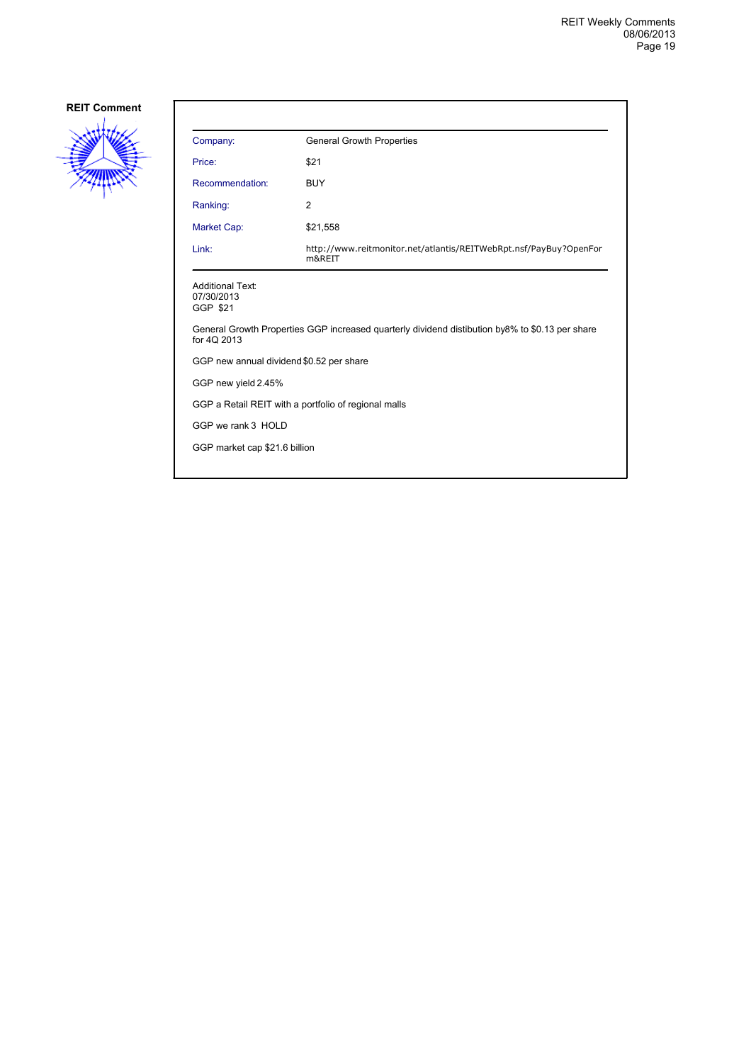**REIT Comment**

| | |
|---|---|
| Company: | General Growth Properties |
| Price: | $21 |
| Recommendation: | BUY |
| Ranking: | 2 |
| Market Cap: | $21,558 |
| Link: | http://www.reitmonitor.net/atlantis/REITWebRpt.nsf/PayBuy?OpenForm&REIT |

Additional Text:
07/30/2013
GGP $21

General Growth Properties GGP increased quarterly dividend distibution by8% to $0.13 per share for 4Q 2013

GGP new annual dividend $0.52 per share

GGP new yield 2.45%

GGP a Retail REIT with a portfolio of regional malls

GGP we rank 3 HOLD

GGP market cap $21.6 billion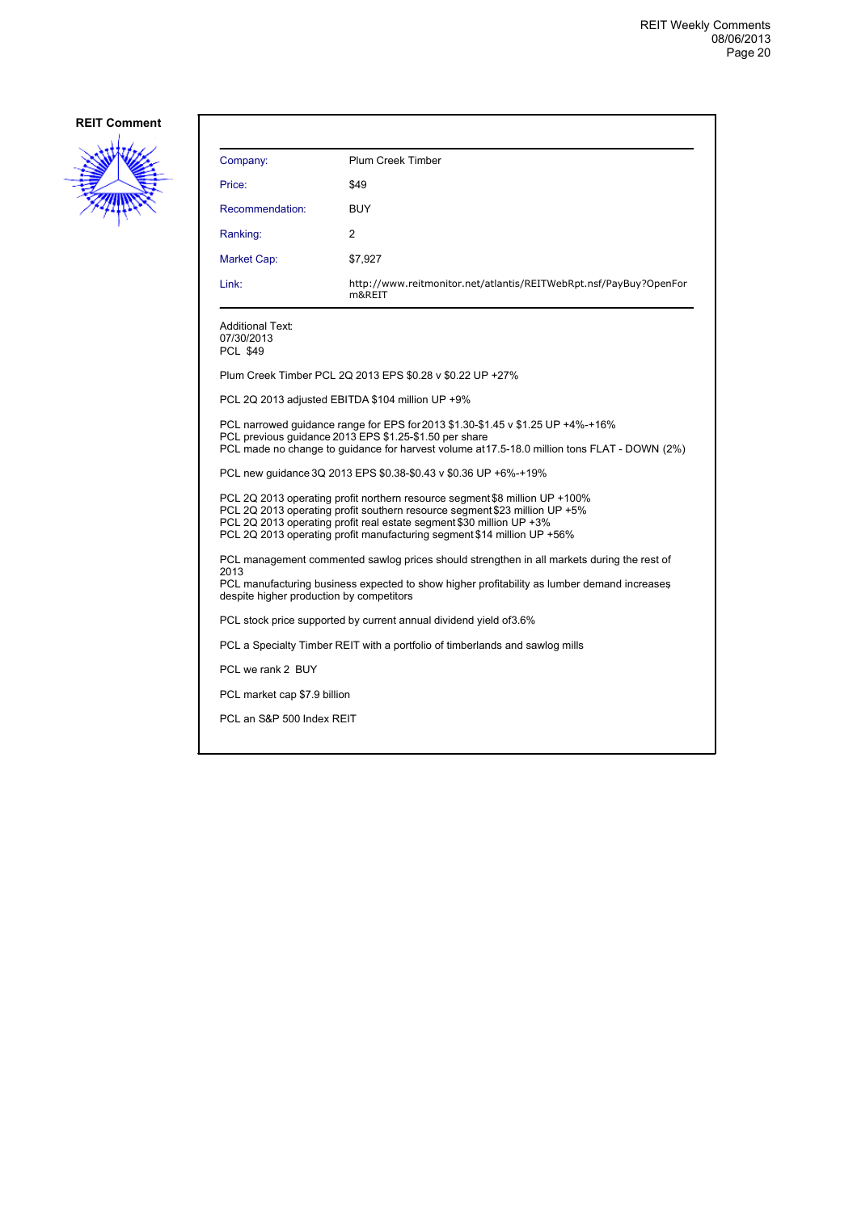**REIT Comment**

| Company: | Plum Creek Timber |
|---|---|
| Price: | $49 |
| Recommendation: | BUY |
| Ranking: | 2 |
| Market Cap: | $7,927 |
| Link: | http://www.reitmonitor.net/atlantis/REITWebRpt.nsf/PayBuy?OpenForm&REIT |

Additional Text:
07/30/2013
PCL $49

Plum Creek Timber PCL 2Q 2013 EPS $0.28 v $0.22 UP +27%

PCL 2Q 2013 adjusted EBITDA $104 million UP +9%

PCL narrowed guidance range for EPS for 2013 $1.30-$1.45 v $1.25 UP +4%-+16%
PCL previous guidance 2013 EPS $1.25-$1.50 per share
PCL made no change to guidance for harvest volume at 17.5-18.0 million tons FLAT - DOWN (2%)

PCL new guidance 3Q 2013 EPS $0.38-$0.43 v $0.36 UP +6%-+19%

PCL 2Q 2013 operating profit northern resource segment $8 million UP +100%
PCL 2Q 2013 operating profit southern resource segment $23 million UP +5%
PCL 2Q 2013 operating profit real estate segment $30 million UP +3%
PCL 2Q 2013 operating profit manufacturing segment $14 million UP +56%

PCL management commented sawlog prices should strengthen in all markets during the rest of 2013
PCL manufacturing business expected to show higher profitability as lumber demand increases despite higher production by competitors

PCL stock price supported by current annual dividend yield of 3.6%

PCL a Specialty Timber REIT with a portfolio of timberlands and sawlog mills

PCL we rank 2 BUY

PCL market cap $7.9 billion

PCL an S&P 500 Index REIT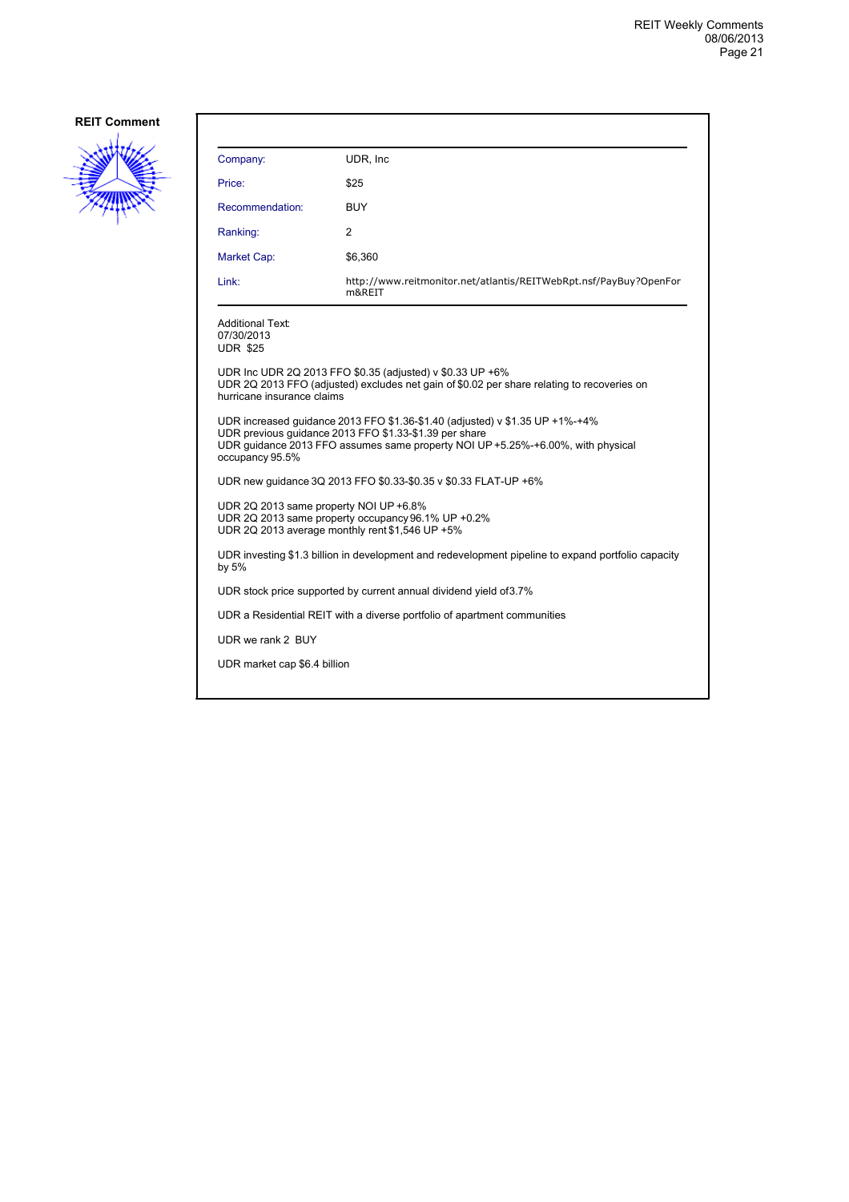**REIT Comment**

| Company: | UDR, Inc |
|---|---|
| Price: | $25 |
| Recommendation: | BUY |
| Ranking: | 2 |
| Market Cap: | $6,360 |
| Link: | http://www.reitmonitor.net/atlantis/REITWebRpt.nsf/PayBuy?OpenForm&REIT |

Additional Text:
07/30/2013
UDR $25

UDR Inc UDR 2Q 2013 FFO $0.35 (adjusted) v $0.33 UP +6%
UDR 2Q 2013 FFO (adjusted) excludes net gain of $0.02 per share relating to recoveries on hurricane insurance claims

UDR increased guidance 2013 FFO $1.36-$1.40 (adjusted) v $1.35 UP +1%-+4%
UDR previous guidance 2013 FFO $1.33-$1.39 per share
UDR guidance 2013 FFO assumes same property NOI UP +5.25%-+6.00%, with physical occupancy 95.5%

UDR new guidance 3Q 2013 FFO $0.33-$0.35 v $0.33 FLAT-UP +6%

UDR 2Q 2013 same property NOI UP +6.8%
UDR 2Q 2013 same property occupancy 96.1% UP +0.2%
UDR 2Q 2013 average monthly rent $1,546 UP +5%

UDR investing $1.3 billion in development and redevelopment pipeline to expand portfolio capacity by 5%

UDR stock price supported by current annual dividend yield of3.7%

UDR a Residential REIT with a diverse portfolio of apartment communities

UDR we rank 2 BUY

UDR market cap $6.4 billion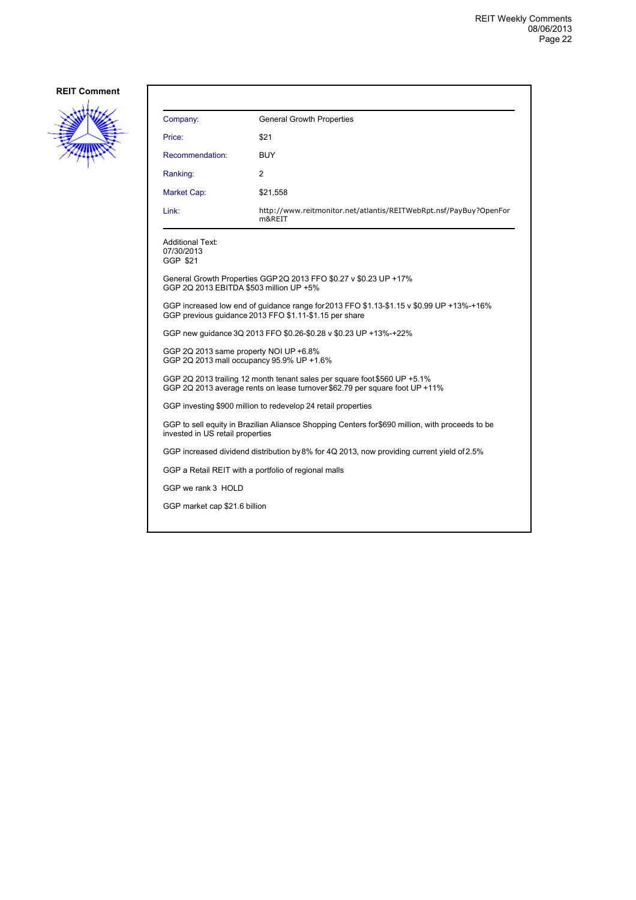**REIT Comment**

| Company: | General Growth Properties |
| --- | --- |
| Price: | $21 |
| Recommendation: | BUY |
| Ranking: | 2 |
| Market Cap: | $21,558 |
| Link: | http://www.reitmonitor.net/atlantis/REITWebRpt.nsf/PayBuy?OpenForm&REIT |

Additional Text:
07/30/2013
GGP $21

General Growth Properties GGP 2Q 2013 FFO $0.27 v $0.23 UP +17%
GGP 2Q 2013 EBITDA $503 million UP +5%

GGP increased low end of guidance range for 2013 FFO $1.13-$1.15 v $0.99 UP +13%-+16%
GGP previous guidance 2013 FFO $1.11-$1.15 per share

GGP new guidance 3Q 2013 FFO $0.26-$0.28 v $0.23 UP +13%-+22%

GGP 2Q 2013 same property NOI UP +6.8%
GGP 2Q 2013 mall occupancy 95.9% UP +1.6%

GGP 2Q 2013 trailing 12 month tenant sales per square foot $560 UP +5.1%
GGP 2Q 2013 average rents on lease turnover $62.79 per square foot UP +11%

GGP investing $900 million to redevelop 24 retail properties

GGP to sell equity in Brazilian Aliansce Shopping Centers for $690 million, with proceeds to be invested in US retail properties

GGP increased dividend distribution by 8% for 4Q 2013, now providing current yield of 2.5%

GGP a Retail REIT with a portfolio of regional malls

GGP we rank 3 HOLD

GGP market cap $21.6 billion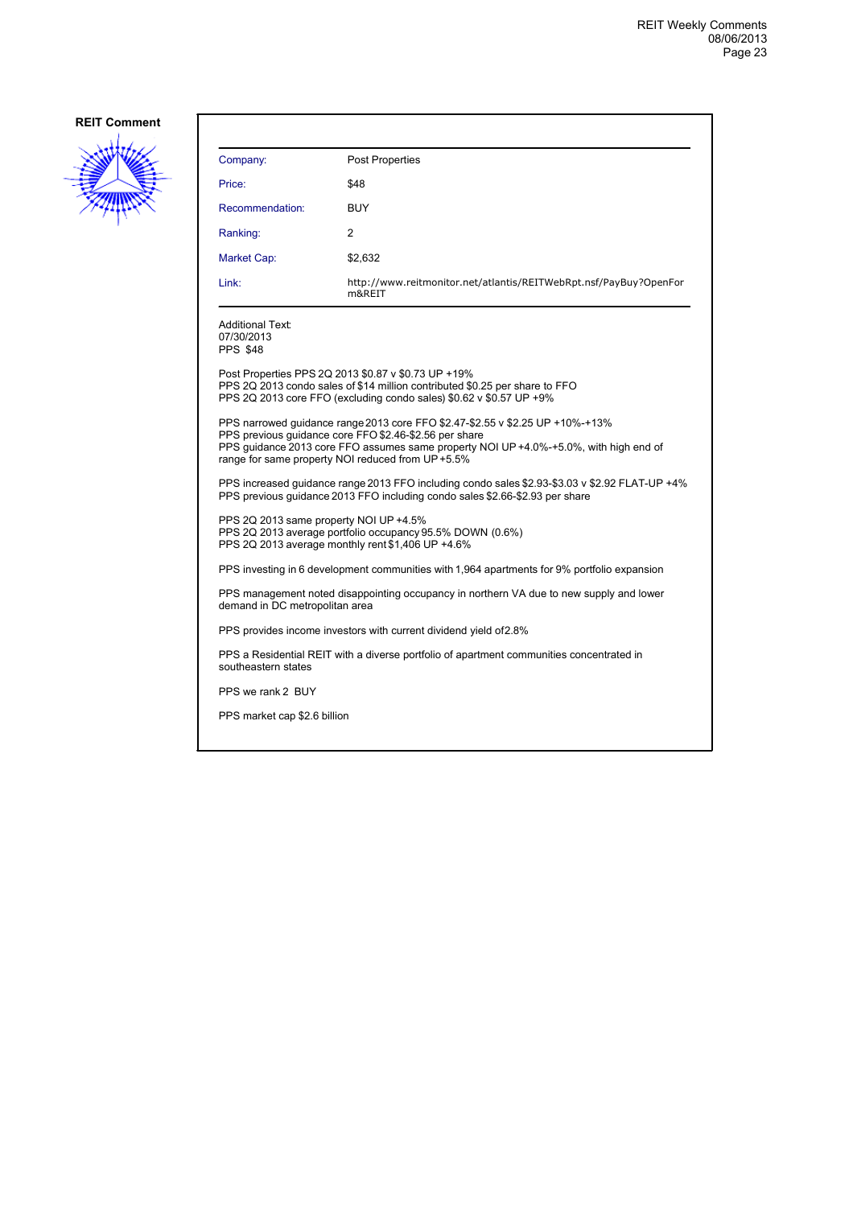**REIT Comment**

| Company: | Post Properties |
|---|---|
| Price: | $48 |
| Recommendation: | BUY |
| Ranking: | 2 |
| Market Cap: | $2,632 |
| Link: | http://www.reitmonitor.net/atlantis/REITWebRpt.nsf/PayBuy?OpenForm&REIT |

Additional Text:
07/30/2013
PPS $48

Post Properties PPS 2Q 2013 $0.87 v $0.73 UP +19%
PPS 2Q 2013 condo sales of $14 million contributed $0.25 per share to FFO
PPS 2Q 2013 core FFO (excluding condo sales) $0.62 v $0.57 UP +9%

PPS narrowed guidance range 2013 core FFO $2.47-$2.55 v $2.25 UP +10%-+13%
PPS previous guidance core FFO $2.46-$2.56 per share
PPS guidance 2013 core FFO assumes same property NOI UP +4.0%-+5.0%, with high end of range for same property NOI reduced from UP +5.5%

PPS increased guidance range 2013 FFO including condo sales $2.93-$3.03 v $2.92 FLAT-UP +4%
PPS previous guidance 2013 FFO including condo sales $2.66-$2.93 per share

PPS 2Q 2013 same property NOI UP +4.5%
PPS 2Q 2013 average portfolio occupancy 95.5% DOWN (0.6%)
PPS 2Q 2013 average monthly rent $1,406 UP +4.6%

PPS investing in 6 development communities with 1,964 apartments for 9% portfolio expansion

PPS management noted disappointing occupancy in northern VA due to new supply and lower demand in DC metropolitan area

PPS provides income investors with current dividend yield of 2.8%

PPS a Residential REIT with a diverse portfolio of apartment communities concentrated in southeastern states

PPS we rank 2 BUY

PPS market cap $2.6 billion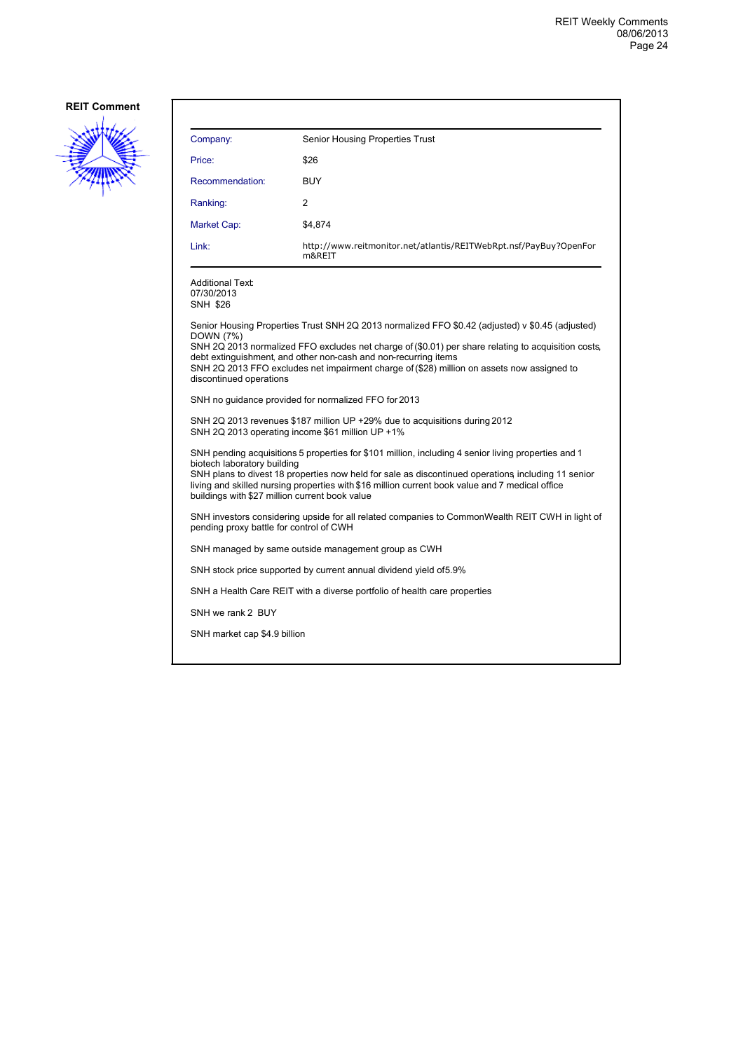**REIT Comment**

| Company: | Senior Housing Properties Trust |
|---|---|
| Price: | $26 |
| Recommendation: | BUY |
| Ranking: | 2 |
| Market Cap: | $4,874 |
| Link: | http://www.reitmonitor.net/atlantis/REITWebRpt.nsf/PayBuy?OpenForm&REIT |

Additional Text:
07/30/2013
SNH $26

Senior Housing Properties Trust SNH 2Q 2013 normalized FFO $0.42 (adjusted) v $0.45 (adjusted) DOWN (7%)
SNH 2Q 2013 normalized FFO excludes net charge of ($0.01) per share relating to acquisition costs, debt extinguishment, and other non-cash and non-recurring items
SNH 2Q 2013 FFO excludes net impairment charge of ($28) million on assets now assigned to discontinued operations

SNH no guidance provided for normalized FFO for 2013

SNH 2Q 2013 revenues $187 million UP +29% due to acquisitions during 2012
SNH 2Q 2013 operating income $61 million UP +1%

SNH pending acquisitions 5 properties for $101 million, including 4 senior living properties and 1 biotech laboratory building
SNH plans to divest 18 properties now held for sale as discontinued operations, including 11 senior living and skilled nursing properties with $16 million current book value and 7 medical office buildings with $27 million current book value

SNH investors considering upside for all related companies to CommonWealth REIT CWH in light of pending proxy battle for control of CWH

SNH managed by same outside management group as CWH

SNH stock price supported by current annual dividend yield of5.9%

SNH a Health Care REIT with a diverse portfolio of health care properties

SNH we rank 2 BUY

SNH market cap $4.9 billion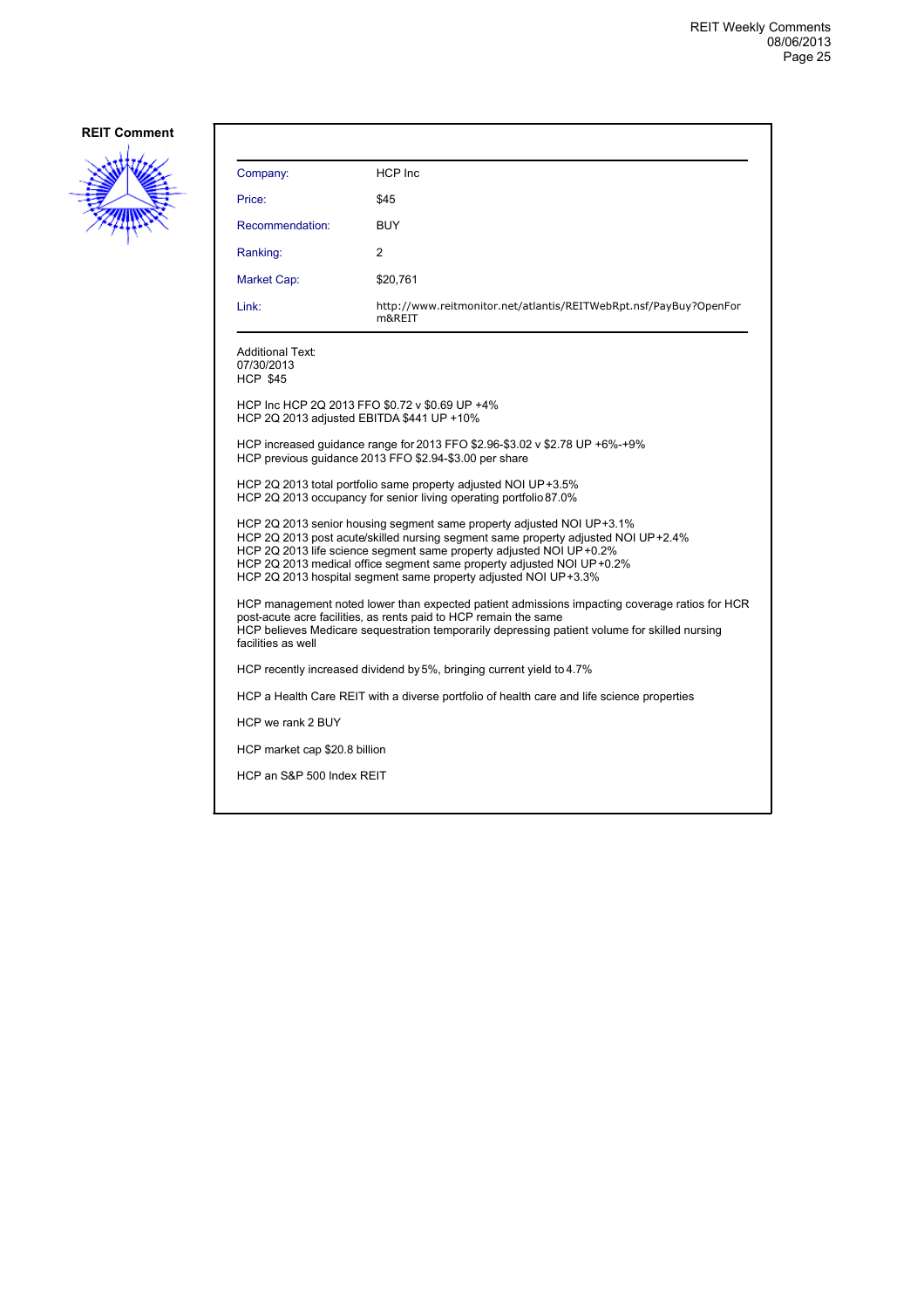**REIT Comment**

| Company: | HCP Inc |
|---|---|
| Price: | $45 |
| Recommendation: | BUY |
| Ranking: | 2 |
| Market Cap: | $20,761 |
| Link: | http://www.reitmonitor.net/atlantis/REITWebRpt.nsf/PayBuy?OpenForm&REIT |

Additional Text:
07/30/2013
HCP $45

HCP Inc HCP 2Q 2013 FFO $0.72 v $0.69 UP +4%
HCP 2Q 2013 adjusted EBITDA $441 UP +10%

HCP increased guidance range for 2013 FFO $2.96-$3.02 v $2.78 UP +6%-+9%
HCP previous guidance 2013 FFO $2.94-$3.00 per share

HCP 2Q 2013 total portfolio same property adjusted NOI UP +3.5%
HCP 2Q 2013 occupancy for senior living operating portfolio 87.0%

HCP 2Q 2013 senior housing segment same property adjusted NOI UP +3.1%
HCP 2Q 2013 post acute/skilled nursing segment same property adjusted NOI UP +2.4%
HCP 2Q 2013 life science segment same property adjusted NOI UP +0.2%
HCP 2Q 2013 medical office segment same property adjusted NOI UP +0.2%
HCP 2Q 2013 hospital segment same property adjusted NOI UP +3.3%

HCP management noted lower than expected patient admissions impacting coverage ratios for HCR post-acute acre facilities, as rents paid to HCP remain the same
HCP believes Medicare sequestration temporarily depressing patient volume for skilled nursing facilities as well

HCP recently increased dividend by 5%, bringing current yield to 4.7%

HCP a Health Care REIT with a diverse portfolio of health care and life science properties

HCP we rank 2 BUY

HCP market cap $20.8 billion

HCP an S&P 500 Index REIT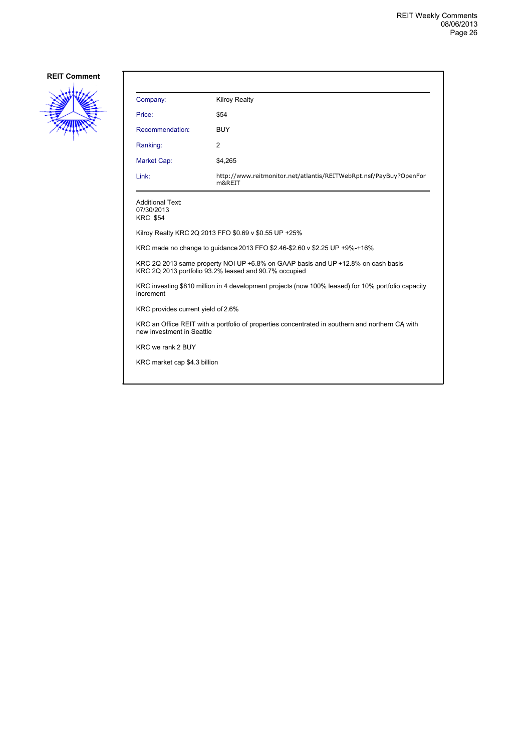**REIT Comment**

| Company: | Kilroy Realty |
| --- | --- |
| Price: | $54 |
| Recommendation: | BUY |
| Ranking: | 2 |
| Market Cap: | $4,265 |
| Link: | http://www.reitmonitor.net/atlantis/REITWebRpt.nsf/PayBuy?OpenForm&REIT |

Additional Text:
07/30/2013
KRC $54

Kilroy Realty KRC 2Q 2013 FFO $0.69 v $0.55 UP +25%

KRC made no change to guidance 2013 FFO $2.46-$2.60 v $2.25 UP +9%-+16%

KRC 2Q 2013 same property NOI UP +6.8% on GAAP basis and UP +12.8% on cash basis
KRC 2Q 2013 portfolio 93.2% leased and 90.7% occupied

KRC investing $810 million in 4 development projects (now 100% leased) for 10% portfolio capacity increment

KRC provides current yield of 2.6%

KRC an Office REIT with a portfolio of properties concentrated in southern and northern CA with new investment in Seattle

KRC we rank 2 BUY

KRC market cap $4.3 billion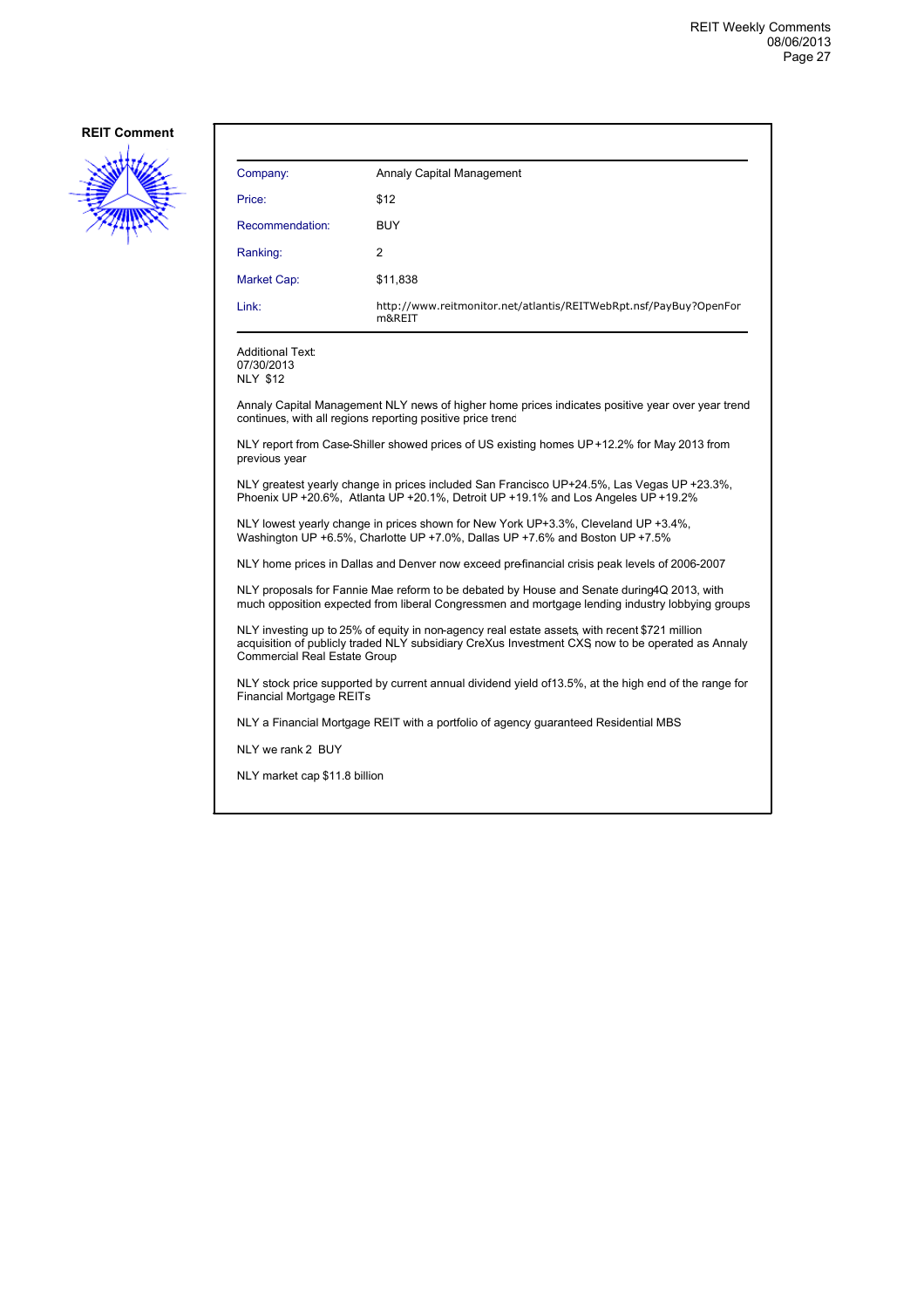**REIT Comment**

| Company: | Annaly Capital Management |
| --- | --- |
| Price: | $12 |
| Recommendation: | BUY |
| Ranking: | 2 |
| Market Cap: | $11,838 |
| Link: | http://www.reitmonitor.net/atlantis/REITWebRpt.nsf/PayBuy?OpenForm&REIT |

Additional Text:
07/30/2013
NLY $12

Annaly Capital Management NLY news of higher home prices indicates positive year over year trend continues, with all regions reporting positive price trend

NLY report from Case-Shiller showed prices of US existing homes UP +12.2% for May 2013 from previous year

NLY greatest yearly change in prices included San Francisco UP+24.5%, Las Vegas UP +23.3%, Phoenix UP +20.6%, Atlanta UP +20.1%, Detroit UP +19.1% and Los Angeles UP +19.2%

NLY lowest yearly change in prices shown for New York UP+3.3%, Cleveland UP +3.4%, Washington UP +6.5%, Charlotte UP +7.0%, Dallas UP +7.6% and Boston UP +7.5%

NLY home prices in Dallas and Denver now exceed pre-financial crisis peak levels of 2006-2007

NLY proposals for Fannie Mae reform to be debated by House and Senate during 4Q 2013, with much opposition expected from liberal Congressmen and mortgage lending industry lobbying groups

NLY investing up to 25% of equity in non-agency real estate assets, with recent $721 million acquisition of publicly traded NLY subsidiary CreXus Investment CXS, now to be operated as Annaly Commercial Real Estate Group

NLY stock price supported by current annual dividend yield of 13.5%, at the high end of the range for Financial Mortgage REITs

NLY a Financial Mortgage REIT with a portfolio of agency guaranteed Residential MBS

NLY we rank 2 BUY

NLY market cap $11.8 billion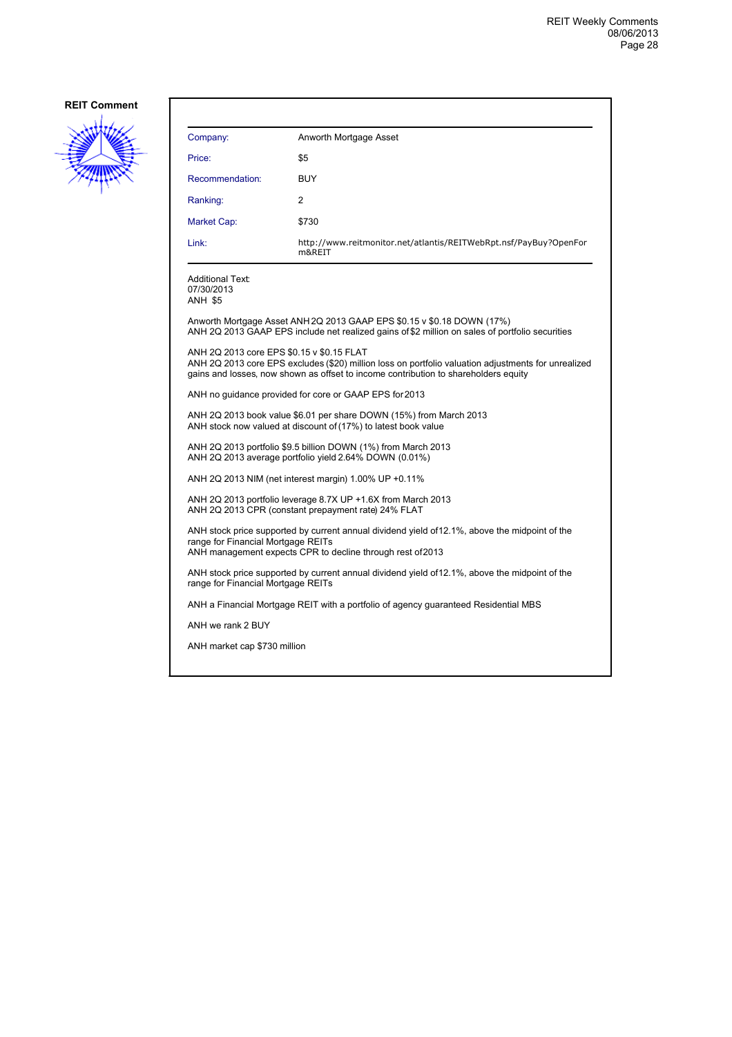**REIT Comment**

| Company: | Anworth Mortgage Asset |
|---|---|
| Price: | $5 |
| Recommendation: | BUY |
| Ranking: | 2 |
| Market Cap: | $730 |
| Link: | http://www.reitmonitor.net/atlantis/REITWebRpt.nsf/PayBuy?OpenForm&REIT |

Additional Text:
07/30/2013
ANH $5

Anworth Mortgage Asset ANH 2Q 2013 GAAP EPS $0.15 v $0.18 DOWN (17%)
ANH 2Q 2013 GAAP EPS include net realized gains of $2 million on sales of portfolio securities

ANH 2Q 2013 core EPS $0.15 v $0.15 FLAT
ANH 2Q 2013 core EPS excludes ($20) million loss on portfolio valuation adjustments for unrealized gains and losses, now shown as offset to income contribution to shareholders equity

ANH no guidance provided for core or GAAP EPS for 2013

ANH 2Q 2013 book value $6.01 per share DOWN (15%) from March 2013
ANH stock now valued at discount of (17%) to latest book value

ANH 2Q 2013 portfolio $9.5 billion DOWN (1%) from March 2013
ANH 2Q 2013 average portfolio yield 2.64% DOWN (0.01%)

ANH 2Q 2013 NIM (net interest margin) 1.00% UP +0.11%

ANH 2Q 2013 portfolio leverage 8.7X UP +1.6X from March 2013
ANH 2Q 2013 CPR (constant prepayment rate) 24% FLAT

ANH stock price supported by current annual dividend yield of 12.1%, above the midpoint of the range for Financial Mortgage REITs
ANH management expects CPR to decline through rest of 2013

ANH stock price supported by current annual dividend yield of 12.1%, above the midpoint of the range for Financial Mortgage REITs

ANH a Financial Mortgage REIT with a portfolio of agency guaranteed Residential MBS

ANH we rank 2 BUY

ANH market cap $730 million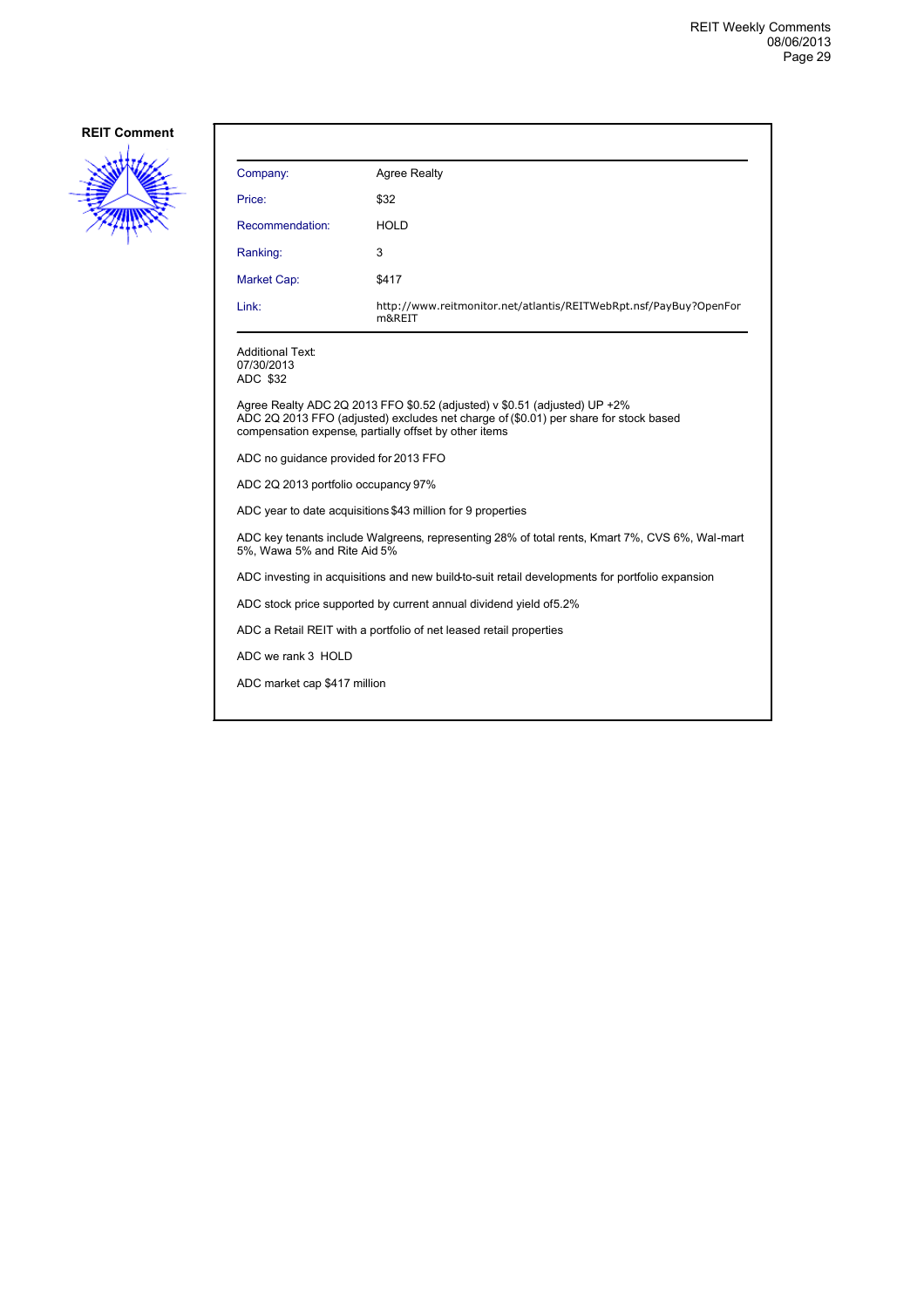**REIT Comment**

| Company: | Agree Realty |
|---|---|
| Price: | $32 |
| Recommendation: | HOLD |
| Ranking: | 3 |
| Market Cap: | $417 |
| Link: | http://www.reitmonitor.net/atlantis/REITWebRpt.nsf/PayBuy?OpenForm&REIT |

Additional Text:
07/30/2013
ADC $32

Agree Realty ADC 2Q 2013 FFO $0.52 (adjusted) v $0.51 (adjusted) UP +2%
ADC 2Q 2013 FFO (adjusted) excludes net charge of ($0.01) per share for stock based compensation expense, partially offset by other items

ADC no guidance provided for 2013 FFO

ADC 2Q 2013 portfolio occupancy 97%

ADC year to date acquisitions $43 million for 9 properties

ADC key tenants include Walgreens, representing 28% of total rents, Kmart 7%, CVS 6%, Wal-mart 5%, Wawa 5% and Rite Aid 5%

ADC investing in acquisitions and new build-to-suit retail developments for portfolio expansion

ADC stock price supported by current annual dividend yield of5.2%

ADC a Retail REIT with a portfolio of net leased retail properties

ADC we rank 3 HOLD

ADC market cap $417 million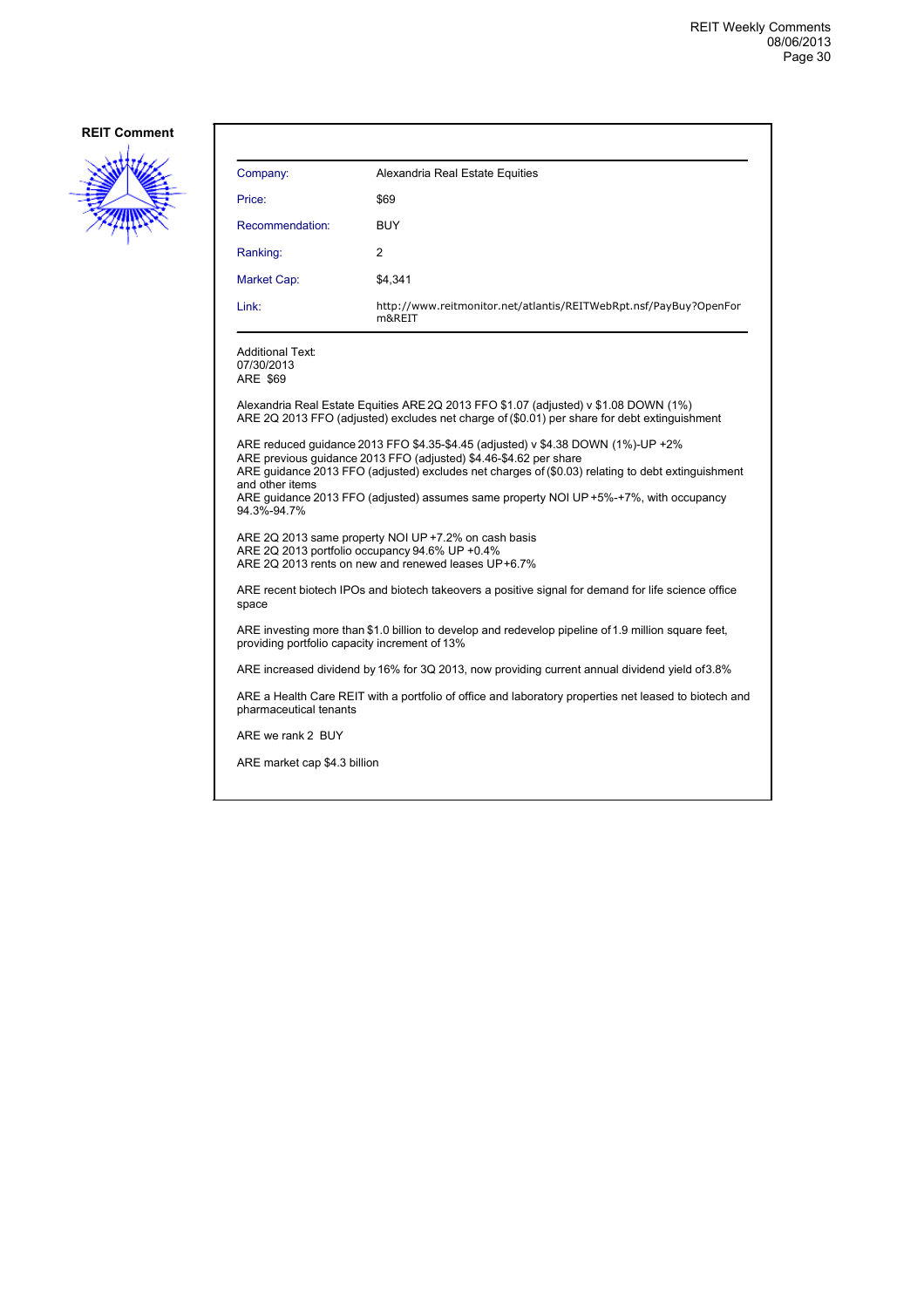**REIT Comment**

| | |
|---|---|
| Company: | Alexandria Real Estate Equities |
| Price: | $69 |
| Recommendation: | BUY |
| Ranking: | 2 |
| Market Cap: | $4,341 |
| Link: | http://www.reitmonitor.net/atlantis/REITWebRpt.nsf/PayBuy?OpenForm&REIT |

Additional Text:
07/30/2013
ARE $69

Alexandria Real Estate Equities ARE 2Q 2013 FFO $1.07 (adjusted) v $1.08 DOWN (1%)
ARE 2Q 2013 FFO (adjusted) excludes net charge of ($0.01) per share for debt extinguishment

ARE reduced guidance 2013 FFO $4.35-$4.45 (adjusted) v $4.38 DOWN (1%)-UP +2%
ARE previous guidance 2013 FFO (adjusted) $4.46-$4.62 per share
ARE guidance 2013 FFO (adjusted) excludes net charges of ($0.03) relating to debt extinguishment and other items
ARE guidance 2013 FFO (adjusted) assumes same property NOI UP +5%-+7%, with occupancy 94.3%-94.7%

ARE 2Q 2013 same property NOI UP +7.2% on cash basis
ARE 2Q 2013 portfolio occupancy 94.6% UP +0.4%
ARE 2Q 2013 rents on new and renewed leases UP+6.7%

ARE recent biotech IPOs and biotech takeovers a positive signal for demand for life science office space

ARE investing more than $1.0 billion to develop and redevelop pipeline of 1.9 million square feet, providing portfolio capacity increment of 13%

ARE increased dividend by 16% for 3Q 2013, now providing current annual dividend yield of3.8%

ARE a Health Care REIT with a portfolio of office and laboratory properties net leased to biotech and pharmaceutical tenants

ARE we rank 2 BUY

ARE market cap $4.3 billion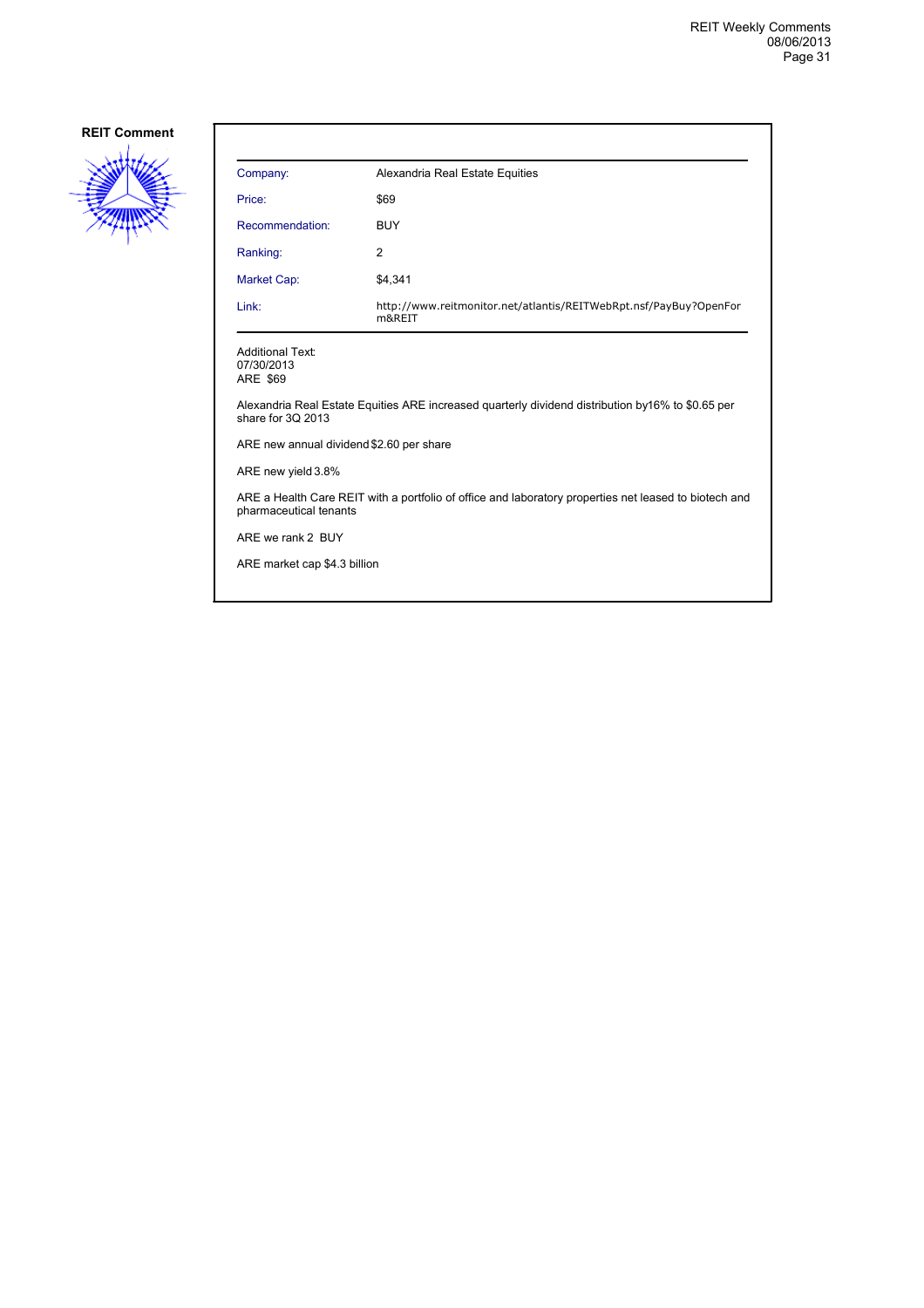**REIT Comment**

| Company: | Alexandria Real Estate Equities |
| --- | --- |
| Price: | $69 |
| Recommendation: | BUY |
| Ranking: | 2 |
| Market Cap: | $4,341 |
| Link: | http://www.reitmonitor.net/atlantis/REITWebRpt.nsf/PayBuy?OpenForm&REIT |

Additional Text:
07/30/2013
ARE $69

Alexandria Real Estate Equities ARE increased quarterly dividend distribution by16% to $0.65 per share for 3Q 2013

ARE new annual dividend $2.60 per share

ARE new yield 3.8%

ARE a Health Care REIT with a portfolio of office and laboratory properties net leased to biotech and pharmaceutical tenants

ARE we rank 2 BUY

ARE market cap $4.3 billion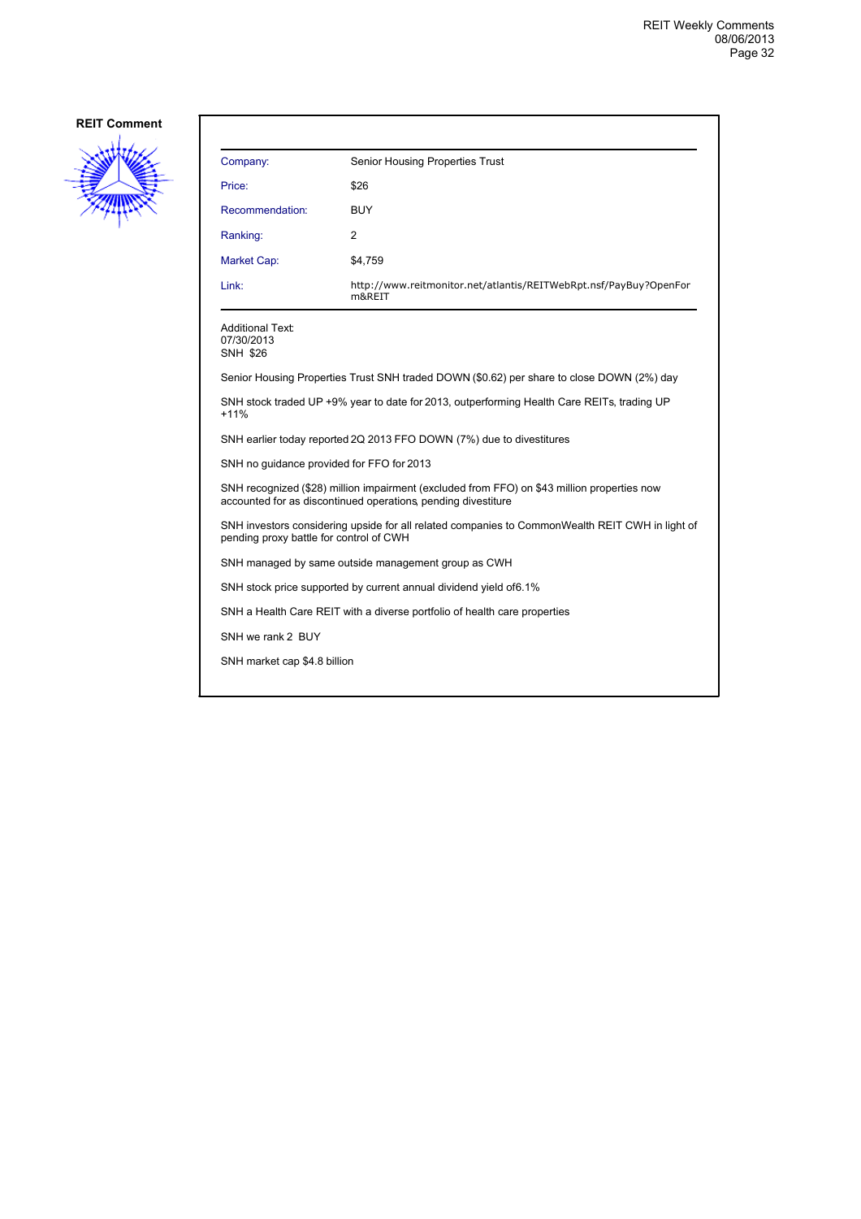**REIT Comment**

| | |
|---|---|
| Company: | Senior Housing Properties Trust |
| Price: | $26 |
| Recommendation: | BUY |
| Ranking: | 2 |
| Market Cap: | $4,759 |
| Link: | http://www.reitmonitor.net/atlantis/REITWebRpt.nsf/PayBuy?OpenForm&REIT |

Additional Text:
07/30/2013
SNH $26

Senior Housing Properties Trust SNH traded DOWN ($0.62) per share to close DOWN (2%) day

SNH stock traded UP +9% year to date for 2013, outperforming Health Care REITs, trading UP +11%

SNH earlier today reported 2Q 2013 FFO DOWN (7%) due to divestitures

SNH no guidance provided for FFO for 2013

SNH recognized ($28) million impairment (excluded from FFO) on $43 million properties now accounted for as discontinued operations, pending divestiture

SNH investors considering upside for all related companies to CommonWealth REIT CWH in light of pending proxy battle for control of CWH

SNH managed by same outside management group as CWH

SNH stock price supported by current annual dividend yield of6.1%

SNH a Health Care REIT with a diverse portfolio of health care properties

SNH we rank 2 BUY

SNH market cap $4.8 billion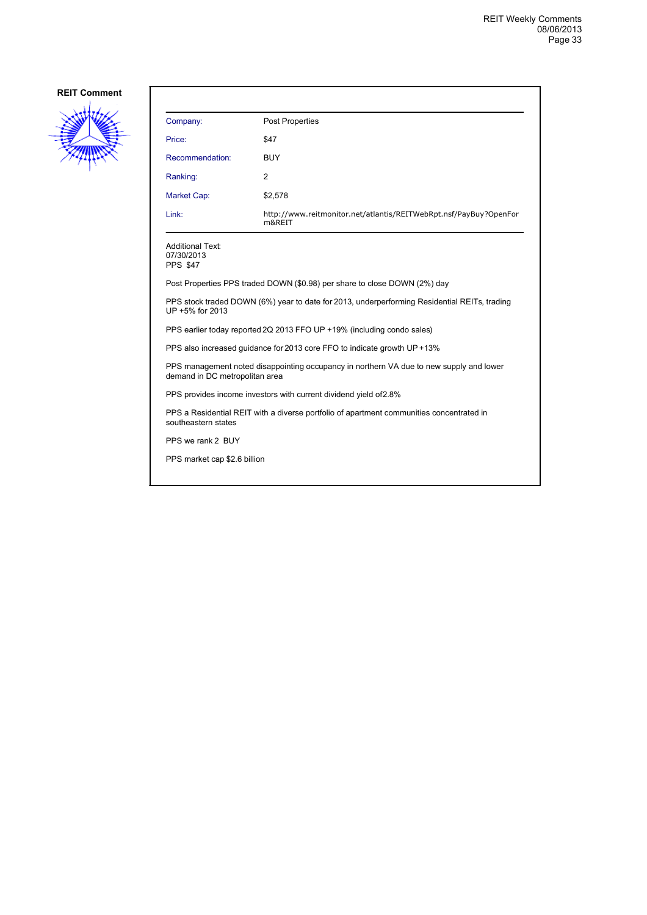**REIT Comment**

| Company: | Post Properties |
|---|---|
| Price: | $47 |
| Recommendation: | BUY |
| Ranking: | 2 |
| Market Cap: | $2,578 |
| Link: | http://www.reitmonitor.net/atlantis/REITWebRpt.nsf/PayBuy?OpenForm&REIT |

Additional Text:
07/30/2013
PPS $47

Post Properties PPS traded DOWN ($0.98) per share to close DOWN (2%) day

PPS stock traded DOWN (6%) year to date for 2013, underperforming Residential REITs, trading UP +5% for 2013

PPS earlier today reported 2Q 2013 FFO UP +19% (including condo sales)

PPS also increased guidance for 2013 core FFO to indicate growth UP +13%

PPS management noted disappointing occupancy in northern VA due to new supply and lower demand in DC metropolitan area

PPS provides income investors with current dividend yield of 2.8%

PPS a Residential REIT with a diverse portfolio of apartment communities concentrated in southeastern states

PPS we rank 2 BUY

PPS market cap $2.6 billion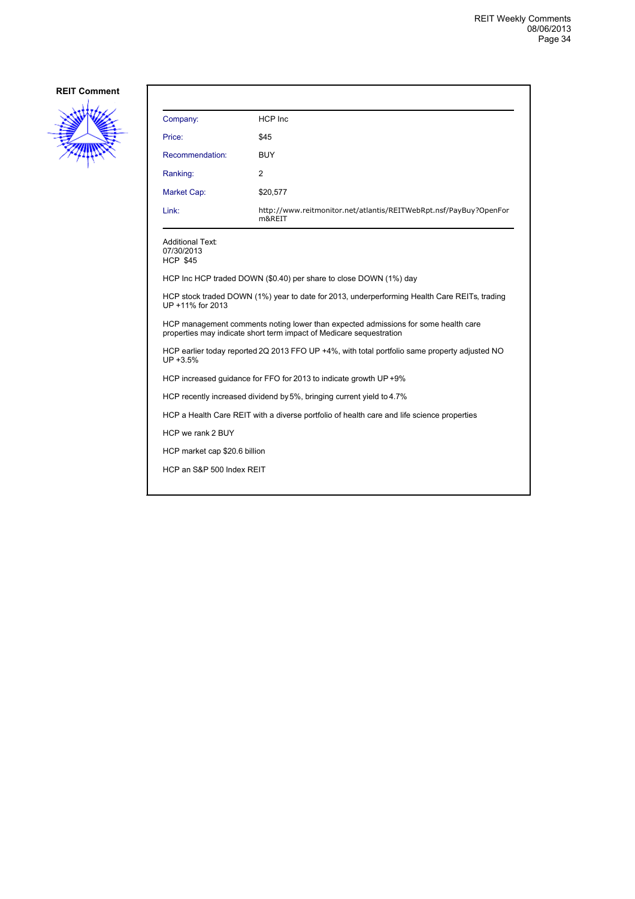**REIT Comment**

| Company: | HCP Inc |
|---|---|
| Price: | $45 |
| Recommendation: | BUY |
| Ranking: | 2 |
| Market Cap: | $20,577 |
| Link: | http://www.reitmonitor.net/atlantis/REITWebRpt.nsf/PayBuy?OpenForm&REIT |

Additional Text:
07/30/2013
HCP $45

HCP Inc HCP traded DOWN ($0.40) per share to close DOWN (1%) day

HCP stock traded DOWN (1%) year to date for 2013, underperforming Health Care REITs, trading UP +11% for 2013

HCP management comments noting lower than expected admissions for some health care properties may indicate short term impact of Medicare sequestration

HCP earlier today reported 2Q 2013 FFO UP +4%, with total portfolio same property adjusted NO UP +3.5%

HCP increased guidance for FFO for 2013 to indicate growth UP +9%

HCP recently increased dividend by 5%, bringing current yield to 4.7%

HCP a Health Care REIT with a diverse portfolio of health care and life science properties

HCP we rank 2 BUY

HCP market cap $20.6 billion

HCP an S&P 500 Index REIT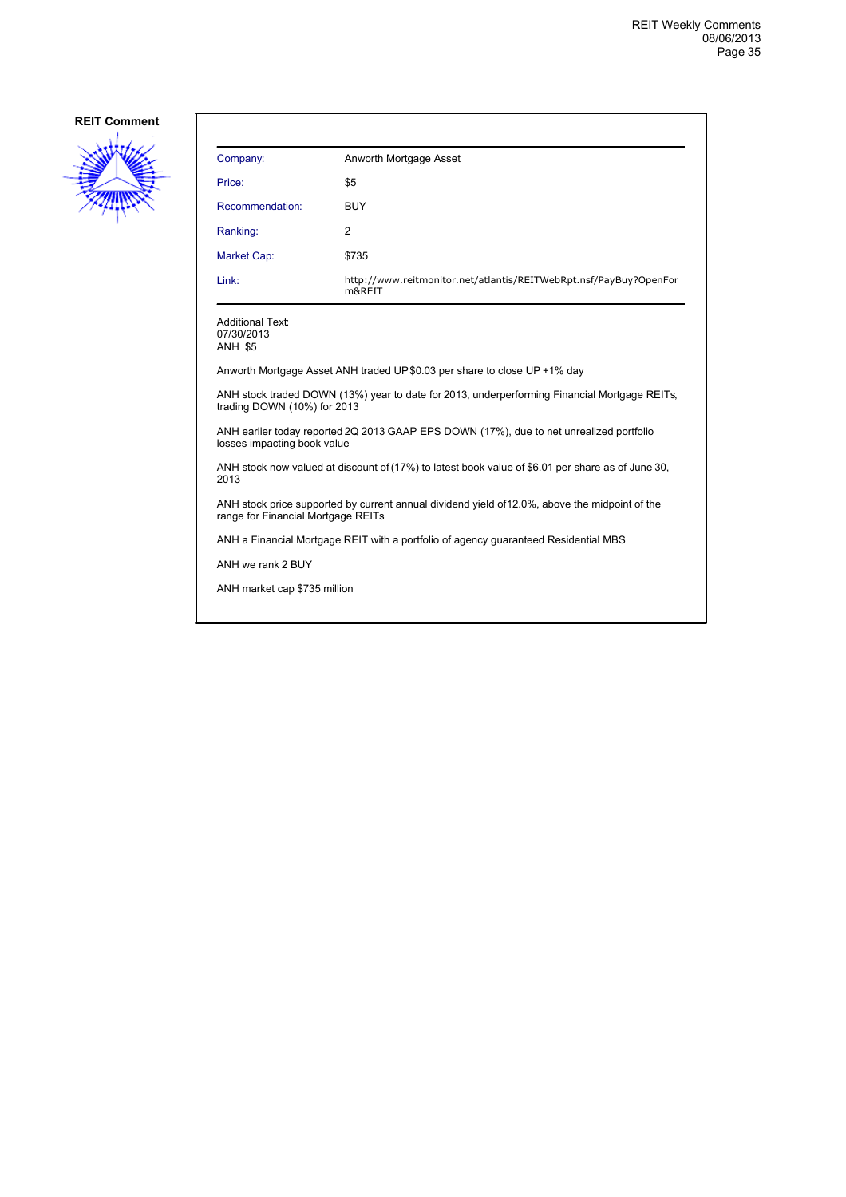**REIT Comment**

| Company: | Anworth Mortgage Asset |
|---|---|
| Price: | $5 |
| Recommendation: | BUY |
| Ranking: | 2 |
| Market Cap: | $735 |
| Link: | http://www.reitmonitor.net/atlantis/REITWebRpt.nsf/PayBuy?OpenForm&REIT |

Additional Text:
07/30/2013
ANH $5

Anworth Mortgage Asset ANH traded UP $0.03 per share to close UP +1% day

ANH stock traded DOWN (13%) year to date for 2013, underperforming Financial Mortgage REITs, trading DOWN (10%) for 2013

ANH earlier today reported 2Q 2013 GAAP EPS DOWN (17%), due to net unrealized portfolio losses impacting book value

ANH stock now valued at discount of (17%) to latest book value of $6.01 per share as of June 30, 2013

ANH stock price supported by current annual dividend yield of12.0%, above the midpoint of the range for Financial Mortgage REITs

ANH a Financial Mortgage REIT with a portfolio of agency guaranteed Residential MBS

ANH we rank 2 BUY

ANH market cap $735 million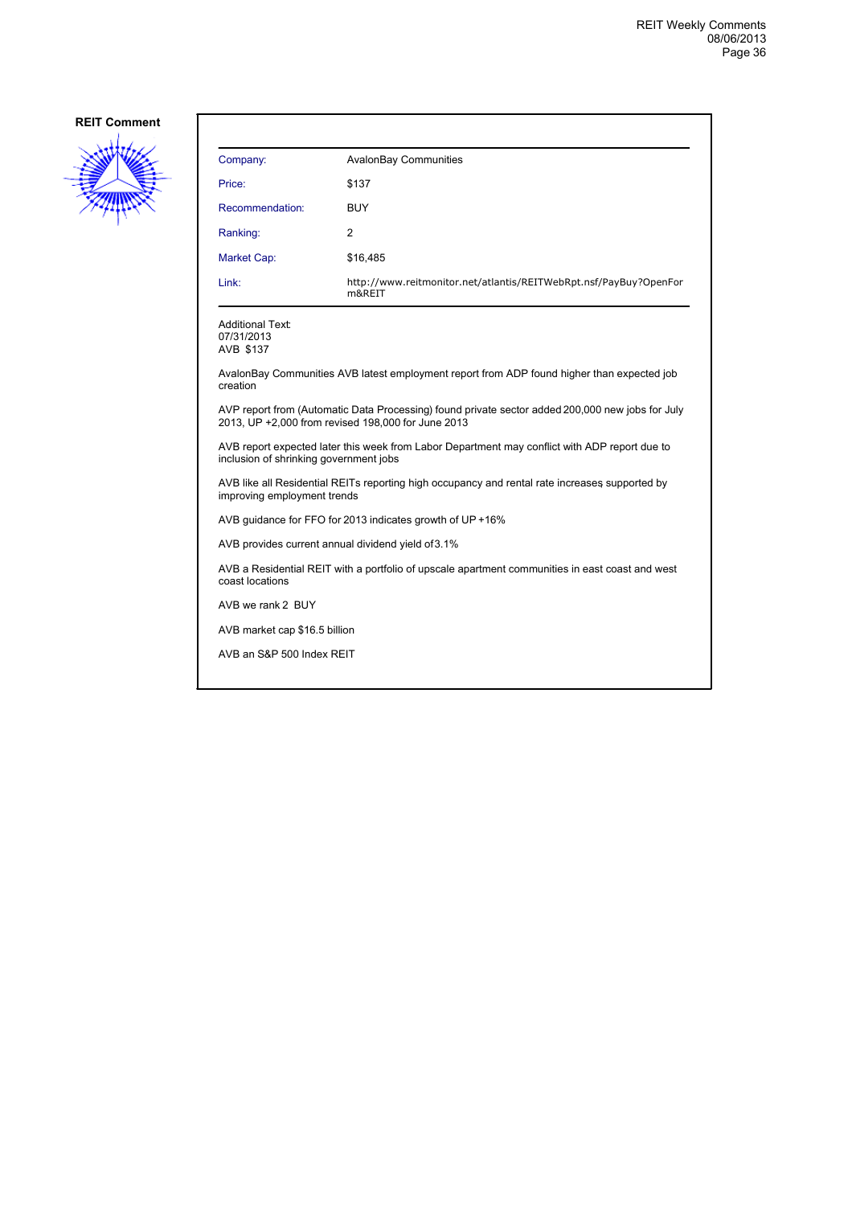## REIT Comment

| Company: | AvalonBay Communities |
|---|---|
| Price: | $137 |
| Recommendation: | BUY |
| Ranking: | 2 |
| Market Cap: | $16,485 |
| Link: | http://www.reitmonitor.net/atlantis/REITWebRpt.nsf/PayBuy?OpenForm&REIT |

Additional Text:
07/31/2013
AVB $137

AvalonBay Communities AVB latest employment report from ADP found higher than expected job creation

AVP report from (Automatic Data Processing) found private sector added 200,000 new jobs for July 2013, UP +2,000 from revised 198,000 for June 2013

AVB report expected later this week from Labor Department may conflict with ADP report due to inclusion of shrinking government jobs

AVB like all Residential REITs reporting high occupancy and rental rate increases, supported by improving employment trends

AVB guidance for FFO for 2013 indicates growth of UP +16%

AVB provides current annual dividend yield of 3.1%

AVB a Residential REIT with a portfolio of upscale apartment communities in east coast and west coast locations

AVB we rank 2 BUY

AVB market cap $16.5 billion

AVB an S&P 500 Index REIT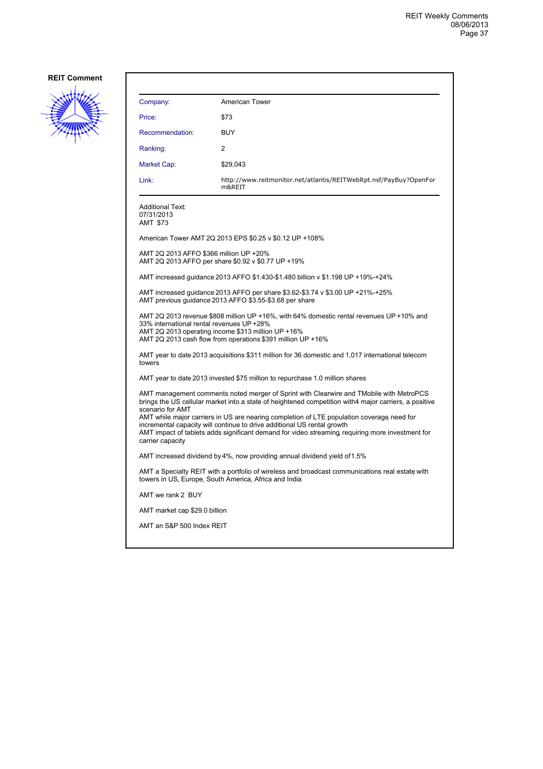**REIT Comment**

| | |
|---|---|
| Company: | American Tower |
| Price: | $73 |
| Recommendation: | BUY |
| Ranking: | 2 |
| Market Cap: | $29,043 |
| Link: | http://www.reitmonitor.net/atlantis/REITWebRpt.nsf/PayBuy?OpenForm&REIT |

Additional Text:
07/31/2013
AMT $73

American Tower AMT 2Q 2013 EPS $0.25 v $0.12 UP +108%

AMT 2Q 2013 AFFO $366 million UP +20%
AMT 2Q 2013 AFFO per share $0.92 v $0.77 UP +19%

AMT increased guidance 2013 AFFO $1.430-$1.480 billion v $1.198 UP +19%-+24%

AMT increased guidance 2013 AFFO per share $3.62-$3.74 v $3.00 UP +21%-+25%
AMT previous guidance 2013 AFFO $3.55-$3.68 per share

AMT 2Q 2013 revenue $808 million UP +16%, with 64% domestic rental revenues UP +10% and 33% international rental revenues UP +28%
AMT 2Q 2013 operating income $313 million UP +16%
AMT 2Q 2013 cash flow from operations $391 million UP +16%

AMT year to date 2013 acquisitions $311 million for 36 domestic and 1,017 international telecom towers

AMT year to date 2013 invested $75 million to repurchase 1.0 million shares

AMT management comments noted merger of Sprint with Clearwire and TMobile with MetroPCS brings the US cellular market into a state of heightened competition with4 major carriers, a positive scenario for AMT
AMT while major carriers in US are nearing completion of LTE population coverage, need for incremental capacity will continue to drive additional US rental growth
AMT impact of tablets adds significant demand for video streaming, requiring more investment for carrier capacity

AMT increased dividend by 4%, now providing annual dividend yield of 1.5%

AMT a Specialty REIT with a portfolio of wireless and broadcast communications real estate, with towers in US, Europe, South America, Africa and India

AMT we rank 2 BUY

AMT market cap $29.0 billion

AMT an S&P 500 Index REIT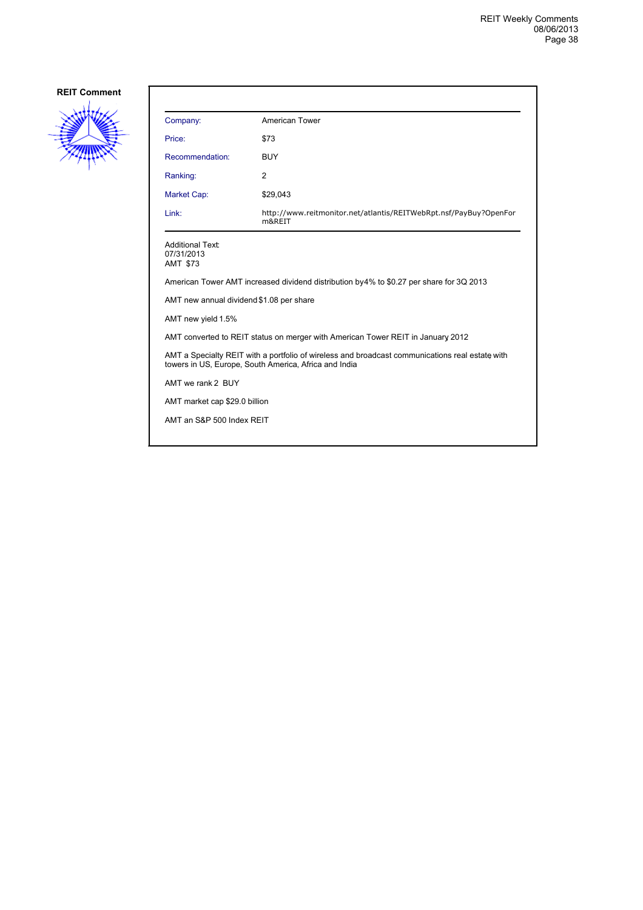## REIT Comment

| Company: | American Tower |
|---|---|
| Price: | $73 |
| Recommendation: | BUY |
| Ranking: | 2 |
| Market Cap: | $29,043 |
| Link: | http://www.reitmonitor.net/atlantis/REITWebRpt.nsf/PayBuy?OpenForm&REIT |

Additional Text:
07/31/2013
AMT $73

American Tower AMT increased dividend distribution by4% to $0.27 per share for 3Q 2013

AMT new annual dividend $1.08 per share

AMT new yield 1.5%

AMT converted to REIT status on merger with American Tower REIT in January 2012

AMT a Specialty REIT with a portfolio of wireless and broadcast communications real estate with towers in US, Europe, South America, Africa and India

AMT we rank 2 BUY

AMT market cap $29.0 billion

AMT an S&P 500 Index REIT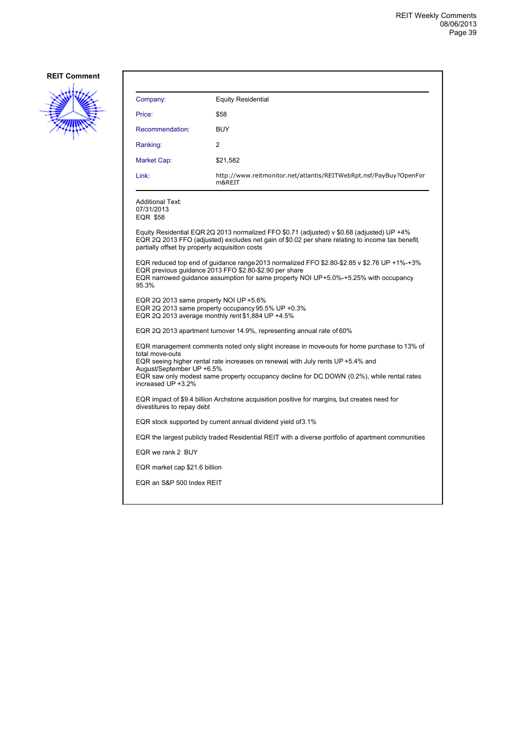**REIT Comment**

| | |
|---|---|
| Company: | Equity Residential |
| Price: | $58 |
| Recommendation: | BUY |
| Ranking: | 2 |
| Market Cap: | $21,582 |
| Link: | http://www.reitmonitor.net/atlantis/REITWebRpt.nsf/PayBuy?OpenForm&REIT |

Additional Text:
07/31/2013
EQR $58

Equity Residential EQR 2Q 2013 normalized FFO $0.71 (adjusted) v $0.68 (adjusted) UP +4%
EQR 2Q 2013 FFO (adjusted) excludes net gain of $0.02 per share relating to income tax benefit, partially offset by property acquisition costs

EQR reduced top end of guidance range 2013 normalized FFO $2.80-$2.85 v $2.76 UP +1%-+3%
EQR previous guidance 2013 FFO $2.80-$2.90 per share
EQR narrowed guidance assumption for same property NOI UP+5.0%-+5.25% with occupancy 95.3%

EQR 2Q 2013 same property NOI UP +5.6%
EQR 2Q 2013 same property occupancy 95.5% UP +0.3%
EQR 2Q 2013 average monthly rent $1,884 UP +4.5%

EQR 2Q 2013 apartment turnover 14.9%, representing annual rate of 60%

EQR management comments noted only slight increase in move-outs for home purchase to 13% of total move-outs
EQR seeing higher rental rate increases on renewal, with July rents UP +5.4% and August/September UP +6.5%
EQR saw only modest same property occupancy decline for DC, DOWN (0.2%), while rental rates increased UP +3.2%

EQR impact of $9.4 billion Archstone acquisition positive for margins, but creates need for divestitures to repay debt

EQR stock supported by current annual dividend yield of 3.1%

EQR the largest publicly traded Residential REIT with a diverse portfolio of apartment communities

EQR we rank 2 BUY

EQR market cap $21.6 billion

EQR an S&P 500 Index REIT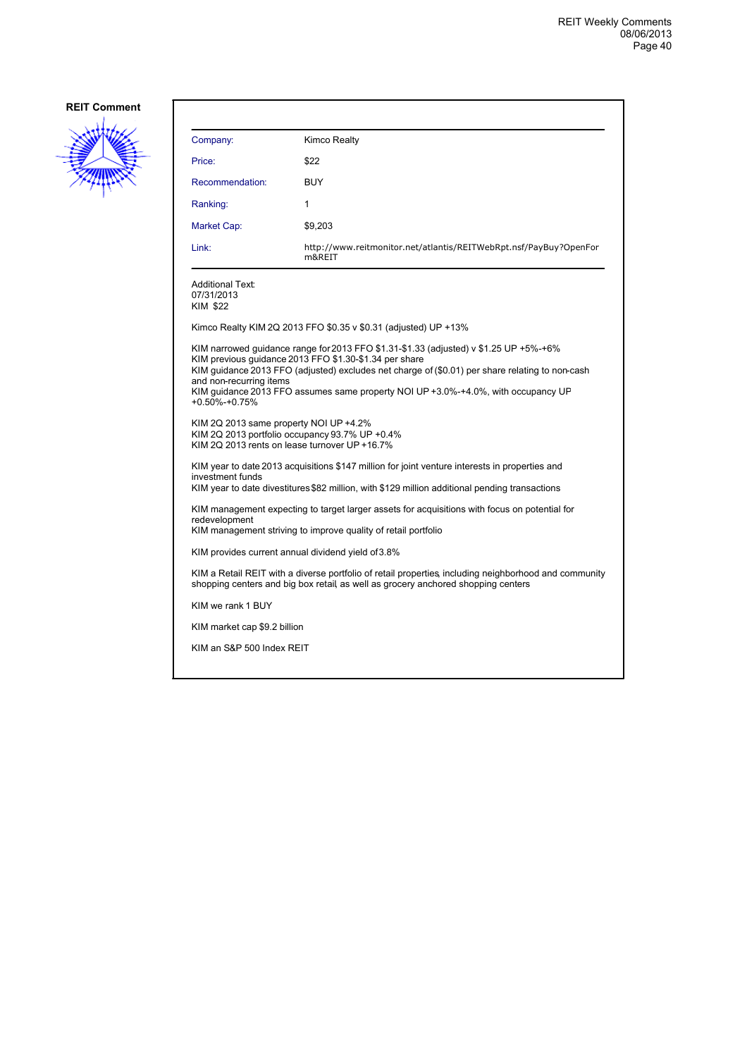**REIT Comment**

| Company: | Kimco Realty |
|---|---|
| Price: | $22 |
| Recommendation: | BUY |
| Ranking: | 1 |
| Market Cap: | $9,203 |
| Link: | http://www.reitmonitor.net/atlantis/REITWebRpt.nsf/PayBuy?OpenForm&REIT |

Additional Text:
07/31/2013
KIM $22

Kimco Realty KIM 2Q 2013 FFO $0.35 v $0.31 (adjusted) UP +13%

KIM narrowed guidance range for 2013 FFO $1.31-$1.33 (adjusted) v $1.25 UP +5%-+6%
KIM previous guidance 2013 FFO $1.30-$1.34 per share
KIM guidance 2013 FFO (adjusted) excludes net charge of ($0.01) per share relating to non-cash and non-recurring items
KIM guidance 2013 FFO assumes same property NOI UP +3.0%-+4.0%, with occupancy UP +0.50%-+0.75%

KIM 2Q 2013 same property NOI UP +4.2%
KIM 2Q 2013 portfolio occupancy 93.7% UP +0.4%
KIM 2Q 2013 rents on lease turnover UP +16.7%

KIM year to date 2013 acquisitions $147 million for joint venture interests in properties and investment funds
KIM year to date divestitures $82 million, with $129 million additional pending transactions

KIM management expecting to target larger assets for acquisitions with focus on potential for redevelopment
KIM management striving to improve quality of retail portfolio

KIM provides current annual dividend yield of 3.8%

KIM a Retail REIT with a diverse portfolio of retail properties, including neighborhood and community shopping centers and big box retail, as well as grocery anchored shopping centers

KIM we rank 1 BUY

KIM market cap $9.2 billion

KIM an S&P 500 Index REIT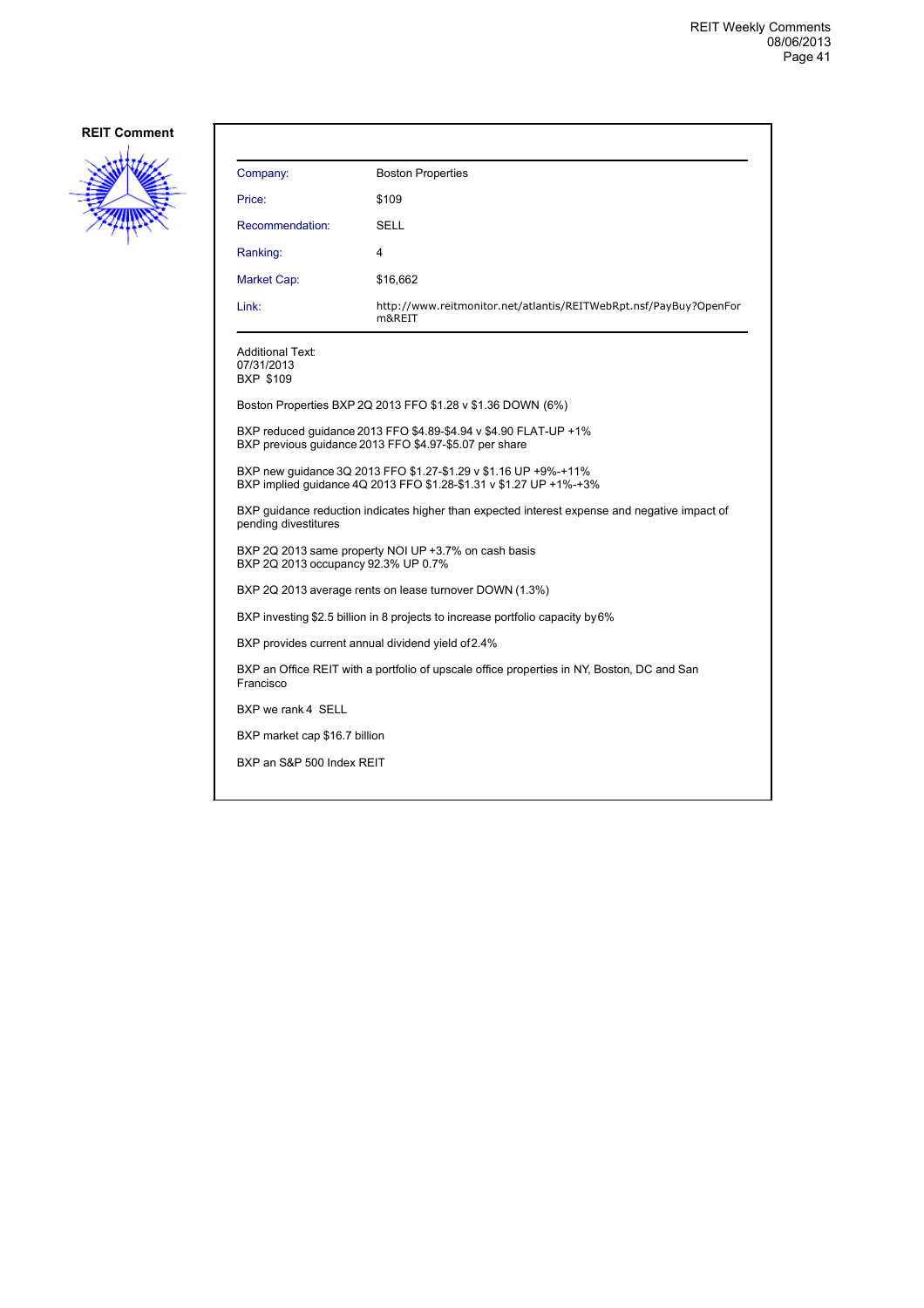**REIT Comment**

| Company: | Boston Properties |
|---|---|
| Price: | $109 |
| Recommendation: | SELL |
| Ranking: | 4 |
| Market Cap: | $16,662 |
| Link: | http://www.reitmonitor.net/atlantis/REITWebRpt.nsf/PayBuy?OpenForm&REIT |

Additional Text:
07/31/2013
BXP $109

Boston Properties BXP 2Q 2013 FFO $1.28 v $1.36 DOWN (6%)

BXP reduced guidance 2013 FFO $4.89-$4.94 v $4.90 FLAT-UP +1%
BXP previous guidance 2013 FFO $4.97-$5.07 per share

BXP new guidance 3Q 2013 FFO $1.27-$1.29 v $1.16 UP +9%-+11%
BXP implied guidance 4Q 2013 FFO $1.28-$1.31 v $1.27 UP +1%-+3%

BXP guidance reduction indicates higher than expected interest expense and negative impact of pending divestitures

BXP 2Q 2013 same property NOI UP +3.7% on cash basis
BXP 2Q 2013 occupancy 92.3% UP 0.7%

BXP 2Q 2013 average rents on lease turnover DOWN (1.3%)

BXP investing $2.5 billion in 8 projects to increase portfolio capacity by 6%

BXP provides current annual dividend yield of 2.4%

BXP an Office REIT with a portfolio of upscale office properties in NY, Boston, DC and San Francisco

BXP we rank 4 SELL

BXP market cap $16.7 billion

BXP an S&P 500 Index REIT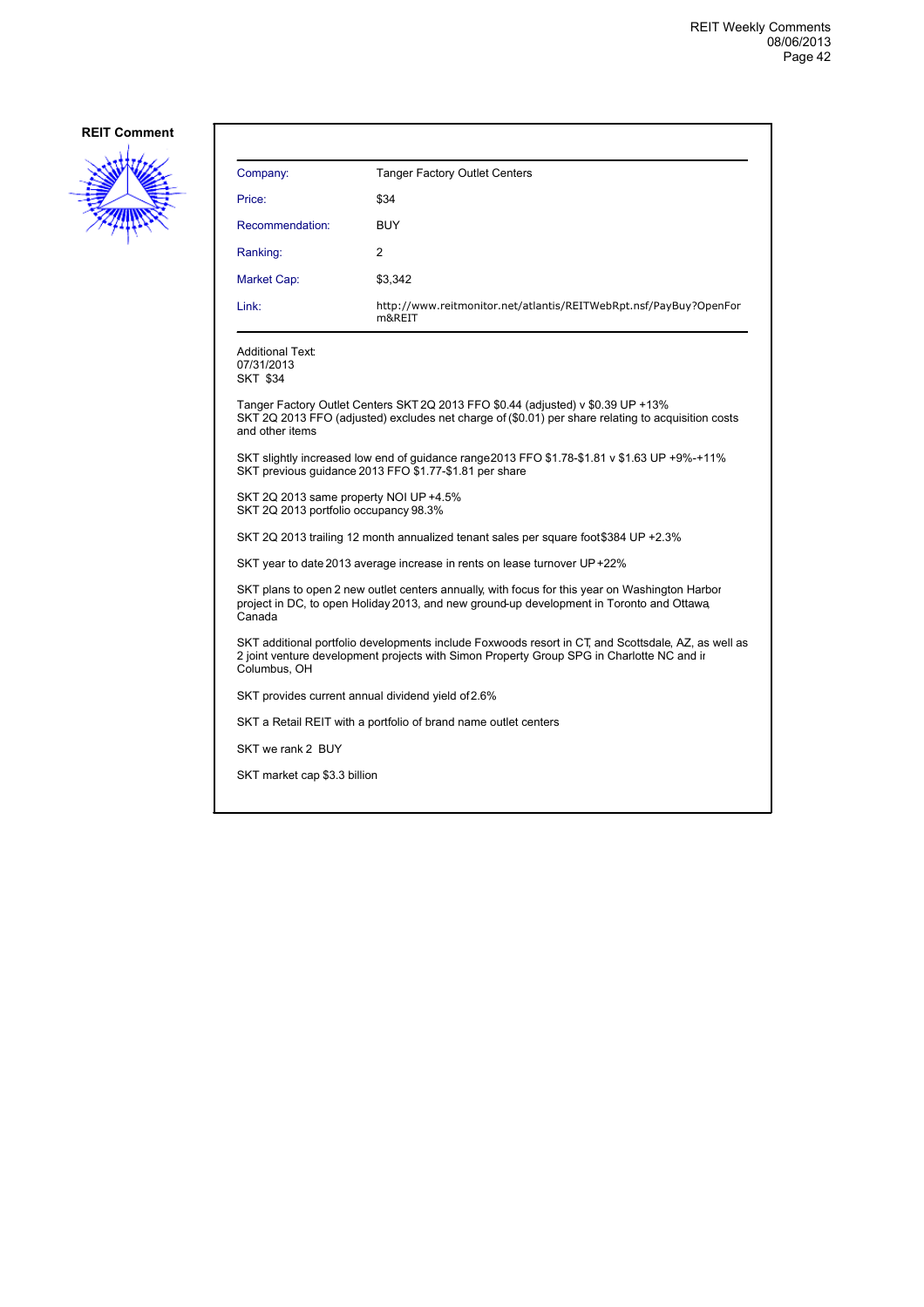**REIT Comment**

| | |
|---|---|
| Company: | Tanger Factory Outlet Centers |
| Price: | $34 |
| Recommendation: | BUY |
| Ranking: | 2 |
| Market Cap: | $3,342 |
| Link: | http://www.reitmonitor.net/atlantis/REITWebRpt.nsf/PayBuy?OpenForm&REIT |

Additional Text:
07/31/2013
SKT $34

Tanger Factory Outlet Centers SKT 2Q 2013 FFO $0.44 (adjusted) v $0.39 UP +13%
SKT 2Q 2013 FFO (adjusted) excludes net charge of ($0.01) per share relating to acquisition costs and other items

SKT slightly increased low end of guidance range 2013 FFO $1.78-$1.81 v $1.63 UP +9%-+11%
SKT previous guidance 2013 FFO $1.77-$1.81 per share

SKT 2Q 2013 same property NOI UP +4.5%
SKT 2Q 2013 portfolio occupancy 98.3%

SKT 2Q 2013 trailing 12 month annualized tenant sales per square foot $384 UP +2.3%

SKT year to date 2013 average increase in rents on lease turnover UP +22%

SKT plans to open 2 new outlet centers annually, with focus for this year on Washington Harbor project in DC, to open Holiday 2013, and new ground-up development in Toronto and Ottawa, Canada

SKT additional portfolio developments include Foxwoods resort in CT, and Scottsdale, AZ, as well as 2 joint venture development projects with Simon Property Group SPG in Charlotte NC and in Columbus, OH

SKT provides current annual dividend yield of 2.6%

SKT a Retail REIT with a portfolio of brand name outlet centers

SKT we rank 2 BUY

SKT market cap $3.3 billion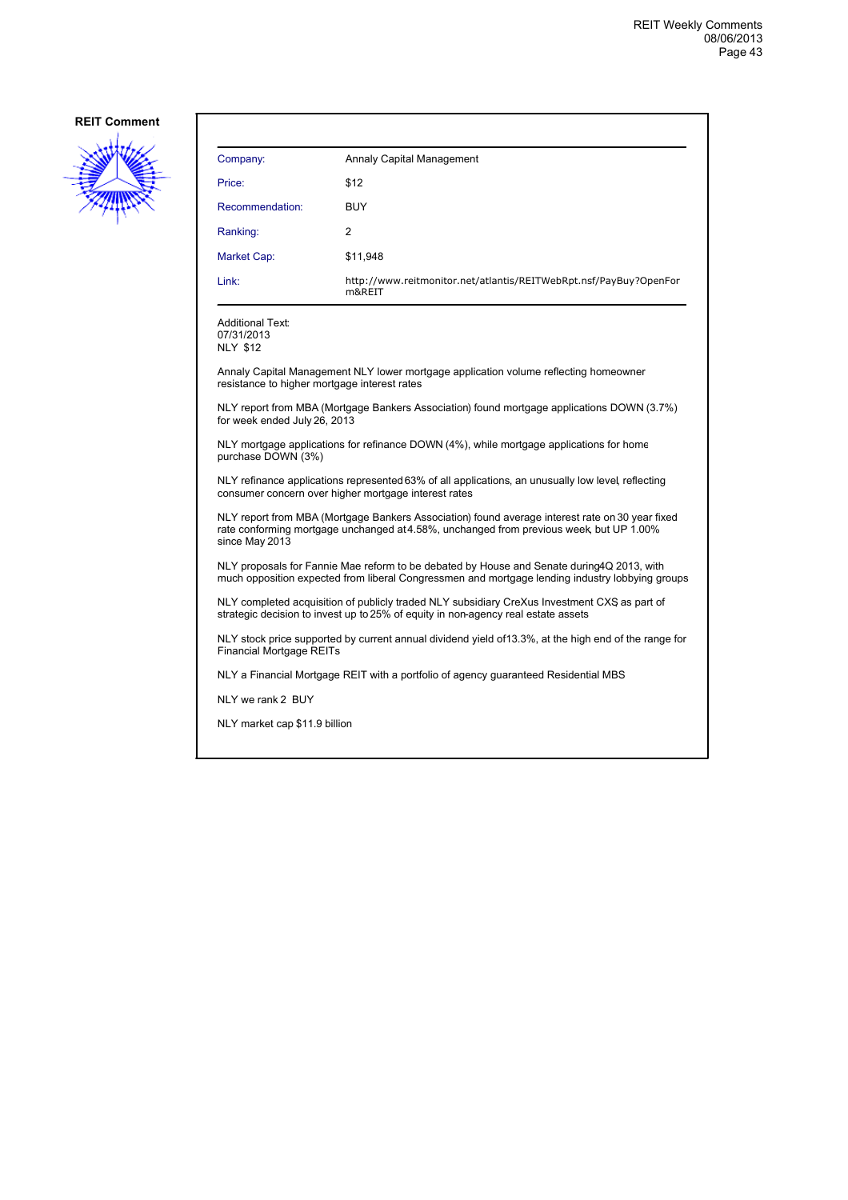**REIT Comment**

| Company: | Annaly Capital Management |
|---|---|
| Price: | $12 |
| Recommendation: | BUY |
| Ranking: | 2 |
| Market Cap: | $11,948 |
| Link: | http://www.reitmonitor.net/atlantis/REITWebRpt.nsf/PayBuy?OpenForm&REIT |

Additional Text:
07/31/2013
NLY $12

Annaly Capital Management NLY lower mortgage application volume reflecting homeowner resistance to higher mortgage interest rates

NLY report from MBA (Mortgage Bankers Association) found mortgage applications DOWN (3.7%) for week ended July 26, 2013

NLY mortgage applications for refinance DOWN (4%), while mortgage applications for home purchase DOWN (3%)

NLY refinance applications represented 63% of all applications, an unusually low level, reflecting consumer concern over higher mortgage interest rates

NLY report from MBA (Mortgage Bankers Association) found average interest rate on 30 year fixed rate conforming mortgage unchanged at 4.58%, unchanged from previous week, but UP 1.00% since May 2013

NLY proposals for Fannie Mae reform to be debated by House and Senate during 4Q 2013, with much opposition expected from liberal Congressmen and mortgage lending industry lobbying groups

NLY completed acquisition of publicly traded NLY subsidiary CreXus Investment CXS as part of strategic decision to invest up to 25% of equity in non-agency real estate assets

NLY stock price supported by current annual dividend yield of 13.3%, at the high end of the range for Financial Mortgage REITs

NLY a Financial Mortgage REIT with a portfolio of agency guaranteed Residential MBS

NLY we rank 2 BUY

NLY market cap $11.9 billion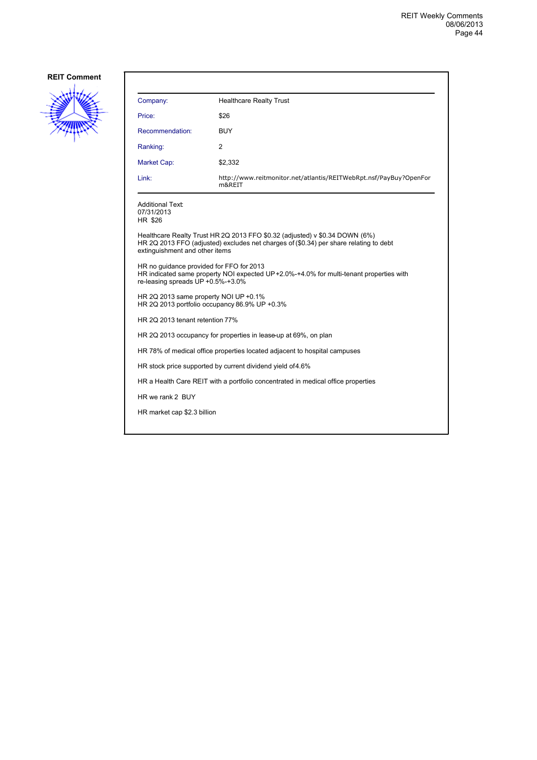**REIT Comment**

| Company: | Healthcare Realty Trust |
| --- | --- |
| Price: | $26 |
| Recommendation: | BUY |
| Ranking: | 2 |
| Market Cap: | $2,332 |
| Link: | http://www.reitmonitor.net/atlantis/REITWebRpt.nsf/PayBuy?OpenForm&REIT |

Additional Text:
07/31/2013
HR $26

Healthcare Realty Trust HR 2Q 2013 FFO $0.32 (adjusted) v $0.34 DOWN (6%)
HR 2Q 2013 FFO (adjusted) excludes net charges of ($0.34) per share relating to debt extinguishment and other items

HR no guidance provided for FFO for 2013
HR indicated same property NOI expected UP +2.0%-+4.0% for multi-tenant properties with re-leasing spreads UP +0.5%-+3.0%

HR 2Q 2013 same property NOI UP +0.1%
HR 2Q 2013 portfolio occupancy 86.9% UP +0.3%

HR 2Q 2013 tenant retention 77%

HR 2Q 2013 occupancy for properties in lease-up at 69%, on plan

HR 78% of medical office properties located adjacent to hospital campuses

HR stock price supported by current dividend yield of4.6%

HR a Health Care REIT with a portfolio concentrated in medical office properties

HR we rank 2 BUY

HR market cap $2.3 billion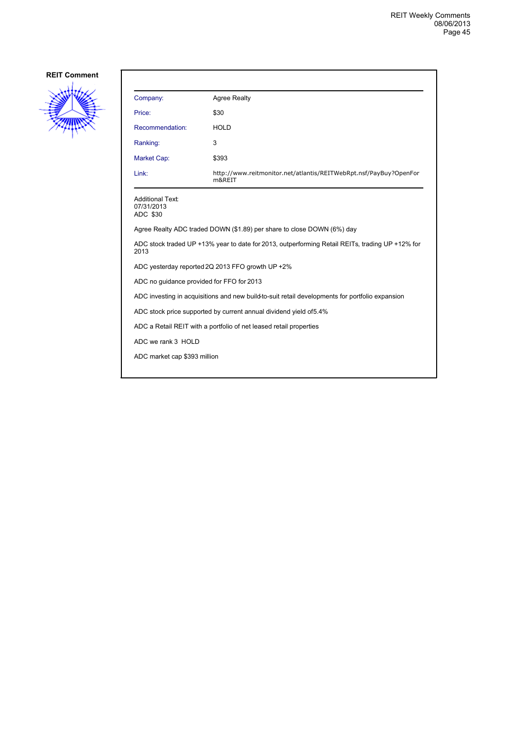**REIT Comment**

| Company: | Agree Realty |
|---|---|
| Price: | $30 |
| Recommendation: | HOLD |
| Ranking: | 3 |
| Market Cap: | $393 |
| Link: | http://www.reitmonitor.net/atlantis/REITWebRpt.nsf/PayBuy?OpenForm&REIT |

Additional Text:
07/31/2013
ADC $30

Agree Realty ADC traded DOWN ($1.89) per share to close DOWN (6%) day

ADC stock traded UP +13% year to date for 2013, outperforming Retail REITs, trading UP +12% for 2013

ADC yesterday reported 2Q 2013 FFO growth UP +2%

ADC no guidance provided for FFO for 2013

ADC investing in acquisitions and new build-to-suit retail developments for portfolio expansion

ADC stock price supported by current annual dividend yield of5.4%

ADC a Retail REIT with a portfolio of net leased retail properties

ADC we rank 3 HOLD

ADC market cap $393 million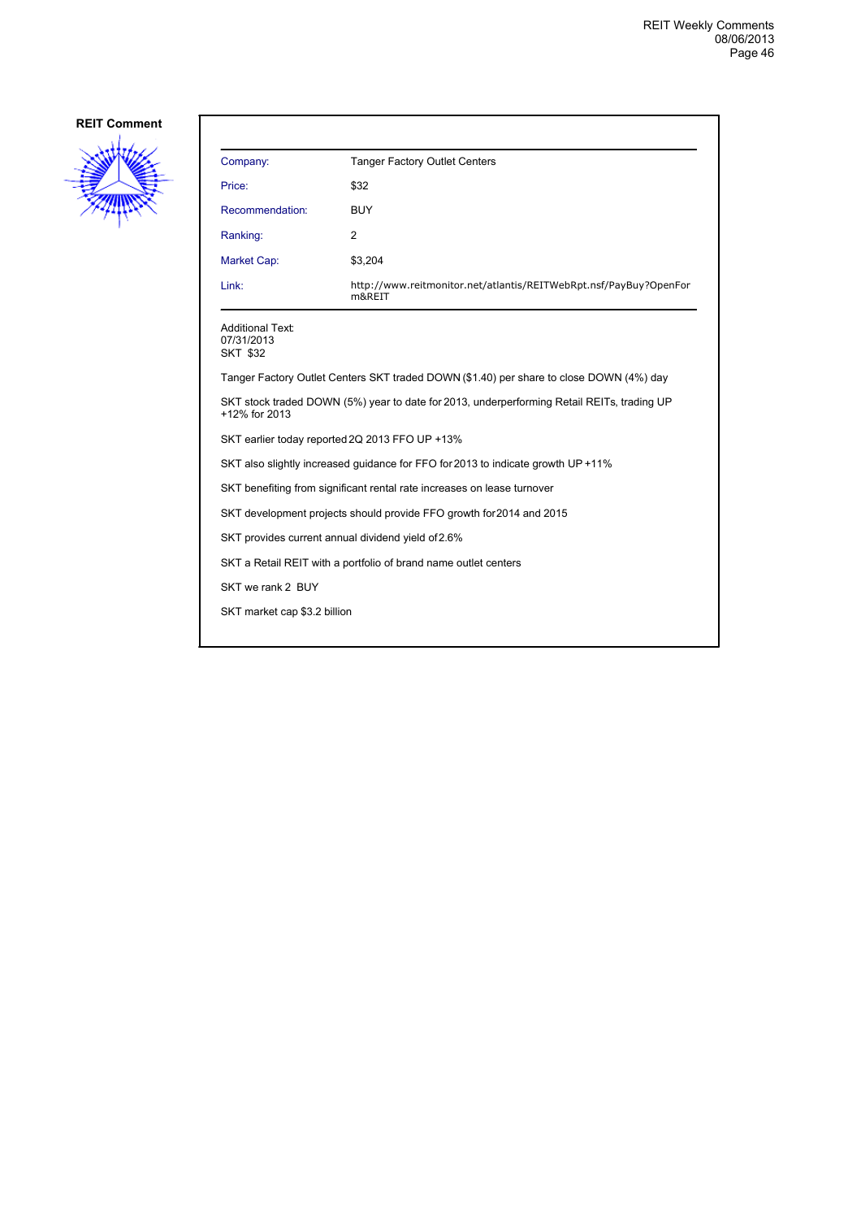**REIT Comment**

| Company: | Tanger Factory Outlet Centers |
|---|---|
| Price: | $32 |
| Recommendation: | BUY |
| Ranking: | 2 |
| Market Cap: | $3,204 |
| Link: | http://www.reitmonitor.net/atlantis/REITWebRpt.nsf/PayBuy?OpenForm&REIT |

Additional Text:
07/31/2013
SKT $32

Tanger Factory Outlet Centers SKT traded DOWN ($1.40) per share to close DOWN (4%) day

SKT stock traded DOWN (5%) year to date for 2013, underperforming Retail REITs, trading UP +12% for 2013

SKT earlier today reported 2Q 2013 FFO UP +13%

SKT also slightly increased guidance for FFO for 2013 to indicate growth UP +11%

SKT benefiting from significant rental rate increases on lease turnover

SKT development projects should provide FFO growth for 2014 and 2015

SKT provides current annual dividend yield of 2.6%

SKT a Retail REIT with a portfolio of brand name outlet centers

SKT we rank 2 BUY

SKT market cap $3.2 billion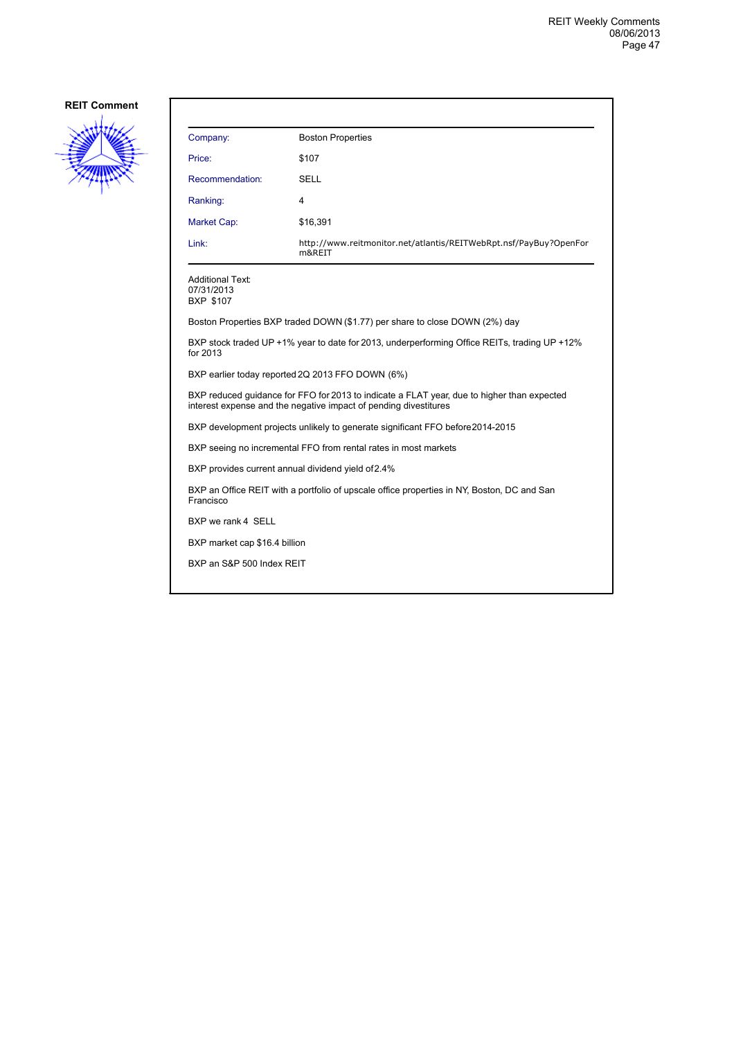**REIT Comment**

| Company: | Boston Properties |
|---|---|
| Price: | $107 |
| Recommendation: | SELL |
| Ranking: | 4 |
| Market Cap: | $16,391 |
| Link: | http://www.reitmonitor.net/atlantis/REITWebRpt.nsf/PayBuy?OpenForm&REIT |

Additional Text:
07/31/2013
BXP $107

Boston Properties BXP traded DOWN ($1.77) per share to close DOWN (2%) day

BXP stock traded UP +1% year to date for 2013, underperforming Office REITs, trading UP +12% for 2013

BXP earlier today reported 2Q 2013 FFO DOWN (6%)

BXP reduced guidance for FFO for 2013 to indicate a FLAT year, due to higher than expected interest expense and the negative impact of pending divestitures

BXP development projects unlikely to generate significant FFO before 2014-2015

BXP seeing no incremental FFO from rental rates in most markets

BXP provides current annual dividend yield of 2.4%

BXP an Office REIT with a portfolio of upscale office properties in NY, Boston, DC and San Francisco

BXP we rank 4 SELL

BXP market cap $16.4 billion

BXP an S&P 500 Index REIT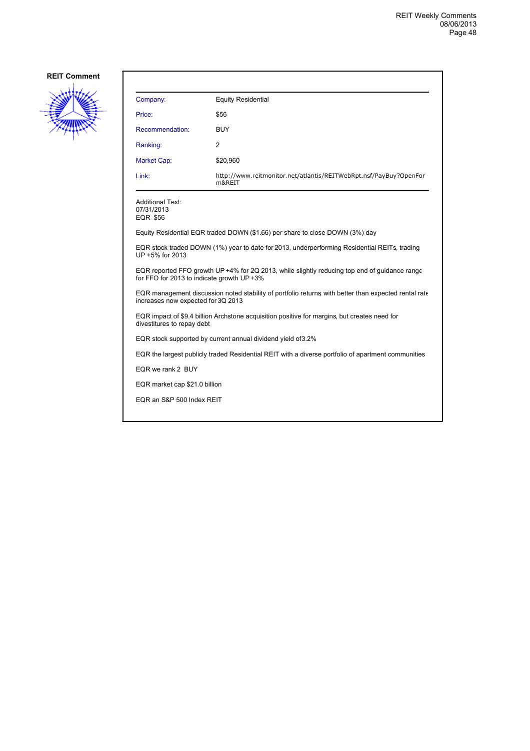**REIT Comment**

| Company: | Equity Residential |
| --- | --- |
| Price: | $56 |
| Recommendation: | BUY |
| Ranking: | 2 |
| Market Cap: | $20,960 |
| Link: | http://www.reitmonitor.net/atlantis/REITWebRpt.nsf/PayBuy?OpenForm&REIT |

Additional Text:
07/31/2013
EQR $56

Equity Residential EQR traded DOWN ($1.66) per share to close DOWN (3%) day

EQR stock traded DOWN (1%) year to date for 2013, underperforming Residential REITs, trading UP +5% for 2013

EQR reported FFO growth UP +4% for 2Q 2013, while slightly reducing top end of guidance range for FFO for 2013 to indicate growth UP +3%

EQR management discussion noted stability of portfolio returns, with better than expected rental rate increases now expected for 3Q 2013

EQR impact of $9.4 billion Archstone acquisition positive for margins, but creates need for divestitures to repay debt

EQR stock supported by current annual dividend yield of 3.2%

EQR the largest publicly traded Residential REIT with a diverse portfolio of apartment communities

EQR we rank 2 BUY

EQR market cap $21.0 billion

EQR an S&P 500 Index REIT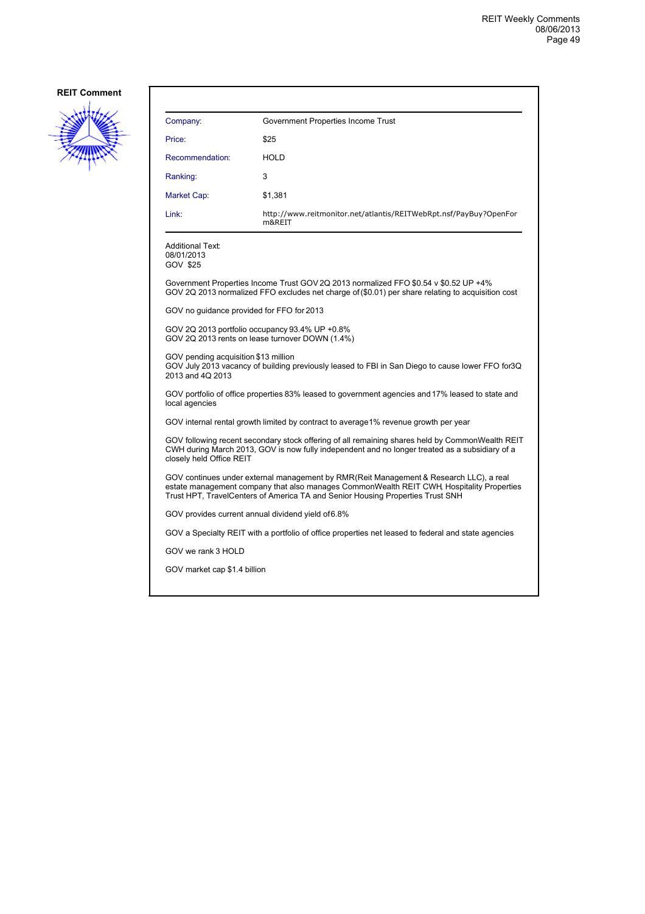**REIT Comment**

| Company: | Government Properties Income Trust |
|---|---|
| Price: | $25 |
| Recommendation: | HOLD |
| Ranking: | 3 |
| Market Cap: | $1,381 |
| Link: | http://www.reitmonitor.net/atlantis/REITWebRpt.nsf/PayBuy?OpenForm&REIT |

Additional Text:
08/01/2013
GOV $25

Government Properties Income Trust GOV 2Q 2013 normalized FFO $0.54 v $0.52 UP +4%
GOV 2Q 2013 normalized FFO excludes net charge of ($0.01) per share relating to acquisition cost

GOV no guidance provided for FFO for 2013

GOV 2Q 2013 portfolio occupancy 93.4% UP +0.8%
GOV 2Q 2013 rents on lease turnover DOWN (1.4%)

GOV pending acquisition $13 million
GOV July 2013 vacancy of building previously leased to FBI in San Diego to cause lower FFO for 3Q 2013 and 4Q 2013

GOV portfolio of office properties 83% leased to government agencies and 17% leased to state and local agencies

GOV internal rental growth limited by contract to average 1% revenue growth per year

GOV following recent secondary stock offering of all remaining shares held by CommonWealth REIT CWH during March 2013, GOV is now fully independent and no longer treated as a subsidiary of a closely held Office REIT

GOV continues under external management by RMR(Reit Management & Research LLC), a real estate management company that also manages CommonWealth REIT CWH, Hospitality Properties Trust HPT, TravelCenters of America TA and Senior Housing Properties Trust SNH

GOV provides current annual dividend yield of 6.8%

GOV a Specialty REIT with a portfolio of office properties net leased to federal and state agencies

GOV we rank 3 HOLD

GOV market cap $1.4 billion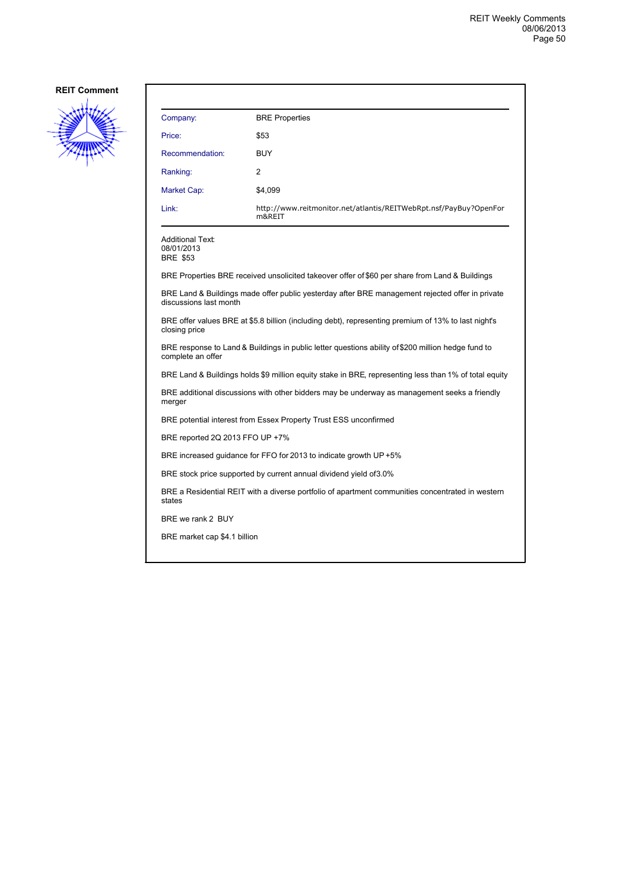**REIT Comment**

| Company: | BRE Properties |
|---|---|
| Price: | $53 |
| Recommendation: | BUY |
| Ranking: | 2 |
| Market Cap: | $4,099 |
| Link: | http://www.reitmonitor.net/atlantis/REITWebRpt.nsf/PayBuy?OpenForm&REIT |

Additional Text:
08/01/2013
BRE $53

BRE Properties BRE received unsolicited takeover offer of $60 per share from Land & Buildings

BRE Land & Buildings made offer public yesterday after BRE management rejected offer in private discussions last month

BRE offer values BRE at $5.8 billion (including debt), representing premium of 13% to last night's closing price

BRE response to Land & Buildings in public letter questions ability of $200 million hedge fund to complete an offer

BRE Land & Buildings holds $9 million equity stake in BRE, representing less than 1% of total equity

BRE additional discussions with other bidders may be underway as management seeks a friendly merger

BRE potential interest from Essex Property Trust ESS unconfirmed

BRE reported 2Q 2013 FFO UP +7%

BRE increased guidance for FFO for 2013 to indicate growth UP +5%

BRE stock price supported by current annual dividend yield of3.0%

BRE a Residential REIT with a diverse portfolio of apartment communities concentrated in western states

BRE we rank 2 BUY

BRE market cap $4.1 billion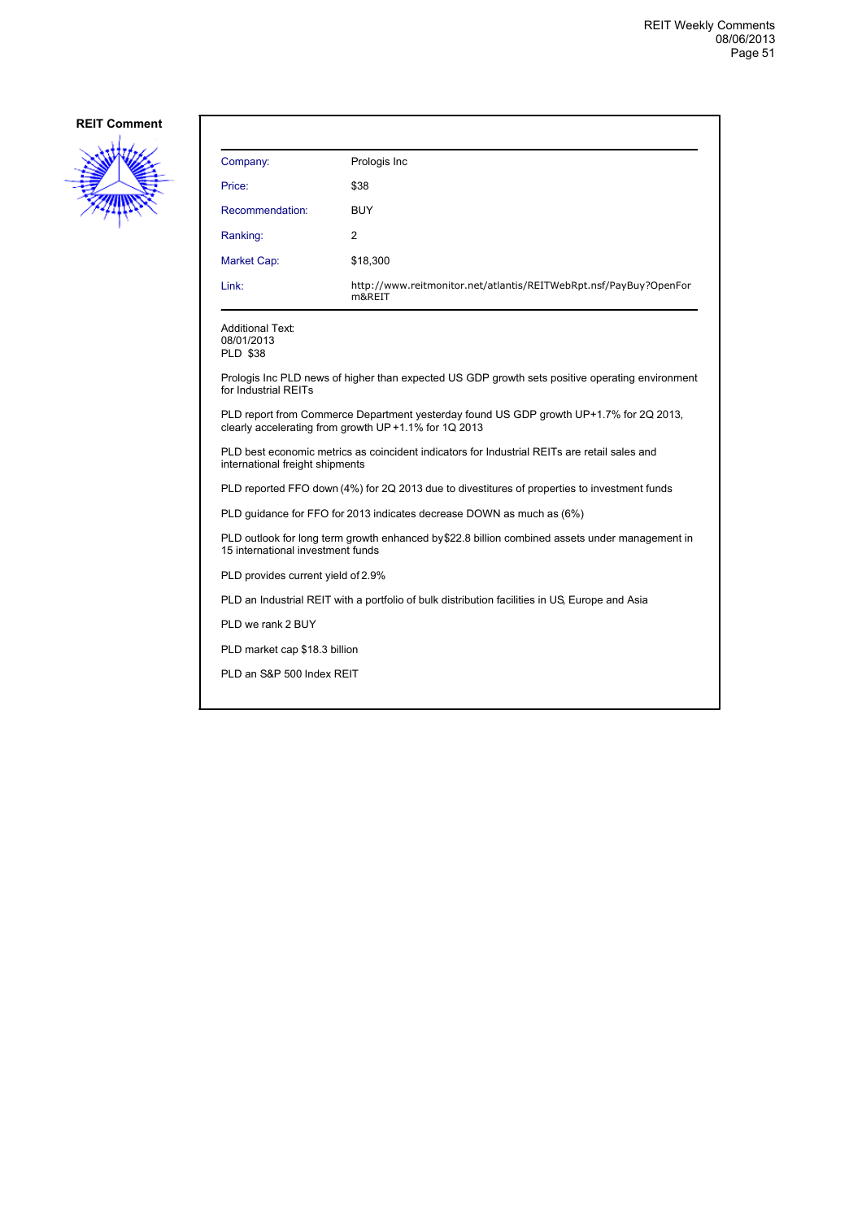**REIT Comment**

| Company: | Prologis Inc |
|---|---|
| Price: | $38 |
| Recommendation: | BUY |
| Ranking: | 2 |
| Market Cap: | $18,300 |
| Link: | http://www.reitmonitor.net/atlantis/REITWebRpt.nsf/PayBuy?OpenForm&REIT |

Additional Text:
08/01/2013
PLD $38

Prologis Inc PLD news of higher than expected US GDP growth sets positive operating environment for Industrial REITs

PLD report from Commerce Department yesterday found US GDP growth UP+1.7% for 2Q 2013, clearly accelerating from growth UP +1.1% for 1Q 2013

PLD best economic metrics as coincident indicators for Industrial REITs are retail sales and international freight shipments

PLD reported FFO down (4%) for 2Q 2013 due to divestitures of properties to investment funds

PLD guidance for FFO for 2013 indicates decrease DOWN as much as (6%)

PLD outlook for long term growth enhanced by$22.8 billion combined assets under management in 15 international investment funds

PLD provides current yield of 2.9%

PLD an Industrial REIT with a portfolio of bulk distribution facilities in US, Europe and Asia

PLD we rank 2 BUY

PLD market cap $18.3 billion

PLD an S&P 500 Index REIT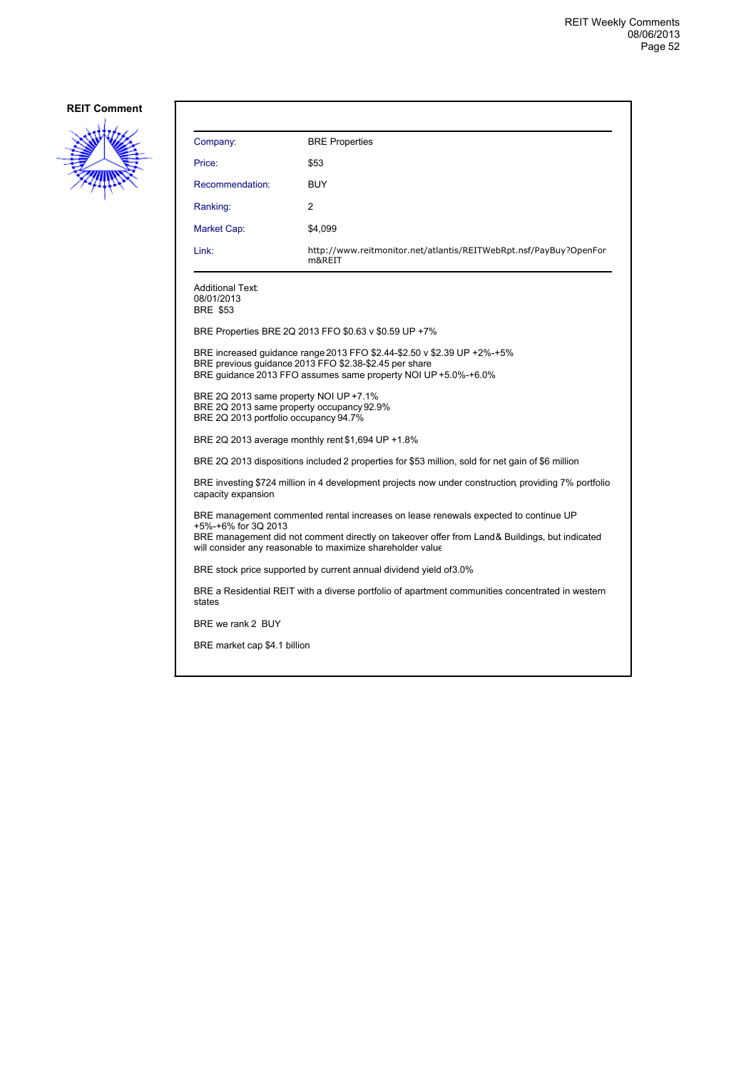**REIT Comment**

| Company: | BRE Properties |
|---|---|
| Price: | $53 |
| Recommendation: | BUY |
| Ranking: | 2 |
| Market Cap: | $4,099 |
| Link: | http://www.reitmonitor.net/atlantis/REITWebRpt.nsf/PayBuy?OpenForm&REIT |

Additional Text:
08/01/2013
BRE $53

BRE Properties BRE 2Q 2013 FFO $0.63 v $0.59 UP +7%

BRE increased guidance range 2013 FFO $2.44-$2.50 v $2.39 UP +2%-+5%
BRE previous guidance 2013 FFO $2.38-$2.45 per share
BRE guidance 2013 FFO assumes same property NOI UP +5.0%-+6.0%

BRE 2Q 2013 same property NOI UP +7.1%
BRE 2Q 2013 same property occupancy 92.9%
BRE 2Q 2013 portfolio occupancy 94.7%

BRE 2Q 2013 average monthly rent $1,694 UP +1.8%

BRE 2Q 2013 dispositions included 2 properties for $53 million, sold for net gain of $6 million

BRE investing $724 million in 4 development projects now under construction, providing 7% portfolio capacity expansion

BRE management commented rental increases on lease renewals expected to continue UP +5%-+6% for 3Q 2013
BRE management did not comment directly on takeover offer from Land & Buildings, but indicated will consider any reasonable to maximize shareholder value

BRE stock price supported by current annual dividend yield of 3.0%

BRE a Residential REIT with a diverse portfolio of apartment communities concentrated in western states

BRE we rank 2 BUY

BRE market cap $4.1 billion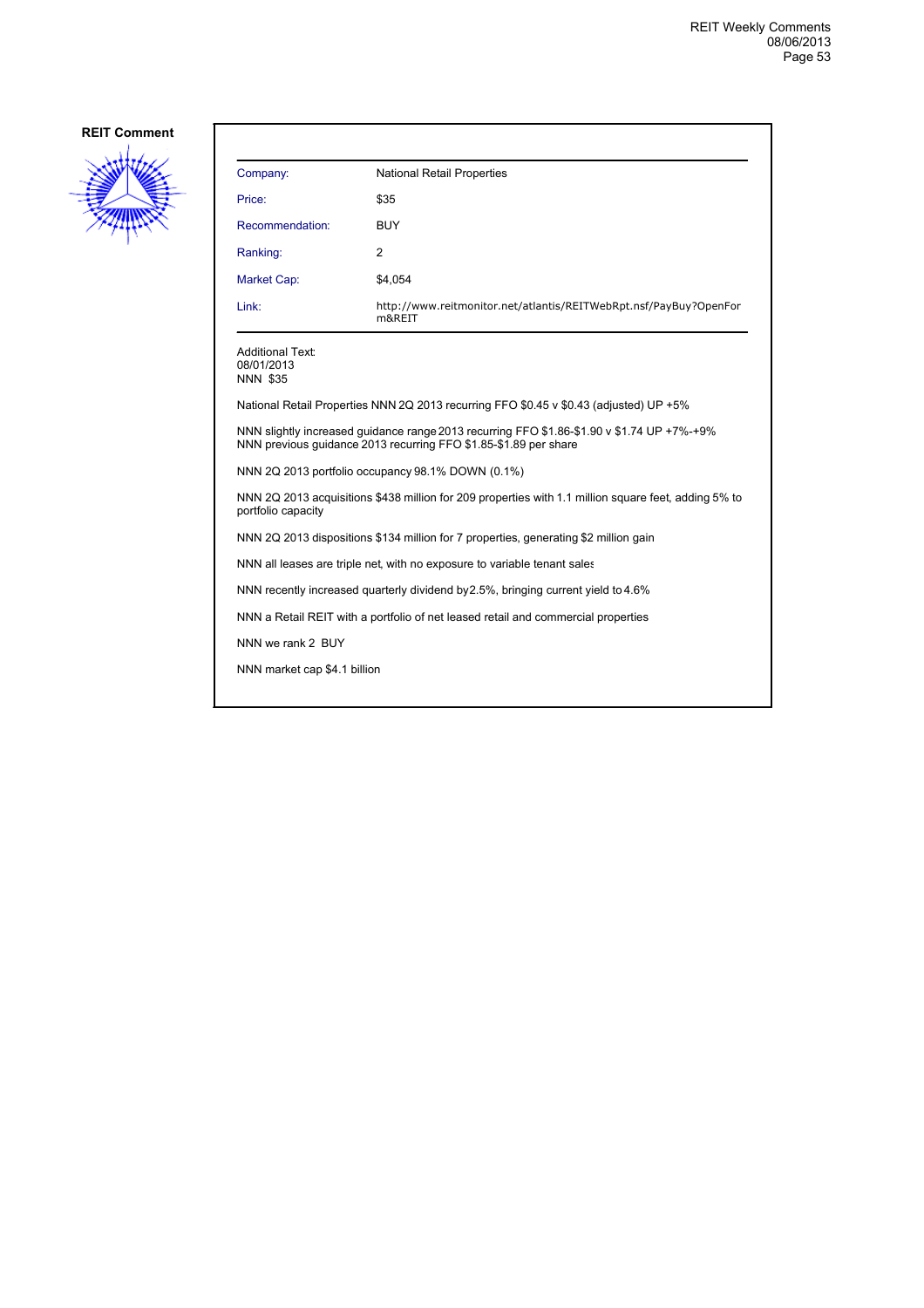**REIT Comment**

| | |
|---|---|
| Company: | National Retail Properties |
| Price: | $35 |
| Recommendation: | BUY |
| Ranking: | 2 |
| Market Cap: | $4,054 |
| Link: | http://www.reitmonitor.net/atlantis/REITWebRpt.nsf/PayBuy?OpenForm&REIT |

Additional Text:
08/01/2013
NNN $35

National Retail Properties NNN 2Q 2013 recurring FFO $0.45 v $0.43 (adjusted) UP +5%

NNN slightly increased guidance range 2013 recurring FFO $1.86-$1.90 v $1.74 UP +7%-+9%
NNN previous guidance 2013 recurring FFO $1.85-$1.89 per share

NNN 2Q 2013 portfolio occupancy 98.1% DOWN (0.1%)

NNN 2Q 2013 acquisitions $438 million for 209 properties with 1.1 million square feet, adding 5% to portfolio capacity

NNN 2Q 2013 dispositions $134 million for 7 properties, generating $2 million gain

NNN all leases are triple net, with no exposure to variable tenant sales

NNN recently increased quarterly dividend by 2.5%, bringing current yield to 4.6%

NNN a Retail REIT with a portfolio of net leased retail and commercial properties

NNN we rank 2 BUY

NNN market cap $4.1 billion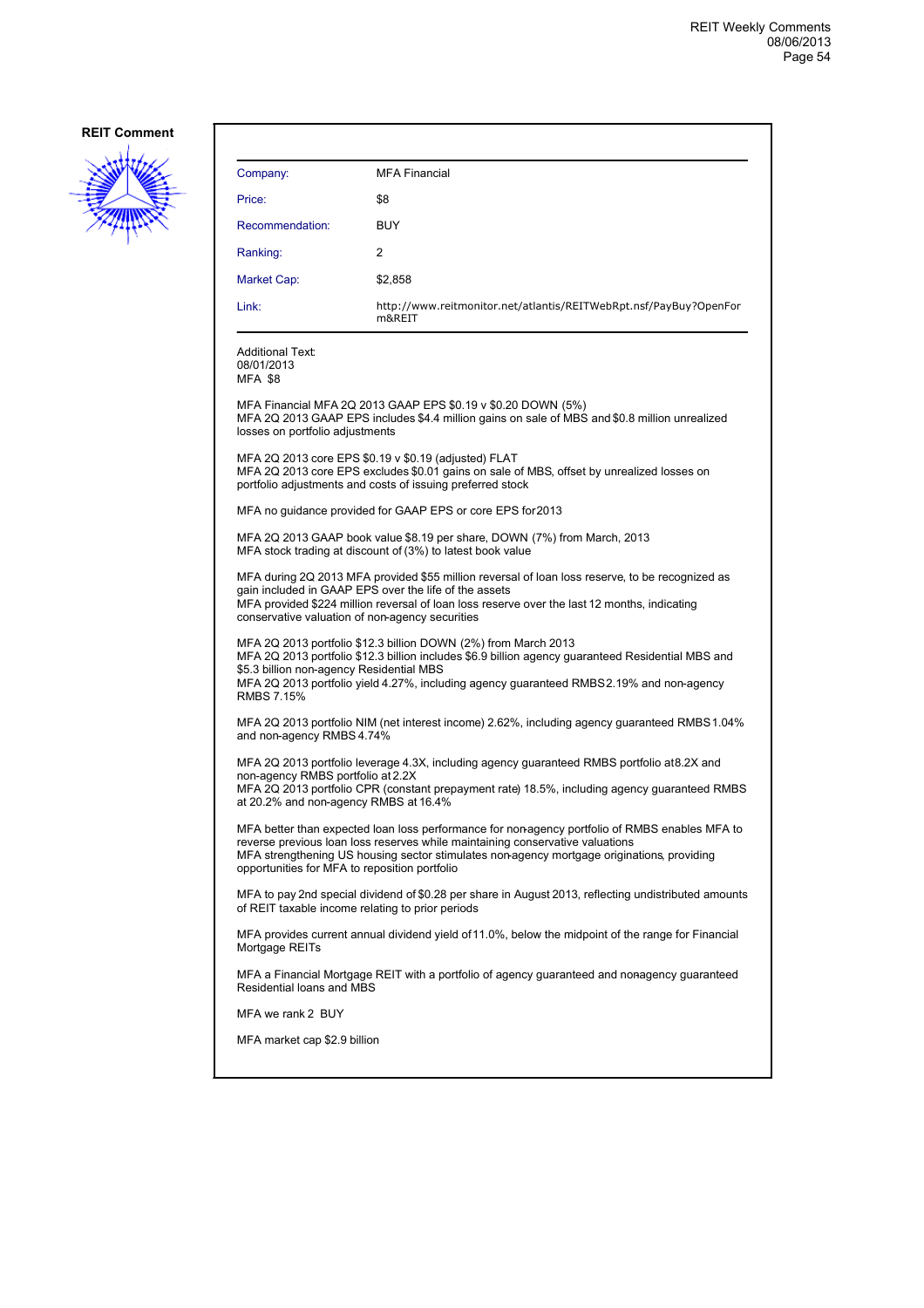**REIT Comment**

| Company: | MFA Financial |
|---|---|
| Price: | $8 |
| Recommendation: | BUY |
| Ranking: | 2 |
| Market Cap: | $2,858 |
| Link: | http://www.reitmonitor.net/atlantis/REITWebRpt.nsf/PayBuy?OpenForm&REIT |

Additional Text:
08/01/2013
MFA $8

MFA Financial MFA 2Q 2013 GAAP EPS $0.19 v $0.20 DOWN (5%)
MFA 2Q 2013 GAAP EPS includes $4.4 million gains on sale of MBS and $0.8 million unrealized losses on portfolio adjustments

MFA 2Q 2013 core EPS $0.19 v $0.19 (adjusted) FLAT
MFA 2Q 2013 core EPS excludes $0.01 gains on sale of MBS, offset by unrealized losses on portfolio adjustments and costs of issuing preferred stock

MFA no guidance provided for GAAP EPS or core EPS for 2013

MFA 2Q 2013 GAAP book value $8.19 per share, DOWN (7%) from March, 2013
MFA stock trading at discount of (3%) to latest book value

MFA during 2Q 2013 MFA provided $55 million reversal of loan loss reserve, to be recognized as gain included in GAAP EPS over the life of the assets
MFA provided $224 million reversal of loan loss reserve over the last 12 months, indicating conservative valuation of non-agency securities

MFA 2Q 2013 portfolio $12.3 billion DOWN (2%) from March 2013
MFA 2Q 2013 portfolio $12.3 billion includes $6.9 billion agency guaranteed Residential MBS and $5.3 billion non-agency Residential MBS
MFA 2Q 2013 portfolio yield 4.27%, including agency guaranteed RMBS 2.19% and non-agency RMBS 7.15%

MFA 2Q 2013 portfolio NIM (net interest income) 2.62%, including agency guaranteed RMBS 1.04% and non-agency RMBS 4.74%

MFA 2Q 2013 portfolio leverage 4.3X, including agency guaranteed RMBS portfolio at 8.2X and non-agency RMBS portfolio at 2.2X
MFA 2Q 2013 portfolio CPR (constant prepayment rate) 18.5%, including agency guaranteed RMBS at 20.2% and non-agency RMBS at 16.4%

MFA better than expected loan loss performance for non-agency portfolio of RMBS enables MFA to reverse previous loan loss reserves while maintaining conservative valuations
MFA strengthening US housing sector stimulates non-agency mortgage originations, providing opportunities for MFA to reposition portfolio

MFA to pay 2nd special dividend of $0.28 per share in August 2013, reflecting undistributed amounts of REIT taxable income relating to prior periods

MFA provides current annual dividend yield of 11.0%, below the midpoint of the range for Financial Mortgage REITs

MFA a Financial Mortgage REIT with a portfolio of agency guaranteed and non-agency guaranteed Residential loans and MBS

MFA we rank 2 BUY

MFA market cap $2.9 billion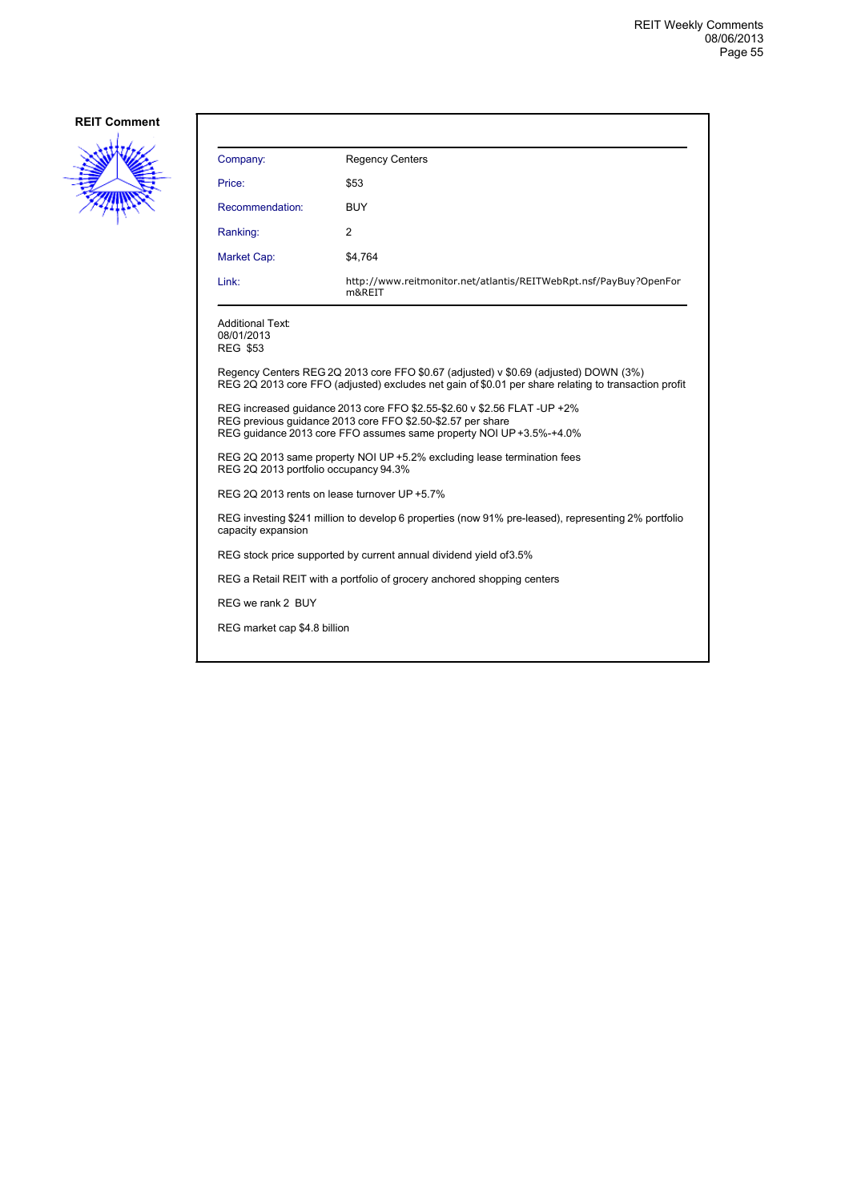**REIT Comment**

| Company: | Regency Centers |
| --- | --- |
| Price: | $53 |
| Recommendation: | BUY |
| Ranking: | 2 |
| Market Cap: | $4,764 |
| Link: | http://www.reitmonitor.net/atlantis/REITWebRpt.nsf/PayBuy?OpenForm&REIT |

Additional Text:
08/01/2013
REG $53

Regency Centers REG 2Q 2013 core FFO $0.67 (adjusted) v $0.69 (adjusted) DOWN (3%)
REG 2Q 2013 core FFO (adjusted) excludes net gain of $0.01 per share relating to transaction profit

REG increased guidance 2013 core FFO $2.55-$2.60 v $2.56 FLAT -UP +2%
REG previous guidance 2013 core FFO $2.50-$2.57 per share
REG guidance 2013 core FFO assumes same property NOI UP +3.5%-+4.0%

REG 2Q 2013 same property NOI UP +5.2% excluding lease termination fees
REG 2Q 2013 portfolio occupancy 94.3%

REG 2Q 2013 rents on lease turnover UP +5.7%

REG investing $241 million to develop 6 properties (now 91% pre-leased), representing 2% portfolio capacity expansion

REG stock price supported by current annual dividend yield of3.5%

REG a Retail REIT with a portfolio of grocery anchored shopping centers

REG we rank 2 BUY

REG market cap $4.8 billion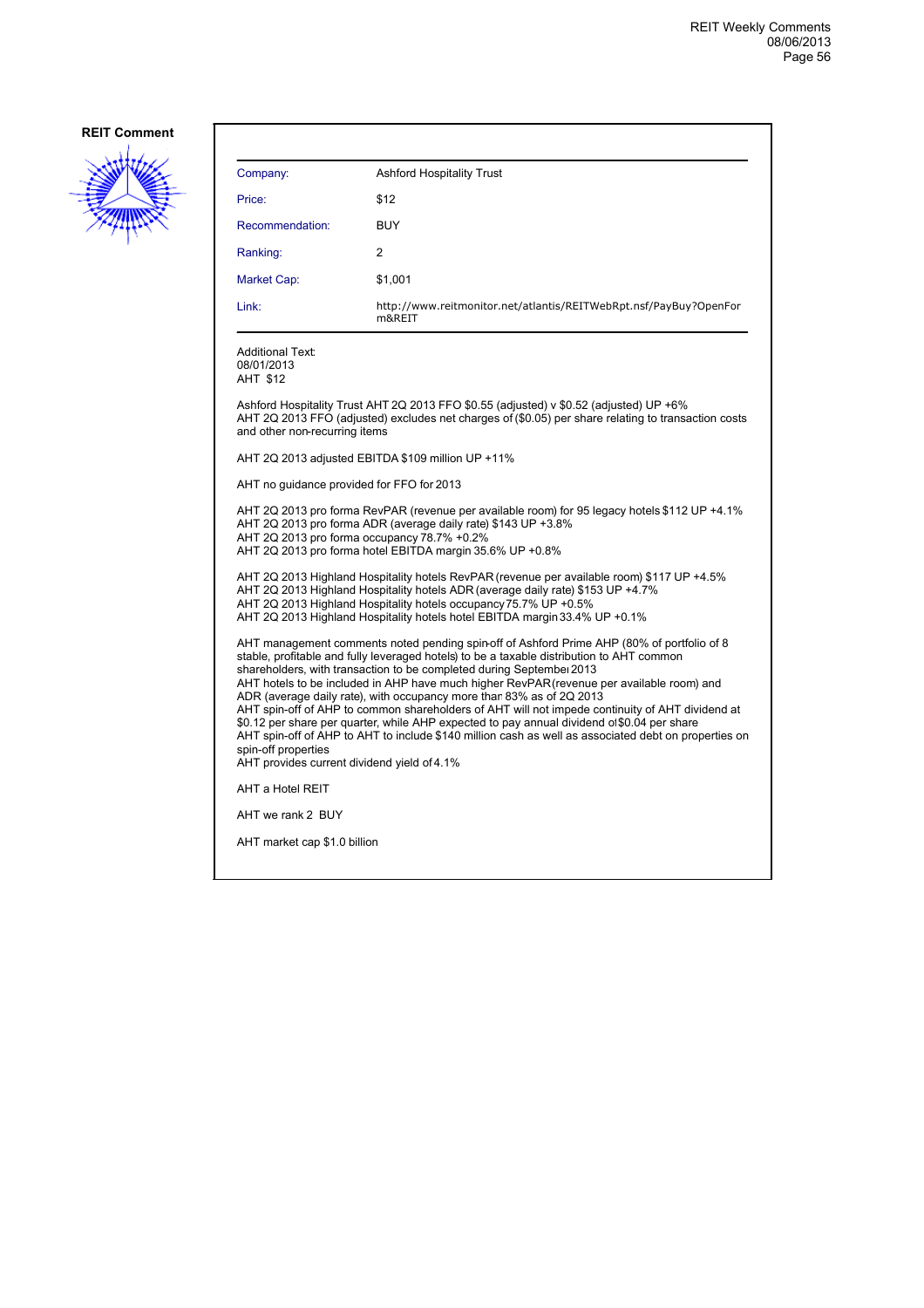**REIT Comment**

| Company: | Ashford Hospitality Trust |
|---|---|
| Price: | $12 |
| Recommendation: | BUY |
| Ranking: | 2 |
| Market Cap: | $1,001 |
| Link: | http://www.reitmonitor.net/atlantis/REITWebRpt.nsf/PayBuy?OpenForm&REIT |

Additional Text:
08/01/2013
AHT $12

Ashford Hospitality Trust AHT 2Q 2013 FFO $0.55 (adjusted) v $0.52 (adjusted) UP +6%
AHT 2Q 2013 FFO (adjusted) excludes net charges of ($0.05) per share relating to transaction costs and other non-recurring items

AHT 2Q 2013 adjusted EBITDA $109 million UP +11%

AHT no guidance provided for FFO for 2013

AHT 2Q 2013 pro forma RevPAR (revenue per available room) for 95 legacy hotels $112 UP +4.1%
AHT 2Q 2013 pro forma ADR (average daily rate) $143 UP +3.8%
AHT 2Q 2013 pro forma occupancy 78.7% +0.2%
AHT 2Q 2013 pro forma hotel EBITDA margin 35.6% UP +0.8%

AHT 2Q 2013 Highland Hospitality hotels RevPAR (revenue per available room) $117 UP +4.5%
AHT 2Q 2013 Highland Hospitality hotels ADR (average daily rate) $153 UP +4.7%
AHT 2Q 2013 Highland Hospitality hotels occupancy 75.7% UP +0.5%
AHT 2Q 2013 Highland Hospitality hotels hotel EBITDA margin 33.4% UP +0.1%

AHT management comments noted pending spin-off of Ashford Prime AHP (80% of portfolio of 8 stable, profitable and fully leveraged hotels) to be a taxable distribution to AHT common shareholders, with transaction to be completed during September 2013
AHT hotels to be included in AHP have much higher RevPAR (revenue per available room) and ADR (average daily rate), with occupancy more than 83% as of 2Q 2013
AHT spin-off of AHP to common shareholders of AHT will not impede continuity of AHT dividend at $0.12 per share per quarter, while AHP expected to pay annual dividend of $0.04 per share
AHT spin-off of AHP to AHT to include $140 million cash as well as associated debt on properties on spin-off properties
AHT provides current dividend yield of 4.1%

AHT a Hotel REIT

AHT we rank 2 BUY

AHT market cap $1.0 billion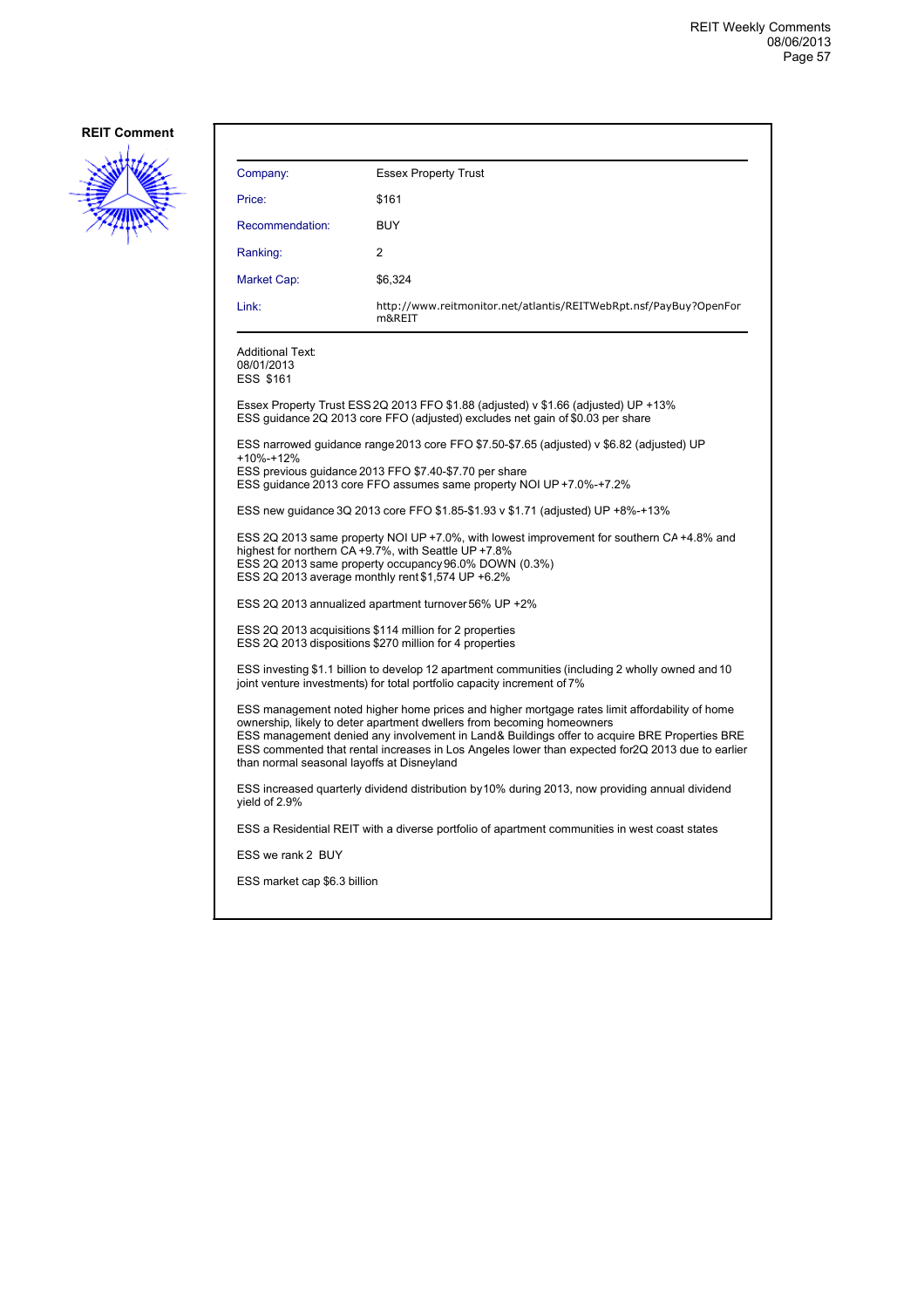**REIT Comment**

| Company: | Essex Property Trust |
|---|---|
| Price: | $161 |
| Recommendation: | BUY |
| Ranking: | 2 |
| Market Cap: | $6,324 |
| Link: | http://www.reitmonitor.net/atlantis/REITWebRpt.nsf/PayBuy?OpenForm&REIT |

Additional Text:
08/01/2013
ESS $161

Essex Property Trust ESS 2Q 2013 FFO $1.88 (adjusted) v $1.66 (adjusted) UP +13%
ESS guidance 2Q 2013 core FFO (adjusted) excludes net gain of $0.03 per share

ESS narrowed guidance range 2013 core FFO $7.50-$7.65 (adjusted) v $6.82 (adjusted) UP +10%-+12%
ESS previous guidance 2013 FFO $7.40-$7.70 per share
ESS guidance 2013 core FFO assumes same property NOI UP +7.0%-+7.2%

ESS new guidance 3Q 2013 core FFO $1.85-$1.93 v $1.71 (adjusted) UP +8%-+13%

ESS 2Q 2013 same property NOI UP +7.0%, with lowest improvement for southern CA +4.8% and highest for northern CA +9.7%, with Seattle UP +7.8%
ESS 2Q 2013 same property occupancy 96.0% DOWN (0.3%)
ESS 2Q 2013 average monthly rent $1,574 UP +6.2%

ESS 2Q 2013 annualized apartment turnover 56% UP +2%

ESS 2Q 2013 acquisitions $114 million for 2 properties
ESS 2Q 2013 dispositions $270 million for 4 properties

ESS investing $1.1 billion to develop 12 apartment communities (including 2 wholly owned and 10 joint venture investments) for total portfolio capacity increment of 7%

ESS management noted higher home prices and higher mortgage rates limit affordability of home ownership, likely to deter apartment dwellers from becoming homeowners
ESS management denied any involvement in Land & Buildings offer to acquire BRE Properties BRE
ESS commented that rental increases in Los Angeles lower than expected for 2Q 2013 due to earlier than normal seasonal layoffs at Disneyland

ESS increased quarterly dividend distribution by 10% during 2013, now providing annual dividend yield of 2.9%

ESS a Residential REIT with a diverse portfolio of apartment communities in west coast states

ESS we rank 2 BUY

ESS market cap $6.3 billion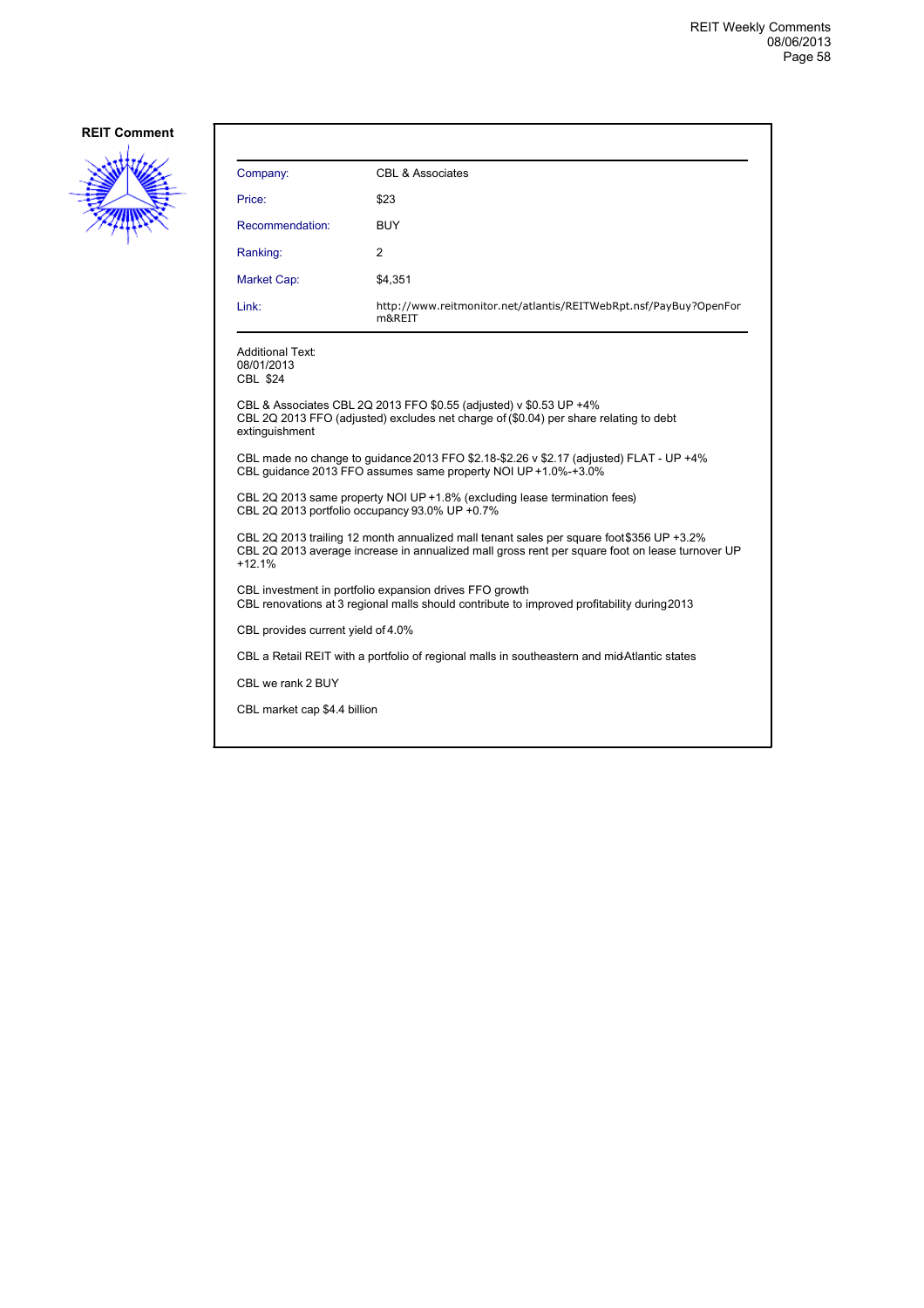**REIT Comment**

| | |
|---|---|
| Company: | CBL & Associates |
| Price: | $23 |
| Recommendation: | BUY |
| Ranking: | 2 |
| Market Cap: | $4,351 |
| Link: | http://www.reitmonitor.net/atlantis/REITWebRpt.nsf/PayBuy?OpenForm&REIT |

Additional Text:
08/01/2013
CBL $24

CBL & Associates CBL 2Q 2013 FFO $0.55 (adjusted) v $0.53 UP +4%
CBL 2Q 2013 FFO (adjusted) excludes net charge of ($0.04) per share relating to debt extinguishment

CBL made no change to guidance 2013 FFO $2.18-$2.26 v $2.17 (adjusted) FLAT - UP +4%
CBL guidance 2013 FFO assumes same property NOI UP +1.0%-+3.0%

CBL 2Q 2013 same property NOI UP +1.8% (excluding lease termination fees)
CBL 2Q 2013 portfolio occupancy 93.0% UP +0.7%

CBL 2Q 2013 trailing 12 month annualized mall tenant sales per square foot $356 UP +3.2%
CBL 2Q 2013 average increase in annualized mall gross rent per square foot on lease turnover UP +12.1%

CBL investment in portfolio expansion drives FFO growth
CBL renovations at 3 regional malls should contribute to improved profitability during 2013

CBL provides current yield of 4.0%

CBL a Retail REIT with a portfolio of regional malls in southeastern and mid-Atlantic states

CBL we rank 2 BUY

CBL market cap $4.4 billion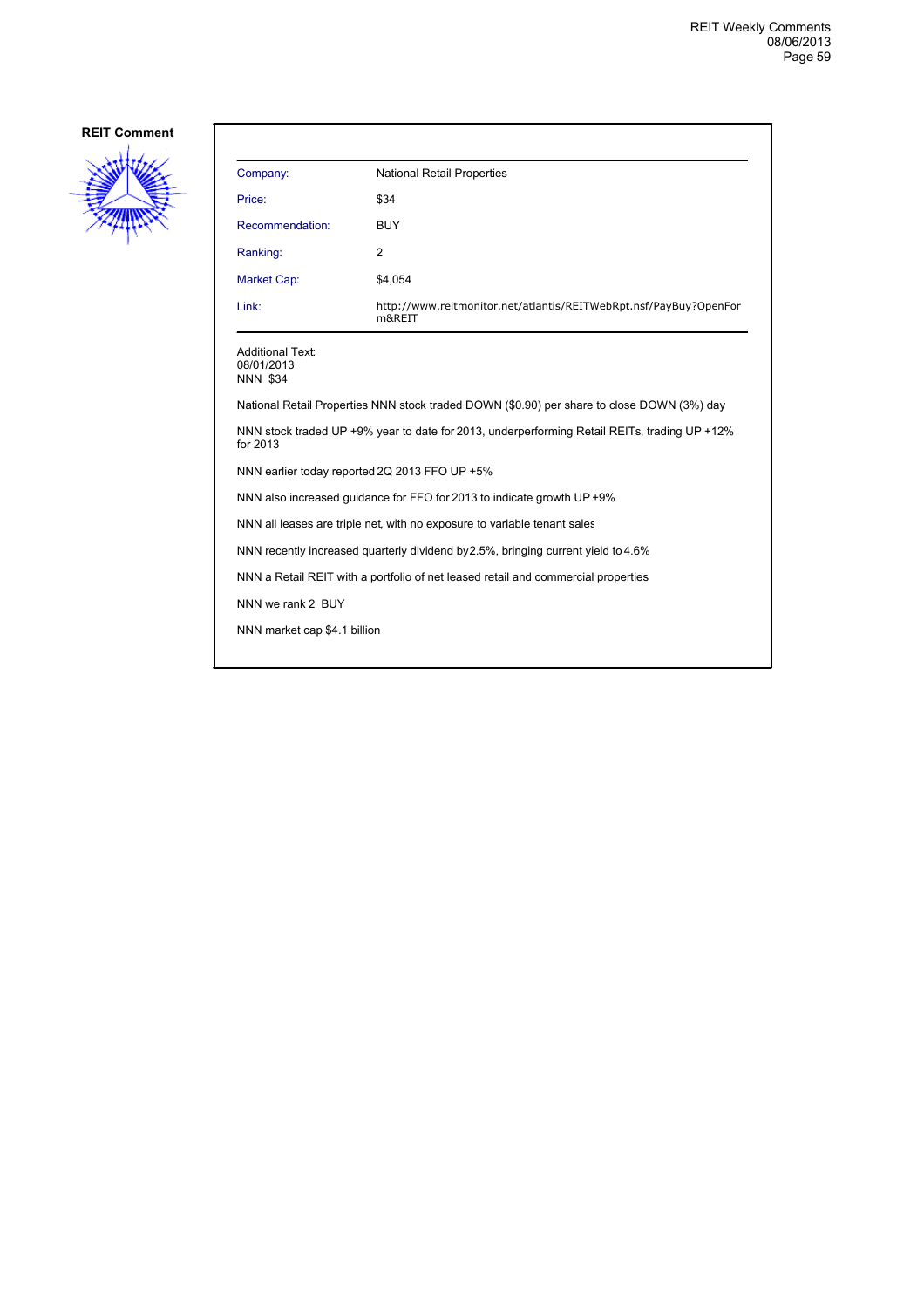**REIT Comment**

| Company: | National Retail Properties |
|---|---|
| Price: | $34 |
| Recommendation: | BUY |
| Ranking: | 2 |
| Market Cap: | $4,054 |
| Link: | http://www.reitmonitor.net/atlantis/REITWebRpt.nsf/PayBuy?OpenForm&REIT |

Additional Text:
08/01/2013
NNN $34

National Retail Properties NNN stock traded DOWN ($0.90) per share to close DOWN (3%) day

NNN stock traded UP +9% year to date for 2013, underperforming Retail REITs, trading UP +12% for 2013

NNN earlier today reported 2Q 2013 FFO UP +5%

NNN also increased guidance for FFO for 2013 to indicate growth UP +9%

NNN all leases are triple net, with no exposure to variable tenant sales

NNN recently increased quarterly dividend by 2.5%, bringing current yield to 4.6%

NNN a Retail REIT with a portfolio of net leased retail and commercial properties

NNN we rank 2 BUY

NNN market cap $4.1 billion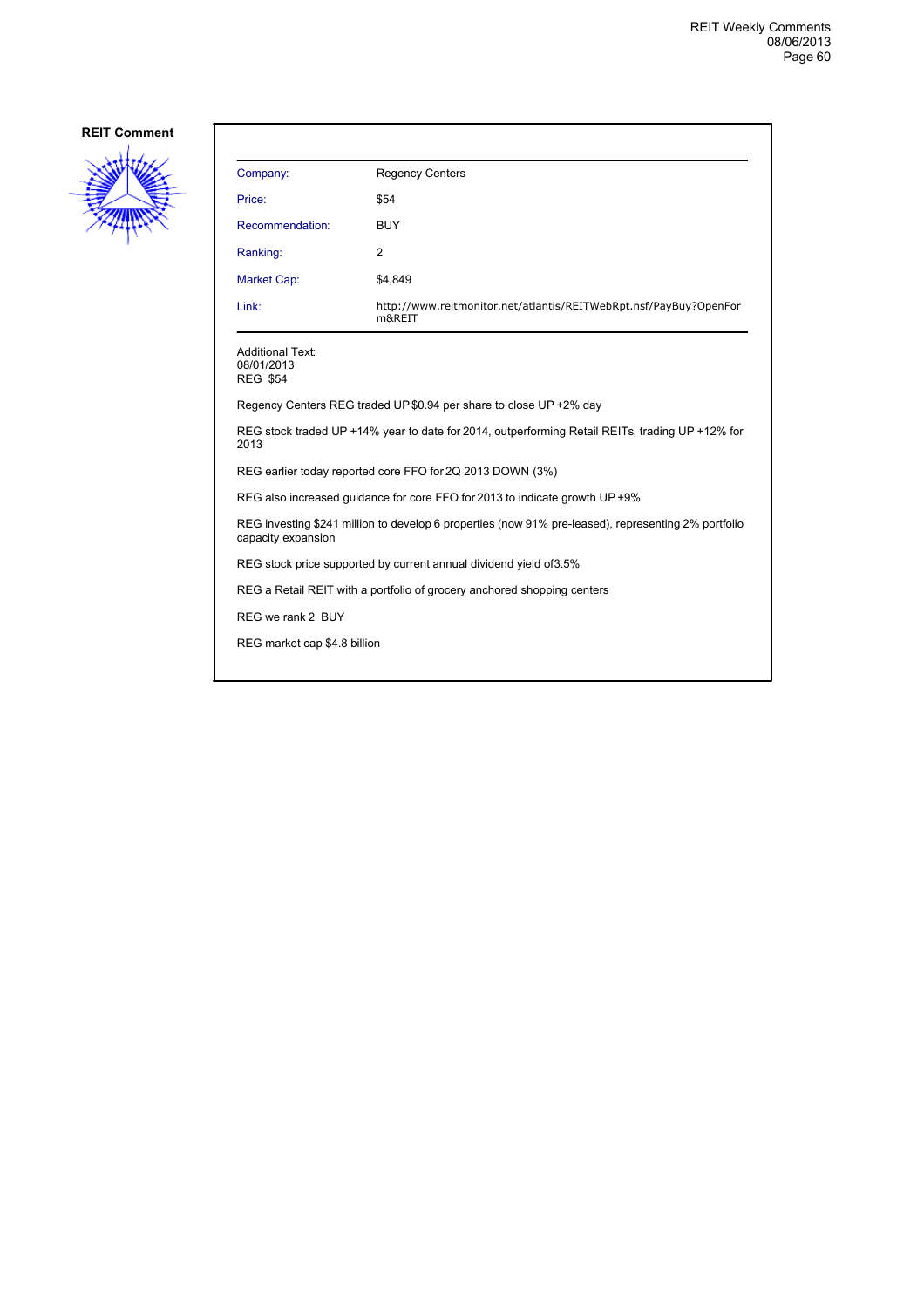**REIT Comment**

| Company: | Regency Centers |
| --- | --- |
| Price: | $54 |
| Recommendation: | BUY |
| Ranking: | 2 |
| Market Cap: | $4,849 |
| Link: | http://www.reitmonitor.net/atlantis/REITWebRpt.nsf/PayBuy?OpenForm&REIT |

Additional Text:
08/01/2013
REG $54

Regency Centers REG traded UP $0.94 per share to close UP +2% day

REG stock traded UP +14% year to date for 2014, outperforming Retail REITs, trading UP +12% for 2013

REG earlier today reported core FFO for 2Q 2013 DOWN (3%)

REG also increased guidance for core FFO for 2013 to indicate growth UP +9%

REG investing $241 million to develop 6 properties (now 91% pre-leased), representing 2% portfolio capacity expansion

REG stock price supported by current annual dividend yield of3.5%

REG a Retail REIT with a portfolio of grocery anchored shopping centers

REG we rank 2 BUY

REG market cap $4.8 billion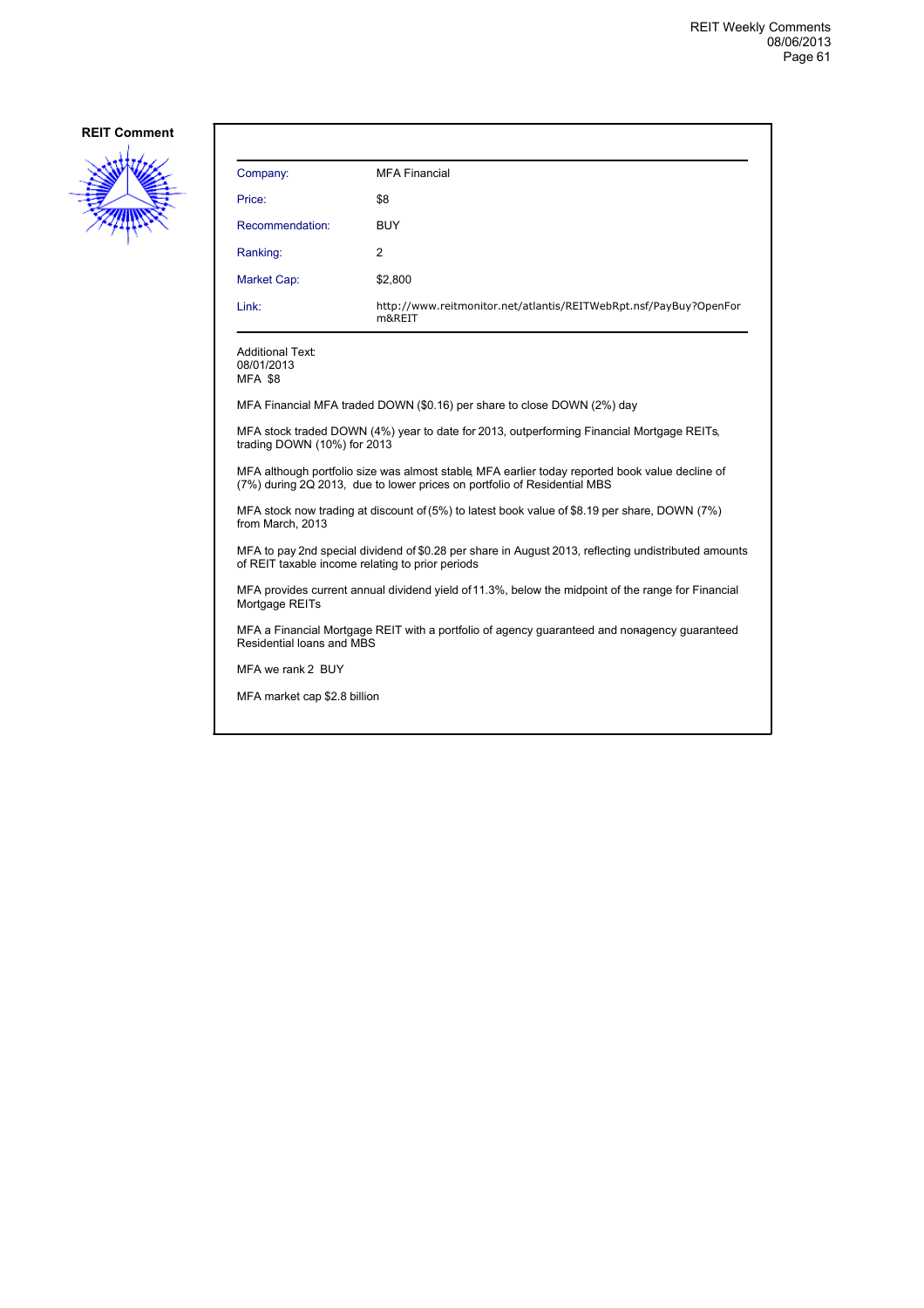**REIT Comment**

| Company: | MFA Financial |
|---|---|
| Price: | $8 |
| Recommendation: | BUY |
| Ranking: | 2 |
| Market Cap: | $2,800 |
| Link: | http://www.reitmonitor.net/atlantis/REITWebRpt.nsf/PayBuy?OpenForm&REIT |

Additional Text:
08/01/2013
MFA $8

MFA Financial MFA traded DOWN ($0.16) per share to close DOWN (2%) day

MFA stock traded DOWN (4%) year to date for 2013, outperforming Financial Mortgage REITs, trading DOWN (10%) for 2013

MFA although portfolio size was almost stable, MFA earlier today reported book value decline of (7%) during 2Q 2013, due to lower prices on portfolio of Residential MBS

MFA stock now trading at discount of (5%) to latest book value of $8.19 per share, DOWN (7%) from March, 2013

MFA to pay 2nd special dividend of $0.28 per share in August 2013, reflecting undistributed amounts of REIT taxable income relating to prior periods

MFA provides current annual dividend yield of 11.3%, below the midpoint of the range for Financial Mortgage REITs

MFA a Financial Mortgage REIT with a portfolio of agency guaranteed and non-agency guaranteed Residential loans and MBS

MFA we rank 2 BUY

MFA market cap $2.8 billion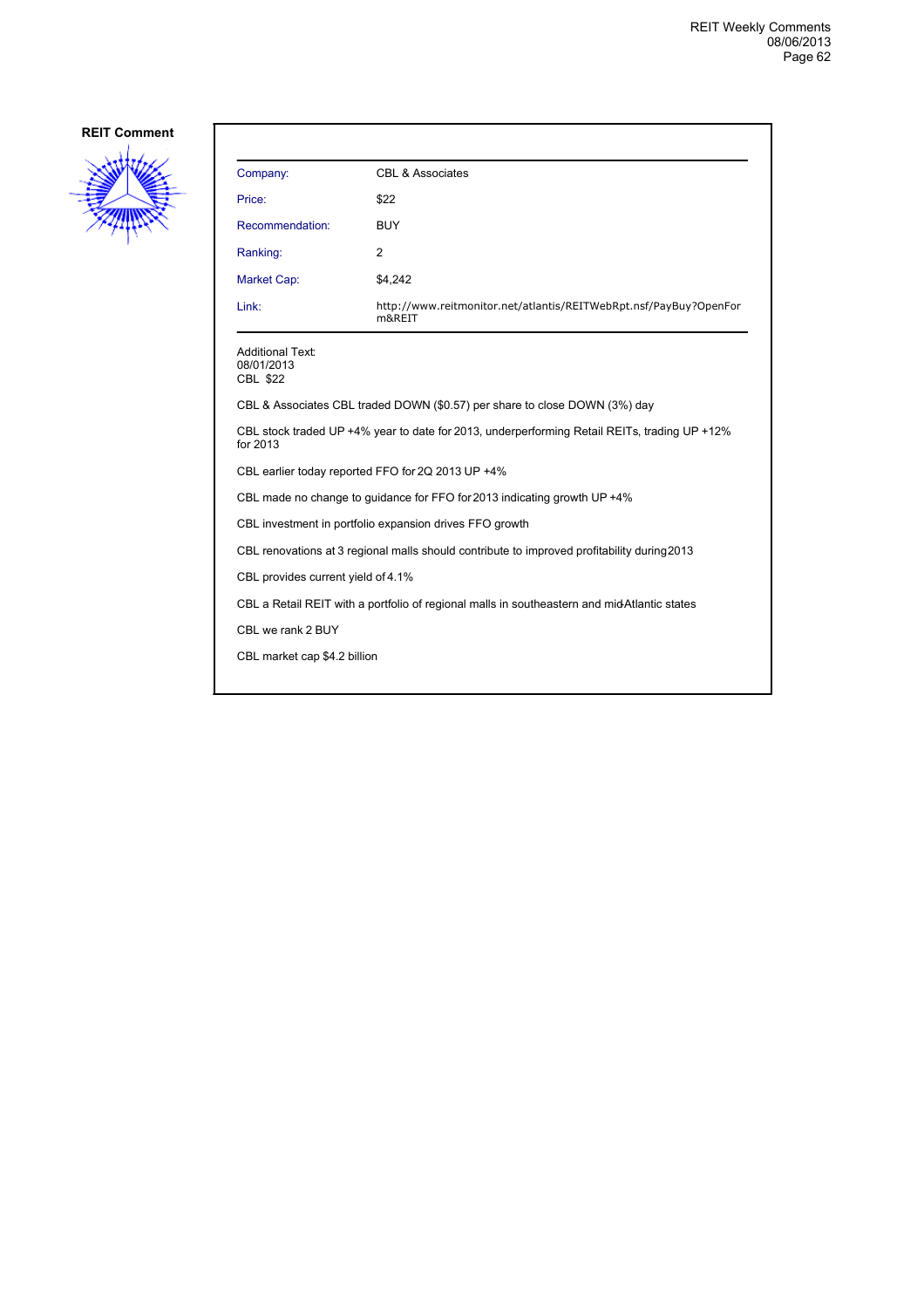**REIT Comment**

| Company: | CBL & Associates |
|---|---|
| Price: | $22 |
| Recommendation: | BUY |
| Ranking: | 2 |
| Market Cap: | $4,242 |
| Link: | http://www.reitmonitor.net/atlantis/REITWebRpt.nsf/PayBuy?OpenForm&REIT |

Additional Text:
08/01/2013
CBL $22

CBL & Associates CBL traded DOWN ($0.57) per share to close DOWN (3%) day

CBL stock traded UP +4% year to date for 2013, underperforming Retail REITs, trading UP +12% for 2013

CBL earlier today reported FFO for 2Q 2013 UP +4%

CBL made no change to guidance for FFO for 2013 indicating growth UP +4%

CBL investment in portfolio expansion drives FFO growth

CBL renovations at 3 regional malls should contribute to improved profitability during 2013

CBL provides current yield of 4.1%

CBL a Retail REIT with a portfolio of regional malls in southeastern and mid-Atlantic states

CBL we rank 2 BUY

CBL market cap $4.2 billion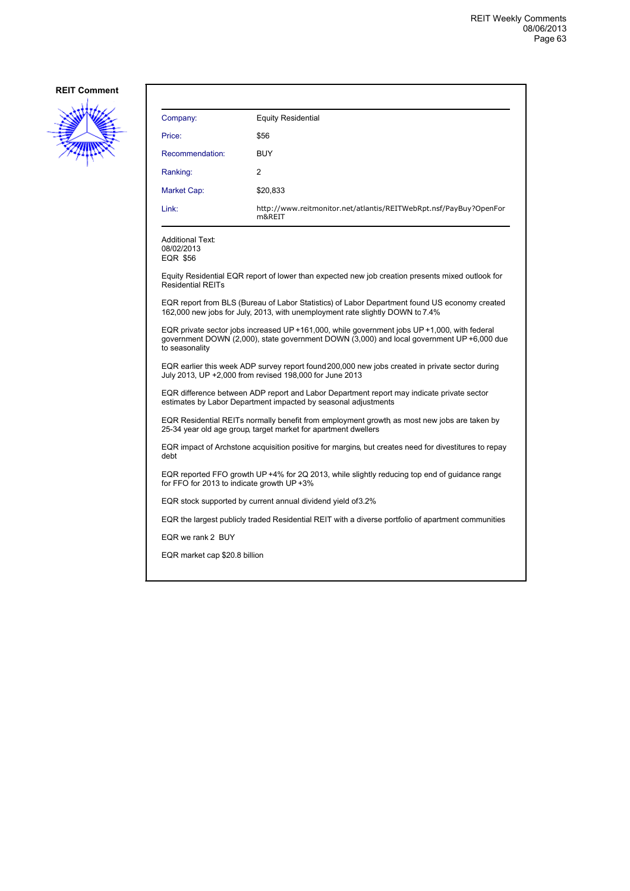**REIT Comment**

| Company: | Equity Residential |
| --- | --- |
| Price: | $56 |
| Recommendation: | BUY |
| Ranking: | 2 |
| Market Cap: | $20,833 |
| Link: | http://www.reitmonitor.net/atlantis/REITWebRpt.nsf/PayBuy?OpenForm&REIT |

Additional Text:
08/02/2013
EQR $56

Equity Residential EQR report of lower than expected new job creation presents mixed outlook for Residential REITs

EQR report from BLS (Bureau of Labor Statistics) of Labor Department found US economy created 162,000 new jobs for July, 2013, with unemployment rate slightly DOWN to 7.4%

EQR private sector jobs increased UP +161,000, while government jobs UP +1,000, with federal government DOWN (2,000), state government DOWN (3,000) and local government UP +6,000 due to seasonality

EQR earlier this week ADP survey report found 200,000 new jobs created in private sector during July 2013, UP +2,000 from revised 198,000 for June 2013

EQR difference between ADP report and Labor Department report may indicate private sector estimates by Labor Department impacted by seasonal adjustments

EQR Residential REITs normally benefit from employment growth, as most new jobs are taken by 25-34 year old age group, target market for apartment dwellers

EQR impact of Archstone acquisition positive for margins, but creates need for divestitures to repay debt

EQR reported FFO growth UP +4% for 2Q 2013, while slightly reducing top end of guidance range for FFO for 2013 to indicate growth UP +3%

EQR stock supported by current annual dividend yield of 3.2%

EQR the largest publicly traded Residential REIT with a diverse portfolio of apartment communities

EQR we rank 2 BUY

EQR market cap $20.8 billion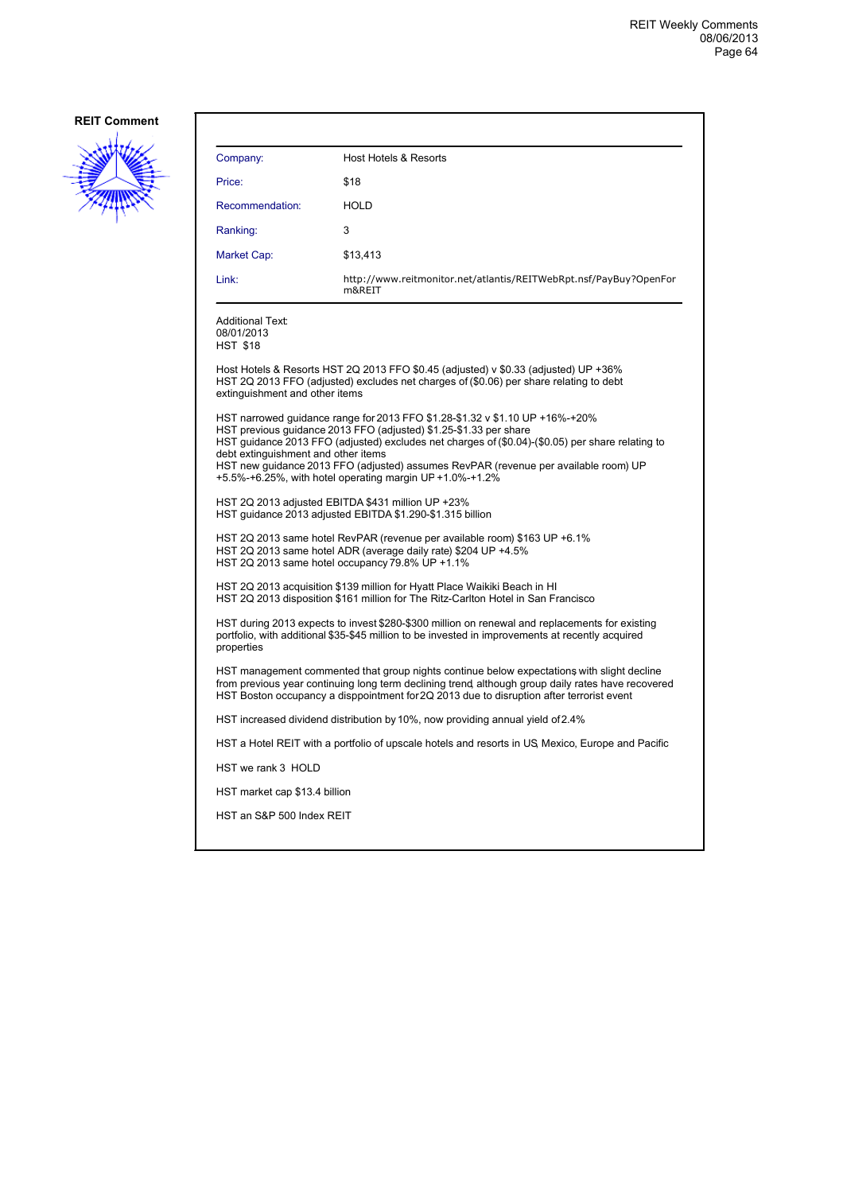**REIT Comment**

| Company: | Host Hotels & Resorts |
|---|---|
| Price: | $18 |
| Recommendation: | HOLD |
| Ranking: | 3 |
| Market Cap: | $13,413 |
| Link: | http://www.reitmonitor.net/atlantis/REITWebRpt.nsf/PayBuy?OpenForm&REIT |

Additional Text:
08/01/2013
HST $18

Host Hotels & Resorts HST 2Q 2013 FFO $0.45 (adjusted) v $0.33 (adjusted) UP +36%
HST 2Q 2013 FFO (adjusted) excludes net charges of ($0.06) per share relating to debt extinguishment and other items

HST narrowed guidance range for 2013 FFO $1.28-$1.32 v $1.10 UP +16%-+20%
HST previous guidance 2013 FFO (adjusted) $1.25-$1.33 per share
HST guidance 2013 FFO (adjusted) excludes net charges of ($0.04)-($0.05) per share relating to debt extinguishment and other items
HST new guidance 2013 FFO (adjusted) assumes RevPAR (revenue per available room) UP +5.5%-+6.25%, with hotel operating margin UP +1.0%-+1.2%

HST 2Q 2013 adjusted EBITDA $431 million UP +23%
HST guidance 2013 adjusted EBITDA $1.290-$1.315 billion

HST 2Q 2013 same hotel RevPAR (revenue per available room) $163 UP +6.1%
HST 2Q 2013 same hotel ADR (average daily rate) $204 UP +4.5%
HST 2Q 2013 same hotel occupancy 79.8% UP +1.1%

HST 2Q 2013 acquisition $139 million for Hyatt Place Waikiki Beach in HI
HST 2Q 2013 disposition $161 million for The Ritz-Carlton Hotel in San Francisco

HST during 2013 expects to invest $280-$300 million on renewal and replacements for existing portfolio, with additional $35-$45 million to be invested in improvements at recently acquired properties

HST management commented that group nights continue below expectations, with slight decline from previous year continuing long term declining trend, although group daily rates have recovered
HST Boston occupancy a disppointment for 2Q 2013 due to disruption after terrorist event

HST increased dividend distribution by 10%, now providing annual yield of 2.4%

HST a Hotel REIT with a portfolio of upscale hotels and resorts in US, Mexico, Europe and Pacific

HST we rank 3 HOLD

HST market cap $13.4 billion

HST an S&P 500 Index REIT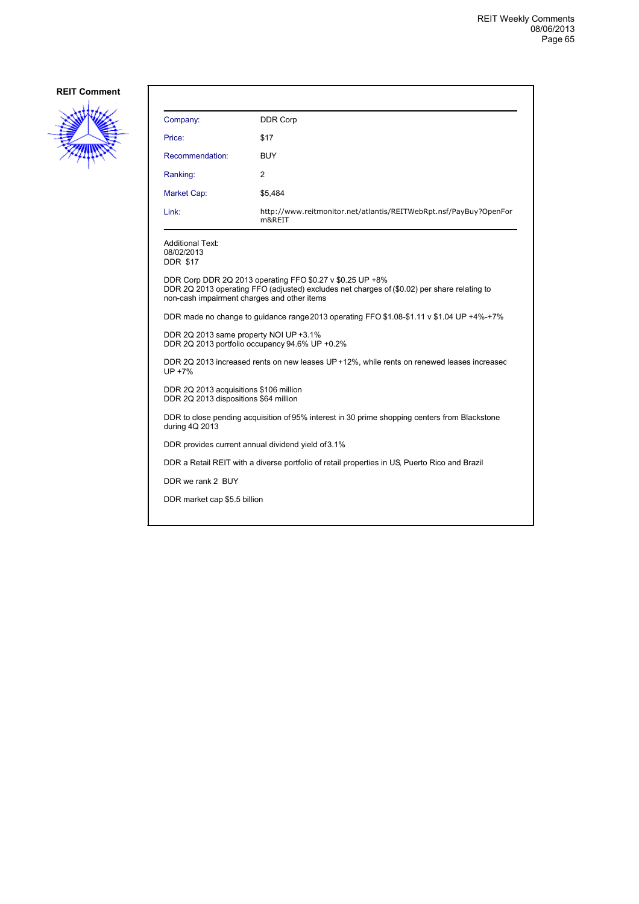**REIT Comment**

| Company: | DDR Corp |
|---|---|
| Price: | $17 |
| Recommendation: | BUY |
| Ranking: | 2 |
| Market Cap: | $5,484 |
| Link: | http://www.reitmonitor.net/atlantis/REITWebRpt.nsf/PayBuy?OpenForm&REIT |

Additional Text:
08/02/2013
DDR $17

DDR Corp DDR 2Q 2013 operating FFO $0.27 v $0.25 UP +8%
DDR 2Q 2013 operating FFO (adjusted) excludes net charges of ($0.02) per share relating to non-cash impairment charges and other items

DDR made no change to guidance range 2013 operating FFO $1.08-$1.11 v $1.04 UP +4%-+7%

DDR 2Q 2013 same property NOI UP +3.1%
DDR 2Q 2013 portfolio occupancy 94.6% UP +0.2%

DDR 2Q 2013 increased rents on new leases UP +12%, while rents on renewed leases increased UP +7%

DDR 2Q 2013 acquisitions $106 million
DDR 2Q 2013 dispositions $64 million

DDR to close pending acquisition of 95% interest in 30 prime shopping centers from Blackstone during 4Q 2013

DDR provides current annual dividend yield of 3.1%

DDR a Retail REIT with a diverse portfolio of retail properties in US, Puerto Rico and Brazil

DDR we rank 2 BUY

DDR market cap $5.5 billion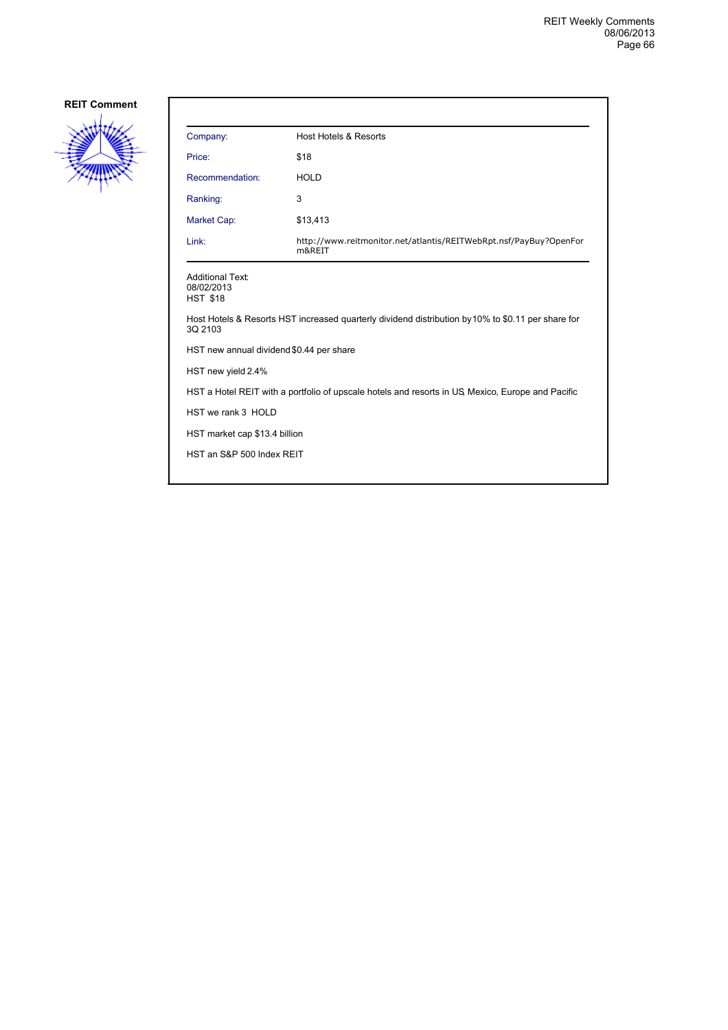**REIT Comment**

| Company: | Host Hotels & Resorts |
|---|---|
| Price: | $18 |
| Recommendation: | HOLD |
| Ranking: | 3 |
| Market Cap: | $13,413 |
| Link: | http://www.reitmonitor.net/atlantis/REITWebRpt.nsf/PayBuy?OpenForm&REIT |

Additional Text:
08/02/2013
HST $18

Host Hotels & Resorts HST increased quarterly dividend distribution by 10% to $0.11 per share for 3Q 2103

HST new annual dividend $0.44 per share

HST new yield 2.4%

HST a Hotel REIT with a portfolio of upscale hotels and resorts in US, Mexico, Europe and Pacific

HST we rank 3 HOLD

HST market cap $13.4 billion

HST an S&P 500 Index REIT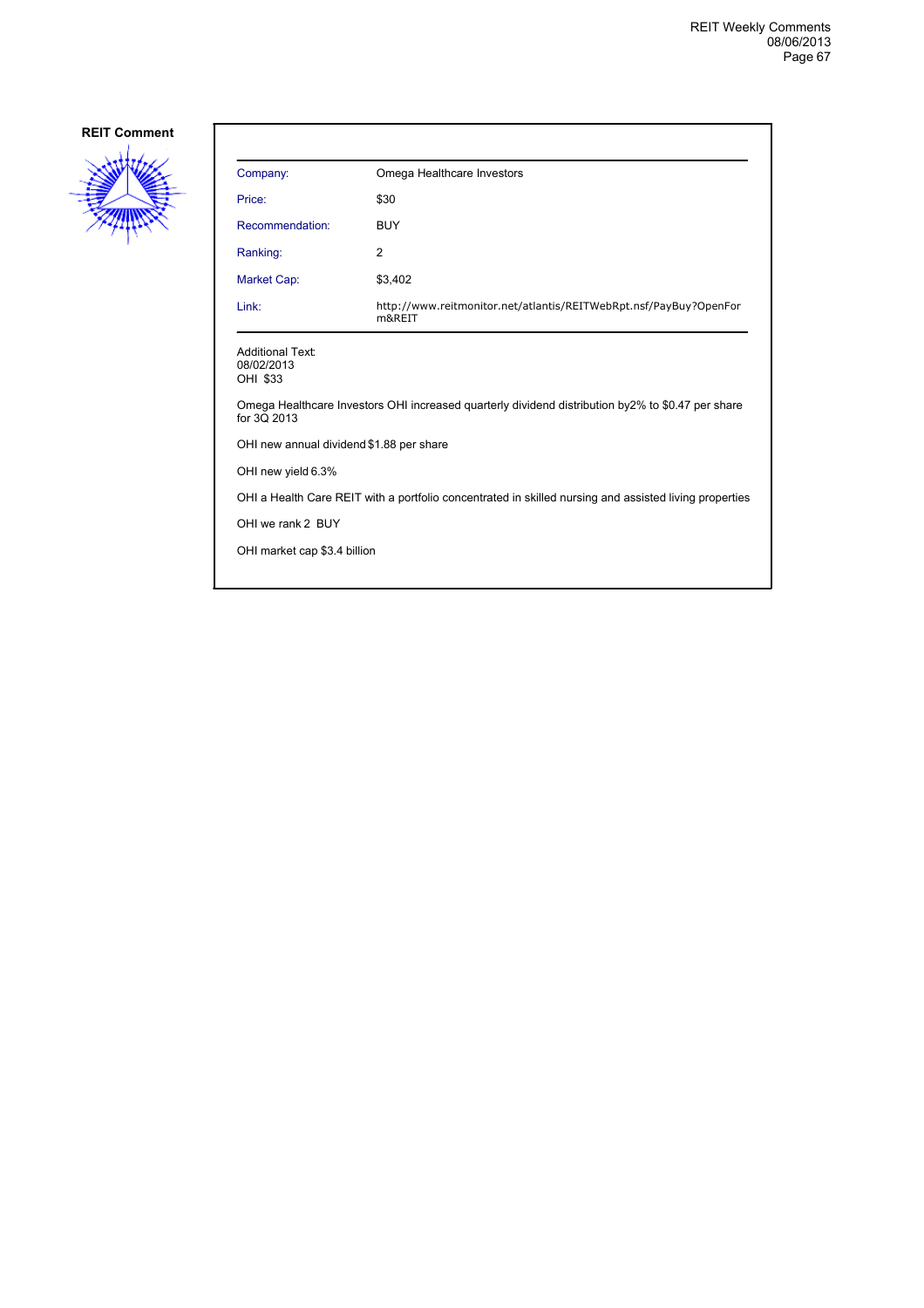**REIT Comment**

| Company: | Omega Healthcare Investors |
|---|---|
| Price: | $30 |
| Recommendation: | BUY |
| Ranking: | 2 |
| Market Cap: | $3,402 |
| Link: | http://www.reitmonitor.net/atlantis/REITWebRpt.nsf/PayBuy?OpenForm&REIT |

Additional Text:
08/02/2013
OHI $33

Omega Healthcare Investors OHI increased quarterly dividend distribution by2% to $0.47 per share for 3Q 2013

OHI new annual dividend $1.88 per share

OHI new yield 6.3%

OHI a Health Care REIT with a portfolio concentrated in skilled nursing and assisted living properties

OHI we rank 2 BUY

OHI market cap $3.4 billion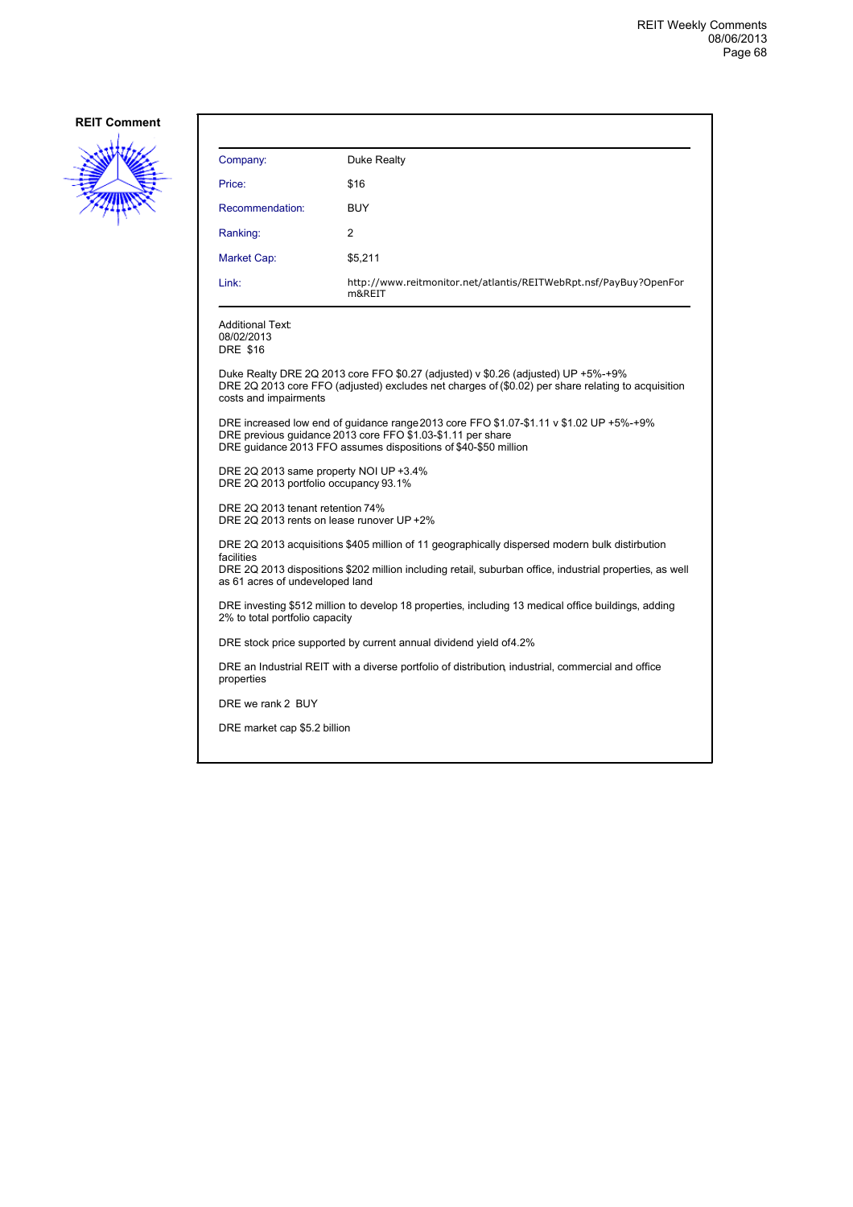**REIT Comment**

| Company: | Duke Realty |
|---|---|
| Price: | $16 |
| Recommendation: | BUY |
| Ranking: | 2 |
| Market Cap: | $5,211 |
| Link: | http://www.reitmonitor.net/atlantis/REITWebRpt.nsf/PayBuy?OpenForm&REIT |

Additional Text:
08/02/2013
DRE $16

Duke Realty DRE 2Q 2013 core FFO $0.27 (adjusted) v $0.26 (adjusted) UP +5%-+9%
DRE 2Q 2013 core FFO (adjusted) excludes net charges of ($0.02) per share relating to acquisition costs and impairments

DRE increased low end of guidance range 2013 core FFO $1.07-$1.11 v $1.02 UP +5%-+9%
DRE previous guidance 2013 core FFO $1.03-$1.11 per share
DRE guidance 2013 FFO assumes dispositions of $40-$50 million

DRE 2Q 2013 same property NOI UP +3.4%
DRE 2Q 2013 portfolio occupancy 93.1%

DRE 2Q 2013 tenant retention 74%
DRE 2Q 2013 rents on lease runover UP +2%

DRE 2Q 2013 acquisitions $405 million of 11 geographically dispersed modern bulk distirbution facilities
DRE 2Q 2013 dispositions $202 million including retail, suburban office, industrial properties, as well as 61 acres of undeveloped land

DRE investing $512 million to develop 18 properties, including 13 medical office buildings, adding 2% to total portfolio capacity

DRE stock price supported by current annual dividend yield of4.2%

DRE an Industrial REIT with a diverse portfolio of distribution, industrial, commercial and office properties

DRE we rank 2 BUY

DRE market cap $5.2 billion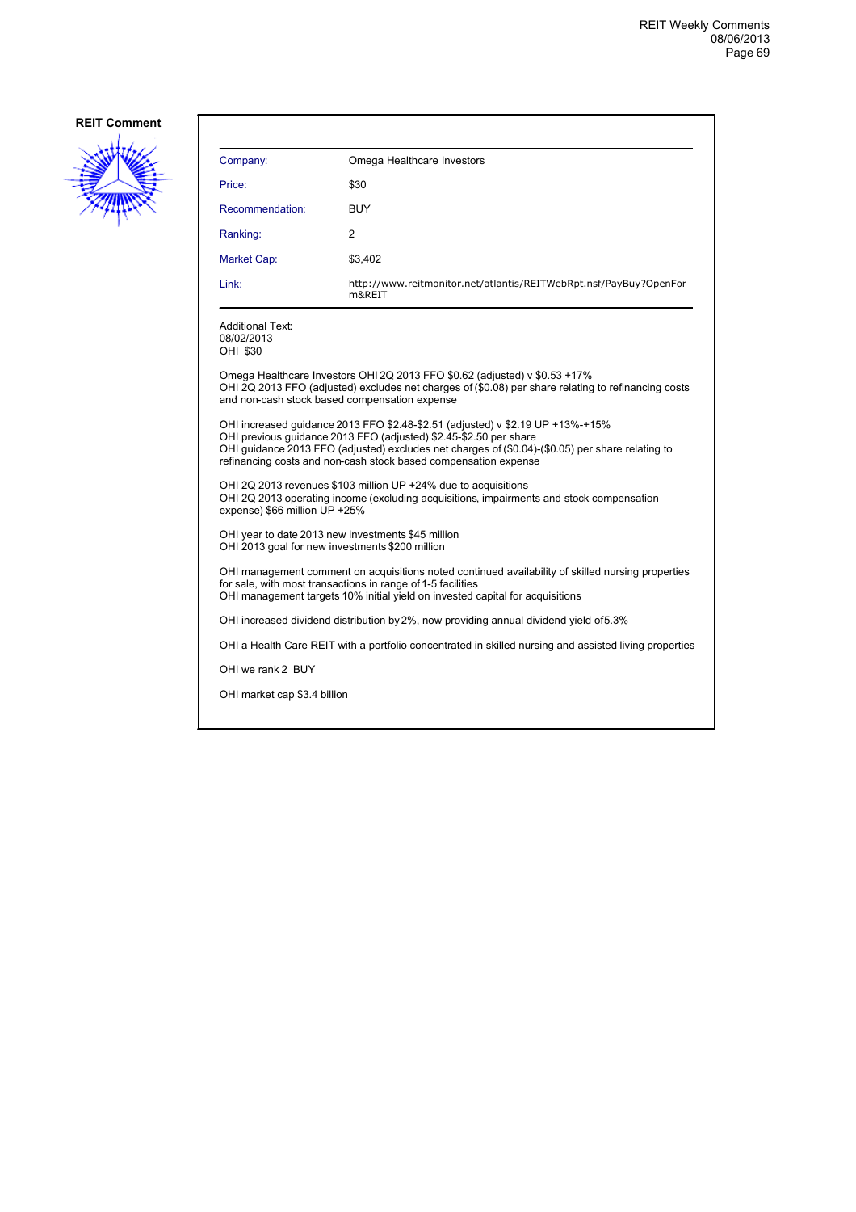**REIT Comment**

| Company: | Omega Healthcare Investors |
|---|---|
| Price: | $30 |
| Recommendation: | BUY |
| Ranking: | 2 |
| Market Cap: | $3,402 |
| Link: | http://www.reitmonitor.net/atlantis/REITWebRpt.nsf/PayBuy?OpenForm&REIT |

Additional Text:
08/02/2013
OHI $30

Omega Healthcare Investors OHI 2Q 2013 FFO $0.62 (adjusted) v $0.53 +17%
OHI 2Q 2013 FFO (adjusted) excludes net charges of ($0.08) per share relating to refinancing costs and non-cash stock based compensation expense

OHI increased guidance 2013 FFO $2.48-$2.51 (adjusted) v $2.19 UP +13%-+15%
OHI previous guidance 2013 FFO (adjusted) $2.45-$2.50 per share
OHI guidance 2013 FFO (adjusted) excludes net charges of ($0.04)-($0.05) per share relating to refinancing costs and non-cash stock based compensation expense

OHI 2Q 2013 revenues $103 million UP +24% due to acquisitions
OHI 2Q 2013 operating income (excluding acquisitions, impairments and stock compensation expense) $66 million UP +25%

OHI year to date 2013 new investments $45 million
OHI 2013 goal for new investments $200 million

OHI management comment on acquisitions noted continued availability of skilled nursing properties for sale, with most transactions in range of 1-5 facilities
OHI management targets 10% initial yield on invested capital for acquisitions

OHI increased dividend distribution by 2%, now providing annual dividend yield of5.3%

OHI a Health Care REIT with a portfolio concentrated in skilled nursing and assisted living properties

OHI we rank 2 BUY

OHI market cap $3.4 billion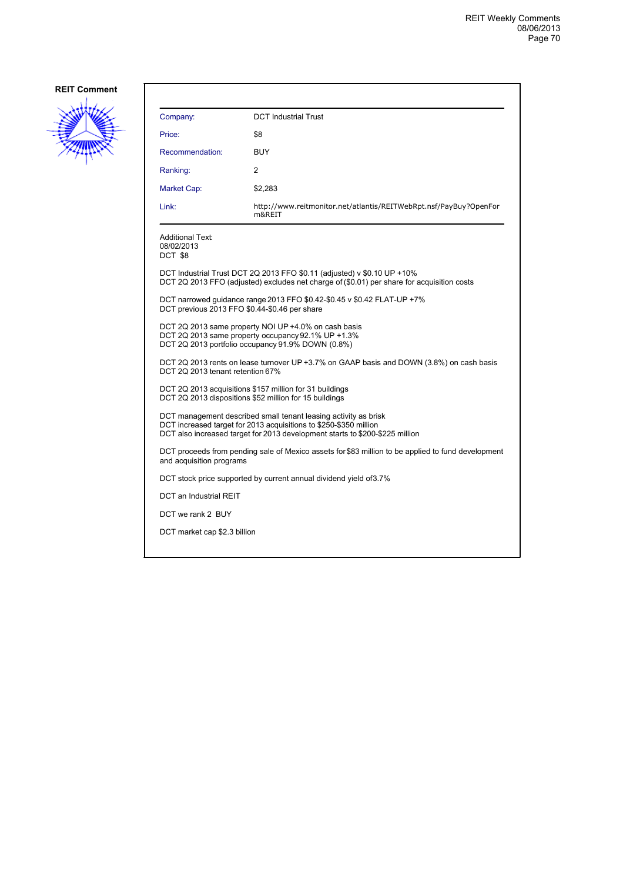**REIT Comment**

| Company: | DCT Industrial Trust |
|---|---|
| Price: | $8 |
| Recommendation: | BUY |
| Ranking: | 2 |
| Market Cap: | $2,283 |
| Link: | http://www.reitmonitor.net/atlantis/REITWebRpt.nsf/PayBuy?OpenForm&REIT |

Additional Text:
08/02/2013
DCT $8

DCT Industrial Trust DCT 2Q 2013 FFO $0.11 (adjusted) v $0.10 UP +10%
DCT 2Q 2013 FFO (adjusted) excludes net charge of ($0.01) per share for acquisition costs

DCT narrowed guidance range 2013 FFO $0.42-$0.45 v $0.42 FLAT-UP +7%
DCT previous 2013 FFO $0.44-$0.46 per share

DCT 2Q 2013 same property NOI UP +4.0% on cash basis
DCT 2Q 2013 same property occupancy 92.1% UP +1.3%
DCT 2Q 2013 portfolio occupancy 91.9% DOWN (0.8%)

DCT 2Q 2013 rents on lease turnover UP +3.7% on GAAP basis and DOWN (3.8%) on cash basis
DCT 2Q 2013 tenant retention 67%

DCT 2Q 2013 acquisitions $157 million for 31 buildings
DCT 2Q 2013 dispositions $52 million for 15 buildings

DCT management described small tenant leasing activity as brisk
DCT increased target for 2013 acquisitions to $250-$350 million
DCT also increased target for 2013 development starts to $200-$225 million

DCT proceeds from pending sale of Mexico assets for $83 million to be applied to fund development and acquisition programs

DCT stock price supported by current annual dividend yield of 3.7%

DCT an Industrial REIT

DCT we rank 2 BUY

DCT market cap $2.3 billion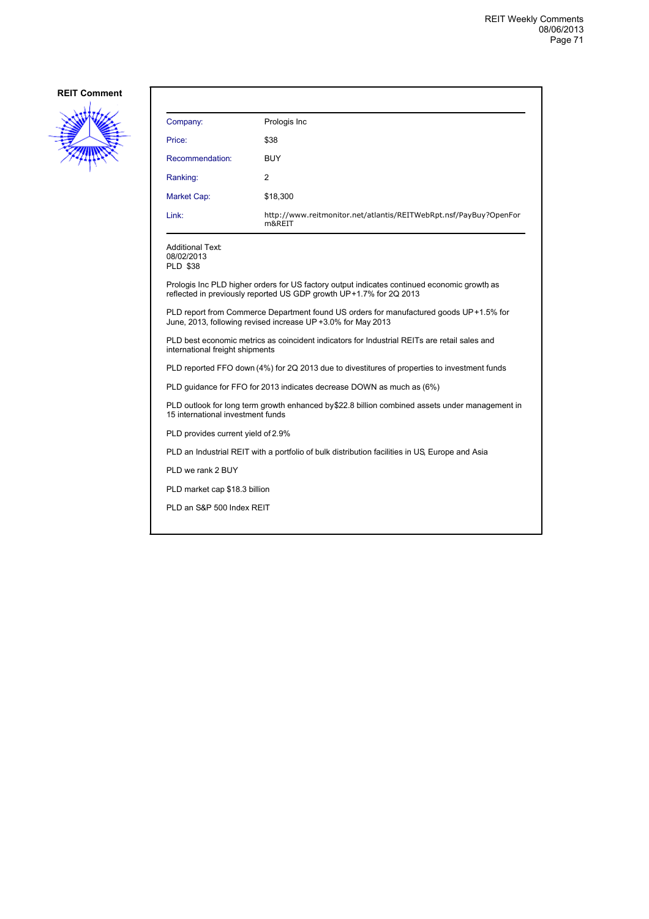**REIT Comment**

| Company: | Prologis Inc |
|---|---|
| Price: | $38 |
| Recommendation: | BUY |
| Ranking: | 2 |
| Market Cap: | $18,300 |
| Link: | http://www.reitmonitor.net/atlantis/REITWebRpt.nsf/PayBuy?OpenForm&REIT |

Additional Text:
08/02/2013
PLD $38

Prologis Inc PLD higher orders for US factory output indicates continued economic growth, as reflected in previously reported US GDP growth UP +1.7% for 2Q 2013

PLD report from Commerce Department found US orders for manufactured goods UP +1.5% for June, 2013, following revised increase UP +3.0% for May 2013

PLD best economic metrics as coincident indicators for Industrial REITs are retail sales and international freight shipments

PLD reported FFO down (4%) for 2Q 2013 due to divestitures of properties to investment funds

PLD guidance for FFO for 2013 indicates decrease DOWN as much as (6%)

PLD outlook for long term growth enhanced by $22.8 billion combined assets under management in 15 international investment funds

PLD provides current yield of 2.9%

PLD an Industrial REIT with a portfolio of bulk distribution facilities in US, Europe and Asia

PLD we rank 2 BUY

PLD market cap $18.3 billion

PLD an S&P 500 Index REIT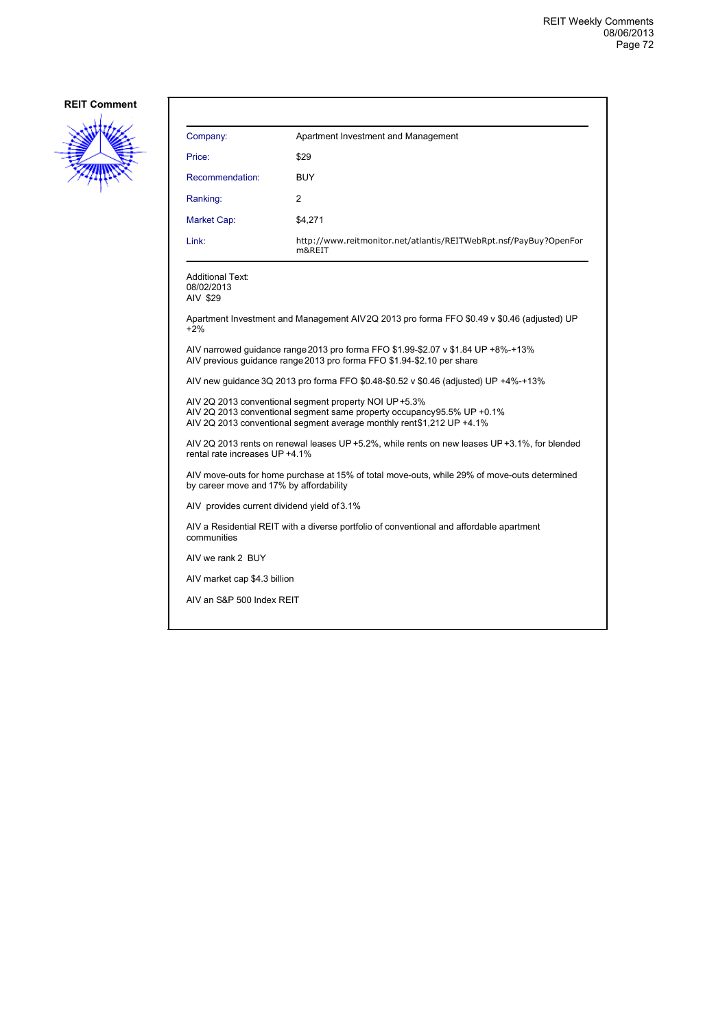**REIT Comment**

| Company: | Apartment Investment and Management |
|---|---|
| Price: | $29 |
| Recommendation: | BUY |
| Ranking: | 2 |
| Market Cap: | $4,271 |
| Link: | http://www.reitmonitor.net/atlantis/REITWebRpt.nsf/PayBuy?OpenForm&REIT |

Additional Text:
08/02/2013
AIV $29

Apartment Investment and Management AIV 2Q 2013 pro forma FFO $0.49 v $0.46 (adjusted) UP +2%

AIV narrowed guidance range 2013 pro forma FFO $1.99-$2.07 v $1.84 UP +8%-+13%
AIV previous guidance range 2013 pro forma FFO $1.94-$2.10 per share

AIV new guidance 3Q 2013 pro forma FFO $0.48-$0.52 v $0.46 (adjusted) UP +4%-+13%

AIV 2Q 2013 conventional segment property NOI UP +5.3%
AIV 2Q 2013 conventional segment same property occupancy 95.5% UP +0.1%
AIV 2Q 2013 conventional segment average monthly rent $1,212 UP +4.1%

AIV 2Q 2013 rents on renewal leases UP +5.2%, while rents on new leases UP +3.1%, for blended rental rate increases UP +4.1%

AIV move-outs for home purchase at 15% of total move-outs, while 29% of move-outs determined by career move and 17% by affordability

AIV provides current dividend yield of 3.1%

AIV a Residential REIT with a diverse portfolio of conventional and affordable apartment communities

AIV we rank 2 BUY

AIV market cap $4.3 billion

AIV an S&P 500 Index REIT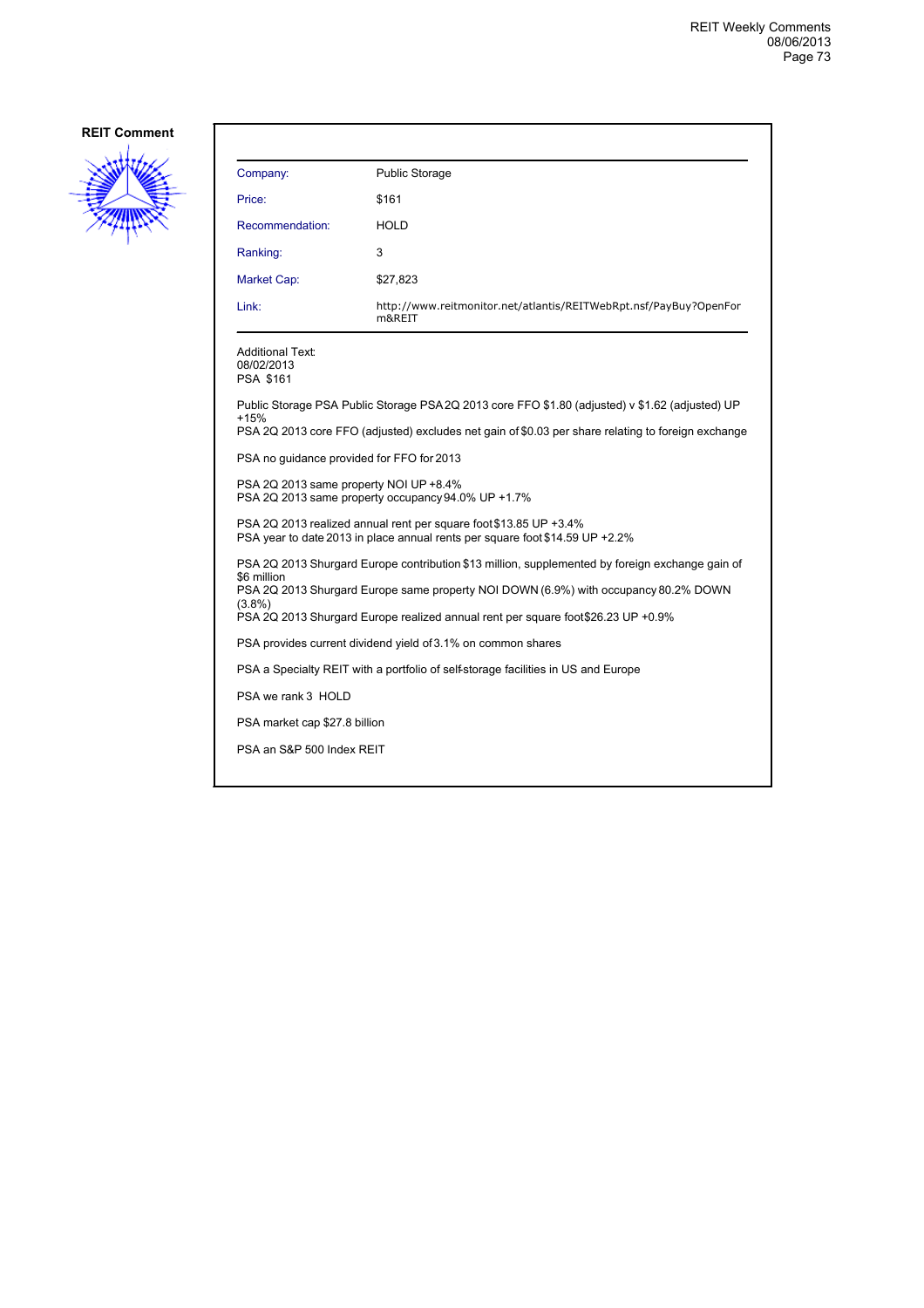**REIT Comment**

| | |
|---|---|
| Company: | Public Storage |
| Price: | $161 |
| Recommendation: | HOLD |
| Ranking: | 3 |
| Market Cap: | $27,823 |
| Link: | http://www.reitmonitor.net/atlantis/REITWebRpt.nsf/PayBuy?OpenForm&REIT |

Additional Text:
08/02/2013
PSA $161

Public Storage PSA Public Storage PSA 2Q 2013 core FFO $1.80 (adjusted) v $1.62 (adjusted) UP +15%
PSA 2Q 2013 core FFO (adjusted) excludes net gain of $0.03 per share relating to foreign exchange

PSA no guidance provided for FFO for 2013

PSA 2Q 2013 same property NOI UP +8.4%
PSA 2Q 2013 same property occupancy 94.0% UP +1.7%

PSA 2Q 2013 realized annual rent per square foot $13.85 UP +3.4%
PSA year to date 2013 in place annual rents per square foot $14.59 UP +2.2%

PSA 2Q 2013 Shurgard Europe contribution $13 million, supplemented by foreign exchange gain of $6 million
PSA 2Q 2013 Shurgard Europe same property NOI DOWN (6.9%) with occupancy 80.2% DOWN (3.8%)
PSA 2Q 2013 Shurgard Europe realized annual rent per square foot $26.23 UP +0.9%

PSA provides current dividend yield of 3.1% on common shares

PSA a Specialty REIT with a portfolio of self-storage facilities in US and Europe

PSA we rank 3 HOLD

PSA market cap $27.8 billion

PSA an S&P 500 Index REIT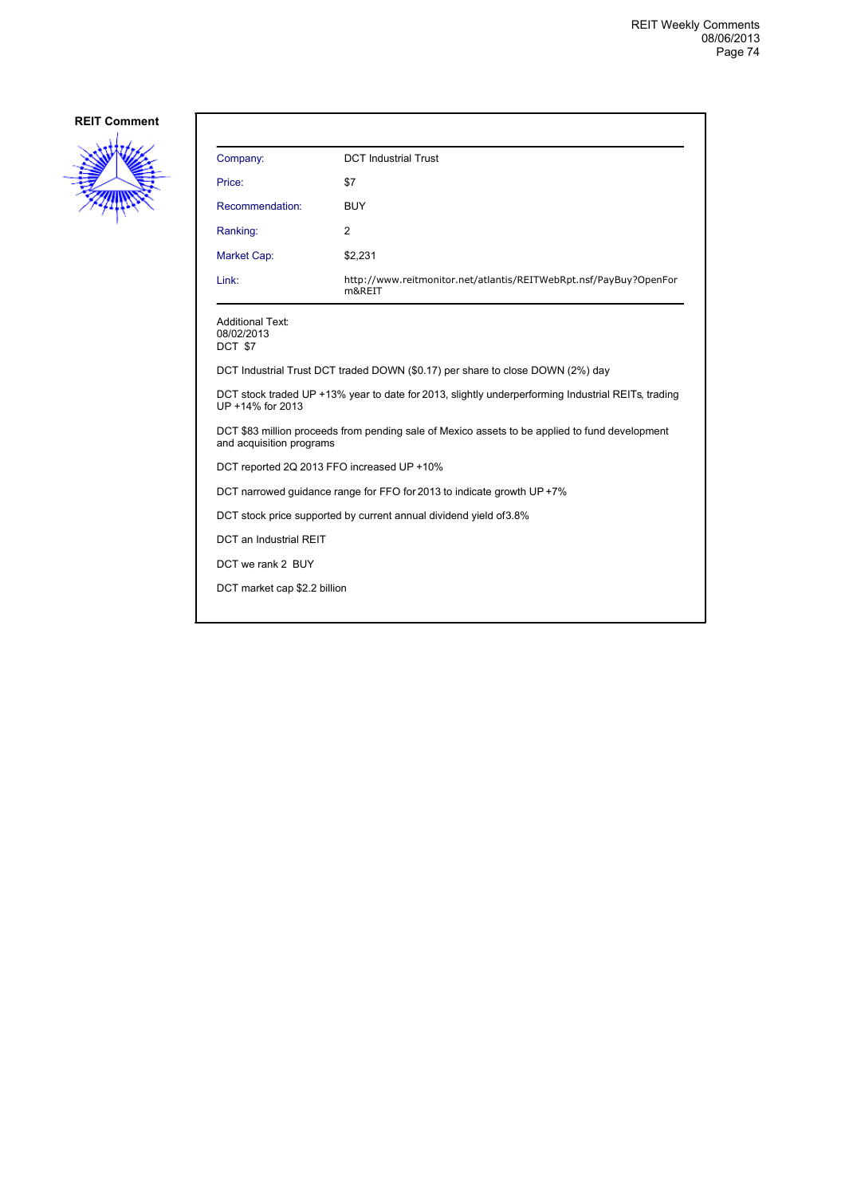**REIT Comment**

| Company: | DCT Industrial Trust |
|---|---|
| Price: | $7 |
| Recommendation: | BUY |
| Ranking: | 2 |
| Market Cap: | $2,231 |
| Link: | http://www.reitmonitor.net/atlantis/REITWebRpt.nsf/PayBuy?OpenForm&REIT |

Additional Text:
08/02/2013
DCT $7

DCT Industrial Trust DCT traded DOWN ($0.17) per share to close DOWN (2%) day

DCT stock traded UP +13% year to date for 2013, slightly underperforming Industrial REITs, trading UP +14% for 2013

DCT $83 million proceeds from pending sale of Mexico assets to be applied to fund development and acquisition programs

DCT reported 2Q 2013 FFO increased UP +10%

DCT narrowed guidance range for FFO for 2013 to indicate growth UP +7%

DCT stock price supported by current annual dividend yield of3.8%

DCT an Industrial REIT

DCT we rank 2 BUY

DCT market cap $2.2 billion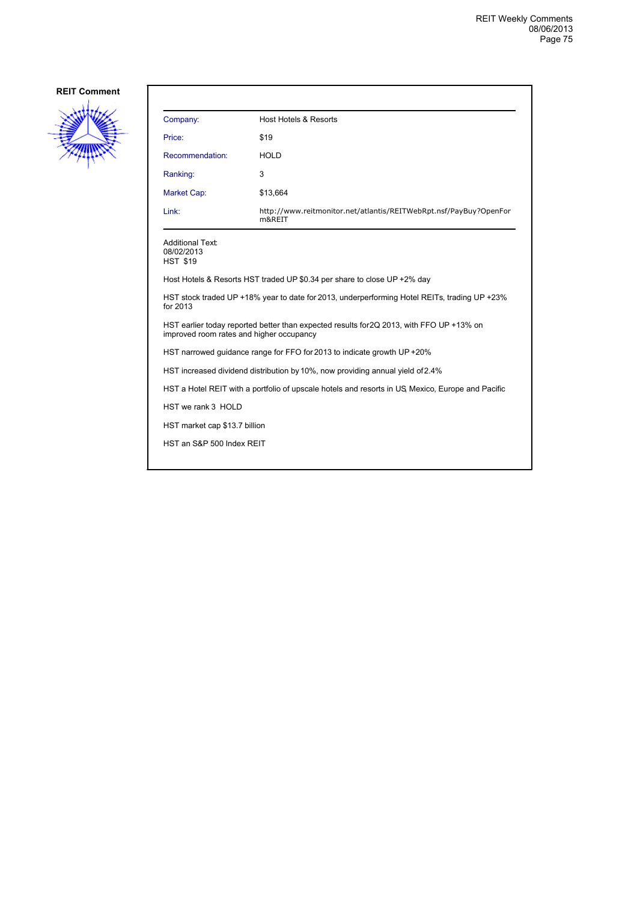**REIT Comment**

| Company: | Host Hotels & Resorts |
| --- | --- |
| Price: | $19 |
| Recommendation: | HOLD |
| Ranking: | 3 |
| Market Cap: | $13,664 |
| Link: | http://www.reitmonitor.net/atlantis/REITWebRpt.nsf/PayBuy?OpenForm&REIT |

Additional Text:
08/02/2013
HST $19

Host Hotels & Resorts HST traded UP $0.34 per share to close UP +2% day

HST stock traded UP +18% year to date for 2013, underperforming Hotel REITs, trading UP +23% for 2013

HST earlier today reported better than expected results for 2Q 2013, with FFO UP +13% on improved room rates and higher occupancy

HST narrowed guidance range for FFO for 2013 to indicate growth UP +20%

HST increased dividend distribution by 10%, now providing annual yield of 2.4%

HST a Hotel REIT with a portfolio of upscale hotels and resorts in US, Mexico, Europe and Pacific

HST we rank 3 HOLD

HST market cap $13.7 billion

HST an S&P 500 Index REIT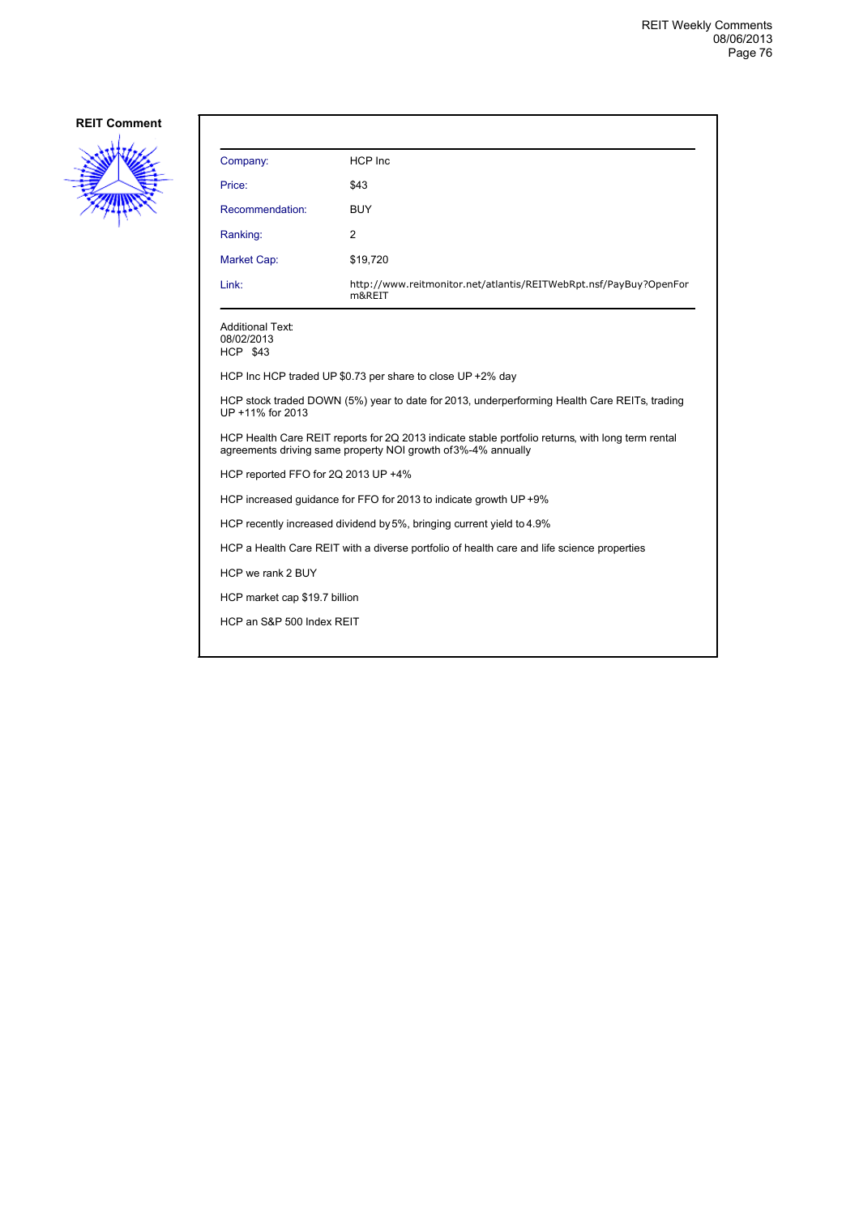**REIT Comment**

| | |
|---|---|
| Company: | HCP Inc |
| Price: | $43 |
| Recommendation: | BUY |
| Ranking: | 2 |
| Market Cap: | $19,720 |
| Link: | http://www.reitmonitor.net/atlantis/REITWebRpt.nsf/PayBuy?OpenForm&REIT |

Additional Text:
08/02/2013
HCP $43

HCP Inc HCP traded UP $0.73 per share to close UP +2% day

HCP stock traded DOWN (5%) year to date for 2013, underperforming Health Care REITs, trading UP +11% for 2013

HCP Health Care REIT reports for 2Q 2013 indicate stable portfolio returns, with long term rental agreements driving same property NOI growth of3%-4% annually

HCP reported FFO for 2Q 2013 UP +4%

HCP increased guidance for FFO for 2013 to indicate growth UP +9%

HCP recently increased dividend by 5%, bringing current yield to 4.9%

HCP a Health Care REIT with a diverse portfolio of health care and life science properties

HCP we rank 2 BUY

HCP market cap $19.7 billion

HCP an S&P 500 Index REIT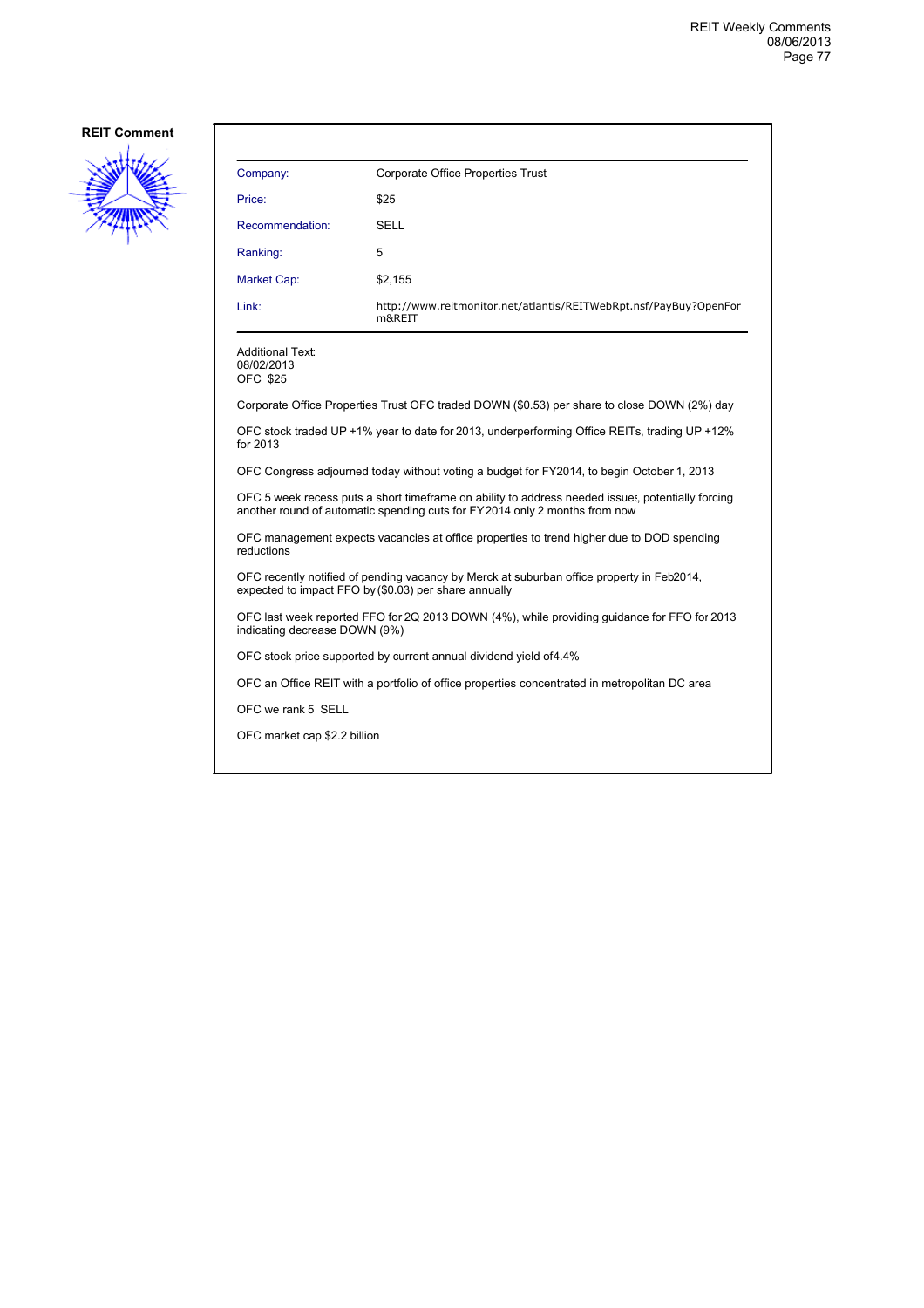**REIT Comment**

| Company: | Corporate Office Properties Trust |
|---|---|
| Price: | $25 |
| Recommendation: | SELL |
| Ranking: | 5 |
| Market Cap: | $2,155 |
| Link: | http://www.reitmonitor.net/atlantis/REITWebRpt.nsf/PayBuy?OpenForm&REIT |

Additional Text:
08/02/2013
OFC $25

Corporate Office Properties Trust OFC traded DOWN ($0.53) per share to close DOWN (2%) day

OFC stock traded UP +1% year to date for 2013, underperforming Office REITs, trading UP +12% for 2013

OFC Congress adjourned today without voting a budget for FY2014, to begin October 1, 2013

OFC 5 week recess puts a short timeframe on ability to address needed issues, potentially forcing another round of automatic spending cuts for FY2014 only 2 months from now

OFC management expects vacancies at office properties to trend higher due to DOD spending reductions

OFC recently notified of pending vacancy by Merck at suburban office property in Feb2014, expected to impact FFO by ($0.03) per share annually

OFC last week reported FFO for 2Q 2013 DOWN (4%), while providing guidance for FFO for 2013 indicating decrease DOWN (9%)

OFC stock price supported by current annual dividend yield of4.4%

OFC an Office REIT with a portfolio of office properties concentrated in metropolitan DC area

OFC we rank 5 SELL

OFC market cap $2.2 billion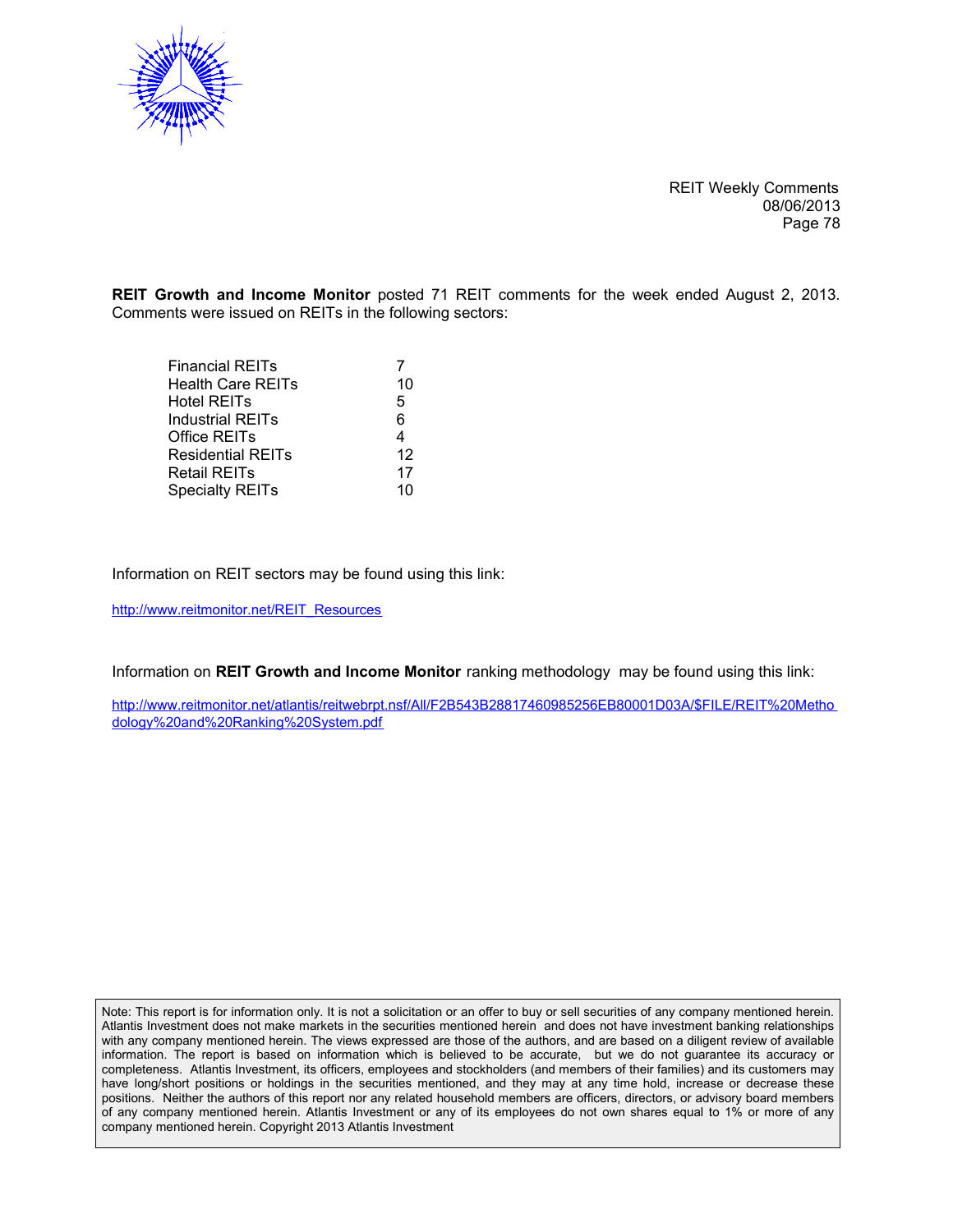**REIT Growth and Income Monitor** posted 71 REIT comments for the week ended August 2, 2013. Comments were issued on REITs in the following sectors:

| | |
|---|---|
| Financial REITs | 7 |
| Health Care REITs | 10 |
| Hotel REITs | 5 |
| Industrial REITs | 6 |
| Office REITs | 4 |
| Residential REITs | 12 |
| Retail REITs | 17 |
| Specialty REITs | 10 |

Information on REIT sectors may be found using this link:

http://www.reitmonitor.net/REIT_Resources

Information on **REIT Growth and Income Monitor** ranking methodology may be found using this link:

http://www.reitmonitor.net/atlantis/reitwebrpt.nsf/All/F2B543B28817460985256EB80001D03A/$FILE/REIT%20Methodology%20and%20Ranking%20System.pdf

Note: This report is for information only. It is not a solicitation or an offer to buy or sell securities of any company mentioned herein. Atlantis Investment does not make markets in the securities mentioned herein and does not have investment banking relationships with any company mentioned herein. The views expressed are those of the authors, and are based on a diligent review of available information. The report is based on information which is believed to be accurate, but we do not guarantee its accuracy or completeness. Atlantis Investment, its officers, employees and stockholders (and members of their families) and its customers may have long/short positions or holdings in the securities mentioned, and they may at any time hold, increase or decrease these positions. Neither the authors of this report nor any related household members are officers, directors, or advisory board members of any company mentioned herein. Atlantis Investment or any of its employees do not own shares equal to 1% or more of any company mentioned herein. Copyright 2013 Atlantis Investment